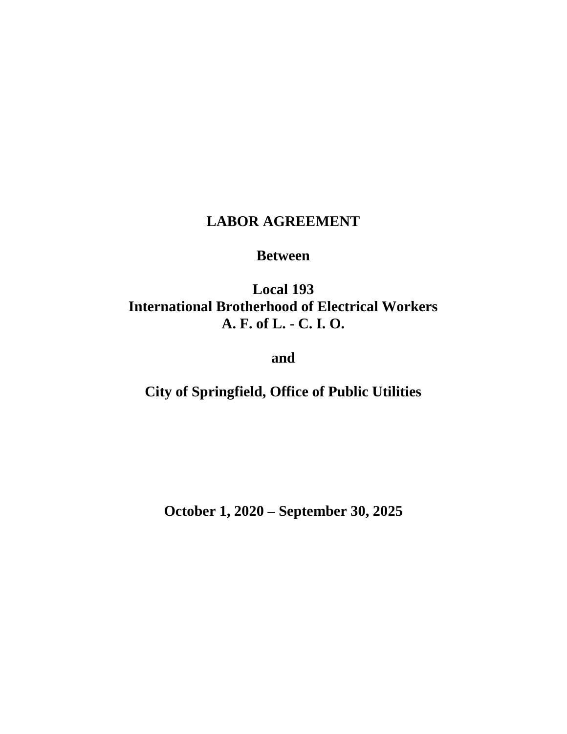# LABOR AGREEMENT

**Between**

**Local 193**
**International Brotherhood of Electrical Workers**
**A. F. of L. - C. I. O.**

**and**

**City of Springfield, Office of Public Utilities**

**October 1, 2020 – September 30, 2025**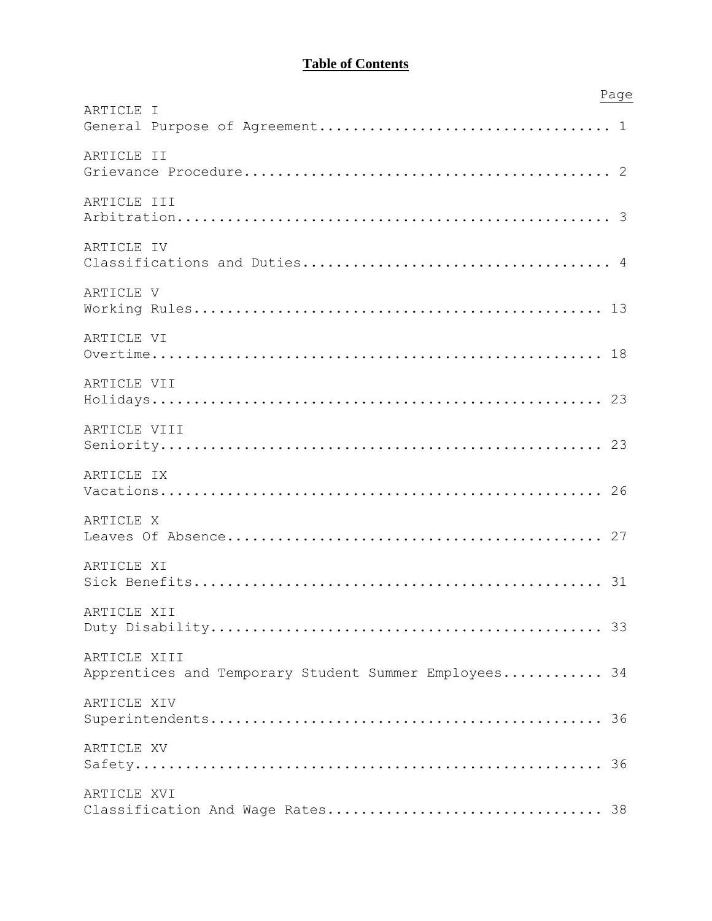# Table of Contents

| | Page |
|---|---|
| ARTICLE I<br>General Purpose of Agreement | 1 |
| ARTICLE II<br>Grievance Procedure | 2 |
| ARTICLE III<br>Arbitration | 3 |
| ARTICLE IV<br>Classifications and Duties | 4 |
| ARTICLE V<br>Working Rules | 13 |
| ARTICLE VI<br>Overtime | 18 |
| ARTICLE VII<br>Holidays | 23 |
| ARTICLE VIII<br>Seniority | 23 |
| ARTICLE IX<br>Vacations | 26 |
| ARTICLE X<br>Leaves Of Absence | 27 |
| ARTICLE XI<br>Sick Benefits | 31 |
| ARTICLE XII<br>Duty Disability | 33 |
| ARTICLE XIII<br>Apprentices and Temporary Student Summer Employees | 34 |
| ARTICLE XIV<br>Superintendents | 36 |
| ARTICLE XV<br>Safety | 36 |
| ARTICLE XVI<br>Classification And Wage Rates | 38 |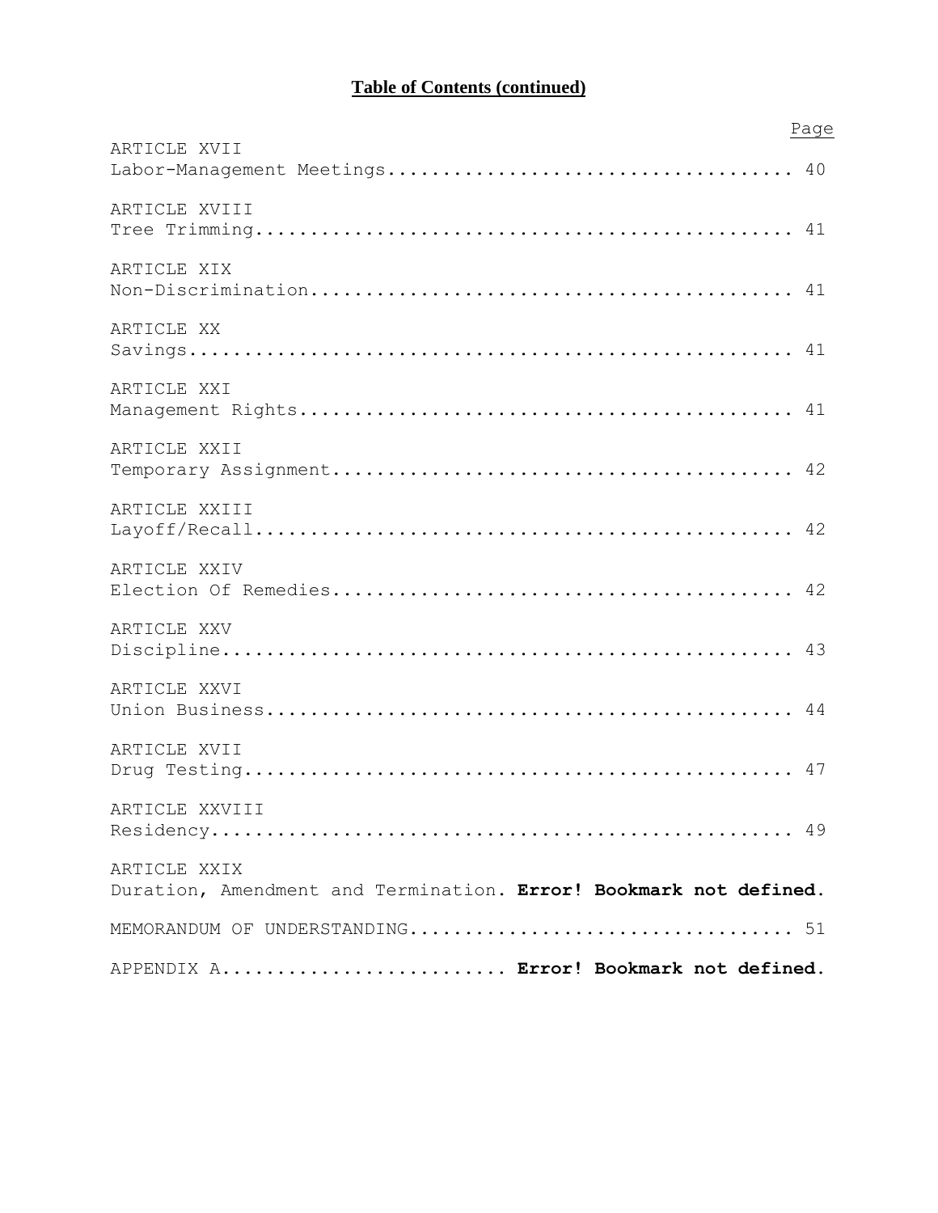## Table of Contents (continued)

| | Page |
|---|---|
| ARTICLE XVII<br>Labor-Management Meetings | 40 |
| ARTICLE XVIII<br>Tree Trimming | 41 |
| ARTICLE XIX<br>Non-Discrimination | 41 |
| ARTICLE XX<br>Savings | 41 |
| ARTICLE XXI<br>Management Rights | 41 |
| ARTICLE XXII<br>Temporary Assignment | 42 |
| ARTICLE XXIII<br>Layoff/Recall | 42 |
| ARTICLE XXIV<br>Election Of Remedies | 42 |
| ARTICLE XXV<br>Discipline | 43 |
| ARTICLE XXVI<br>Union Business | 44 |
| ARTICLE XVII<br>Drug Testing | 47 |
| ARTICLE XXVIII<br>Residency | 49 |
| ARTICLE XXIX<br>Duration, Amendment and Termination | **Error! Bookmark not defined.** |
| MEMORANDUM OF UNDERSTANDING | 51 |
| APPENDIX A | **Error! Bookmark not defined.** |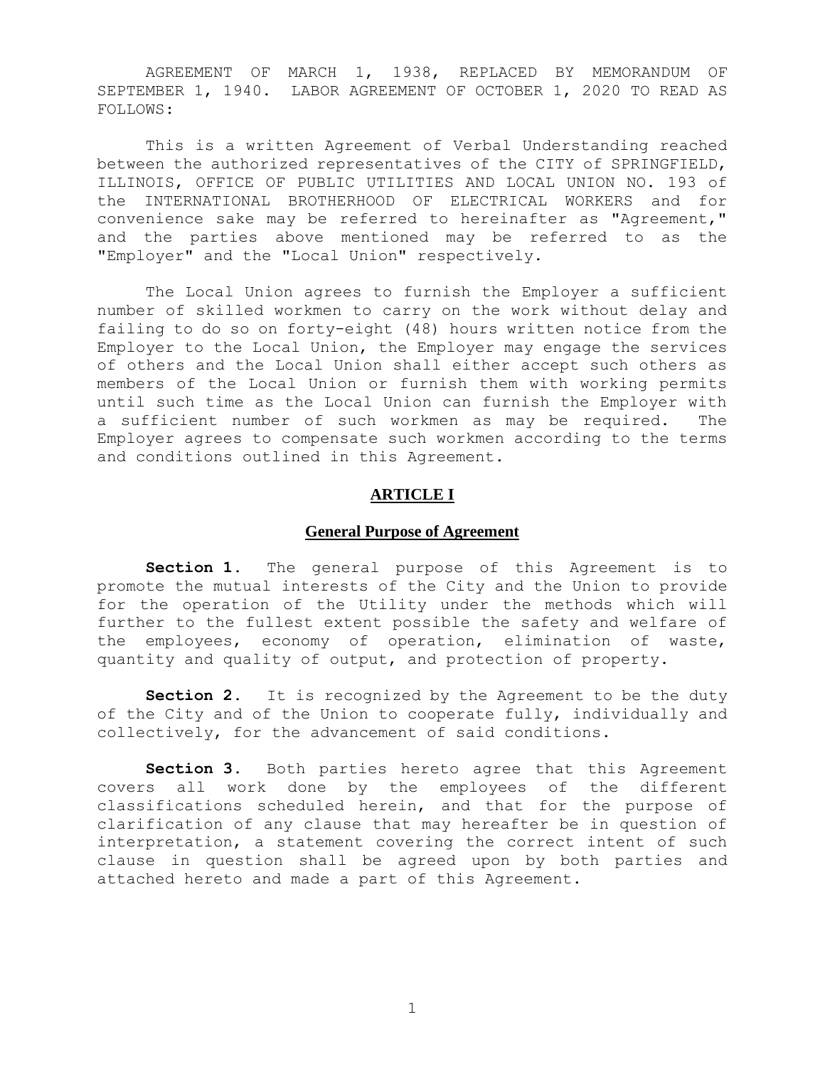AGREEMENT OF MARCH 1, 1938, REPLACED BY MEMORANDUM OF SEPTEMBER 1, 1940. LABOR AGREEMENT OF OCTOBER 1, 2020 TO READ AS FOLLOWS:

This is a written Agreement of Verbal Understanding reached between the authorized representatives of the CITY of SPRINGFIELD, ILLINOIS, OFFICE OF PUBLIC UTILITIES AND LOCAL UNION NO. 193 of the INTERNATIONAL BROTHERHOOD OF ELECTRICAL WORKERS and for convenience sake may be referred to hereinafter as "Agreement," and the parties above mentioned may be referred to as the "Employer" and the "Local Union" respectively.

The Local Union agrees to furnish the Employer a sufficient number of skilled workmen to carry on the work without delay and failing to do so on forty-eight (48) hours written notice from the Employer to the Local Union, the Employer may engage the services of others and the Local Union shall either accept such others as members of the Local Union or furnish them with working permits until such time as the Local Union can furnish the Employer with a sufficient number of such workmen as may be required. The Employer agrees to compensate such workmen according to the terms and conditions outlined in this Agreement.

## ARTICLE I

### General Purpose of Agreement

**Section 1.** The general purpose of this Agreement is to promote the mutual interests of the City and the Union to provide for the operation of the Utility under the methods which will further to the fullest extent possible the safety and welfare of the employees, economy of operation, elimination of waste, quantity and quality of output, and protection of property.

**Section 2.** It is recognized by the Agreement to be the duty of the City and of the Union to cooperate fully, individually and collectively, for the advancement of said conditions.

**Section 3.** Both parties hereto agree that this Agreement covers all work done by the employees of the different classifications scheduled herein, and that for the purpose of clarification of any clause that may hereafter be in question of interpretation, a statement covering the correct intent of such clause in question shall be agreed upon by both parties and attached hereto and made a part of this Agreement.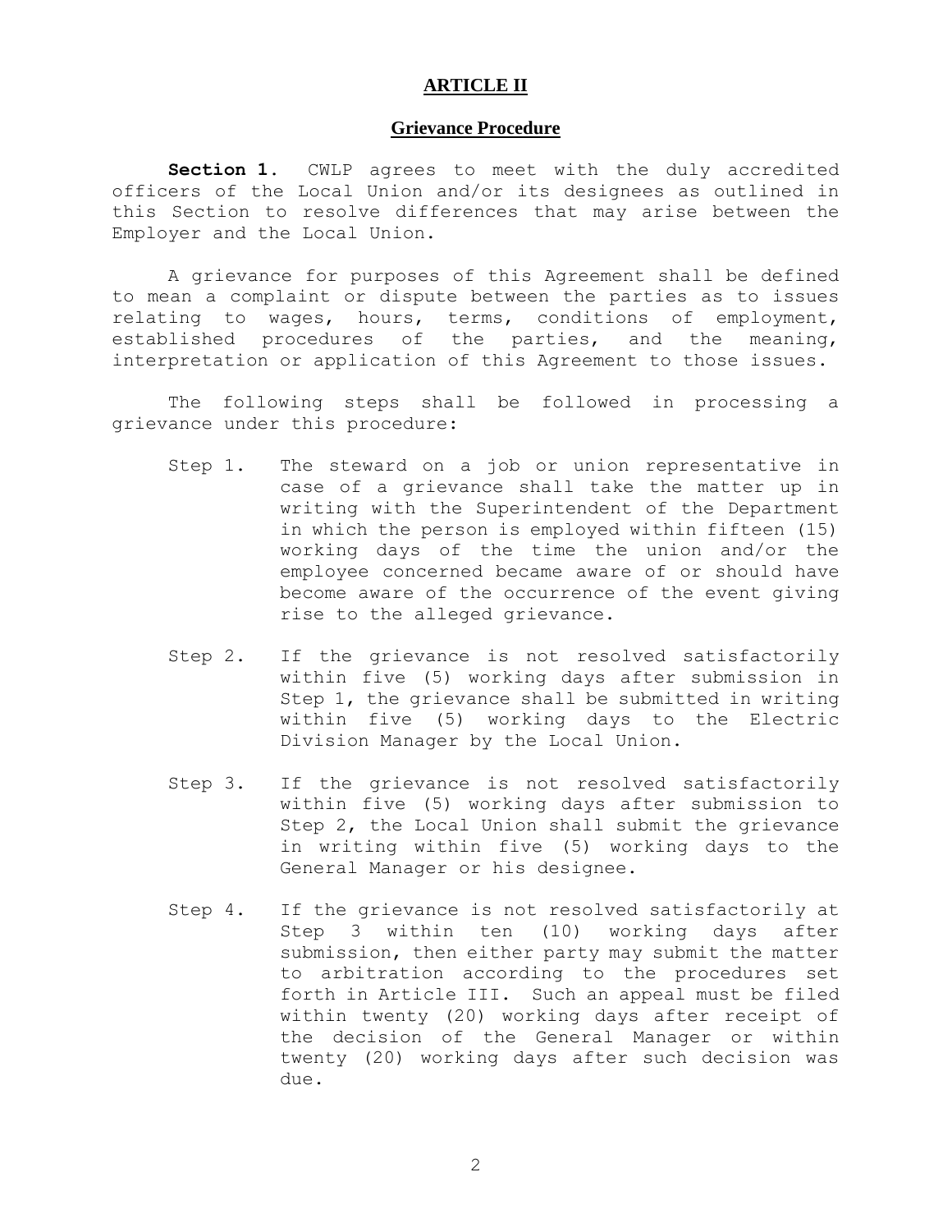## ARTICLE II

### Grievance Procedure

**Section 1.** CWLP agrees to meet with the duly accredited officers of the Local Union and/or its designees as outlined in this Section to resolve differences that may arise between the Employer and the Local Union.

A grievance for purposes of this Agreement shall be defined to mean a complaint or dispute between the parties as to issues relating to wages, hours, terms, conditions of employment, established procedures of the parties, and the meaning, interpretation or application of this Agreement to those issues.

The following steps shall be followed in processing a grievance under this procedure:

Step 1. The steward on a job or union representative in case of a grievance shall take the matter up in writing with the Superintendent of the Department in which the person is employed within fifteen (15) working days of the time the union and/or the employee concerned became aware of or should have become aware of the occurrence of the event giving rise to the alleged grievance.

Step 2. If the grievance is not resolved satisfactorily within five (5) working days after submission in Step 1, the grievance shall be submitted in writing within five (5) working days to the Electric Division Manager by the Local Union.

Step 3. If the grievance is not resolved satisfactorily within five (5) working days after submission to Step 2, the Local Union shall submit the grievance in writing within five (5) working days to the General Manager or his designee.

Step 4. If the grievance is not resolved satisfactorily at Step 3 within ten (10) working days after submission, then either party may submit the matter to arbitration according to the procedures set forth in Article III. Such an appeal must be filed within twenty (20) working days after receipt of the decision of the General Manager or within twenty (20) working days after such decision was due.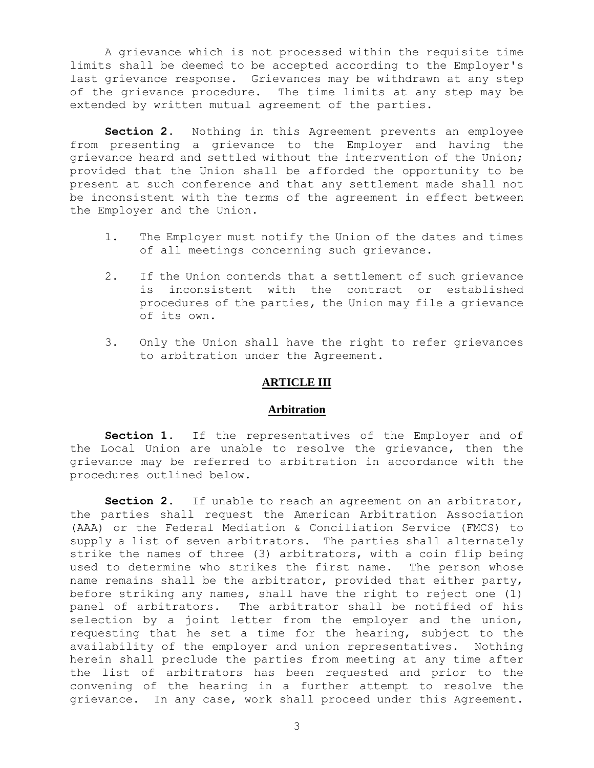A grievance which is not processed within the requisite time limits shall be deemed to be accepted according to the Employer's last grievance response. Grievances may be withdrawn at any step of the grievance procedure. The time limits at any step may be extended by written mutual agreement of the parties.

**Section 2.** Nothing in this Agreement prevents an employee from presenting a grievance to the Employer and having the grievance heard and settled without the intervention of the Union; provided that the Union shall be afforded the opportunity to be present at such conference and that any settlement made shall not be inconsistent with the terms of the agreement in effect between the Employer and the Union.

1. The Employer must notify the Union of the dates and times of all meetings concerning such grievance.

2. If the Union contends that a settlement of such grievance is inconsistent with the contract or established procedures of the parties, the Union may file a grievance of its own.

3. Only the Union shall have the right to refer grievances to arbitration under the Agreement.

## ARTICLE III

## Arbitration

**Section 1.** If the representatives of the Employer and of the Local Union are unable to resolve the grievance, then the grievance may be referred to arbitration in accordance with the procedures outlined below.

**Section 2.** If unable to reach an agreement on an arbitrator, the parties shall request the American Arbitration Association (AAA) or the Federal Mediation & Conciliation Service (FMCS) to supply a list of seven arbitrators. The parties shall alternately strike the names of three (3) arbitrators, with a coin flip being used to determine who strikes the first name. The person whose name remains shall be the arbitrator, provided that either party, before striking any names, shall have the right to reject one (1) panel of arbitrators. The arbitrator shall be notified of his selection by a joint letter from the employer and the union, requesting that he set a time for the hearing, subject to the availability of the employer and union representatives. Nothing herein shall preclude the parties from meeting at any time after the list of arbitrators has been requested and prior to the convening of the hearing in a further attempt to resolve the grievance. In any case, work shall proceed under this Agreement.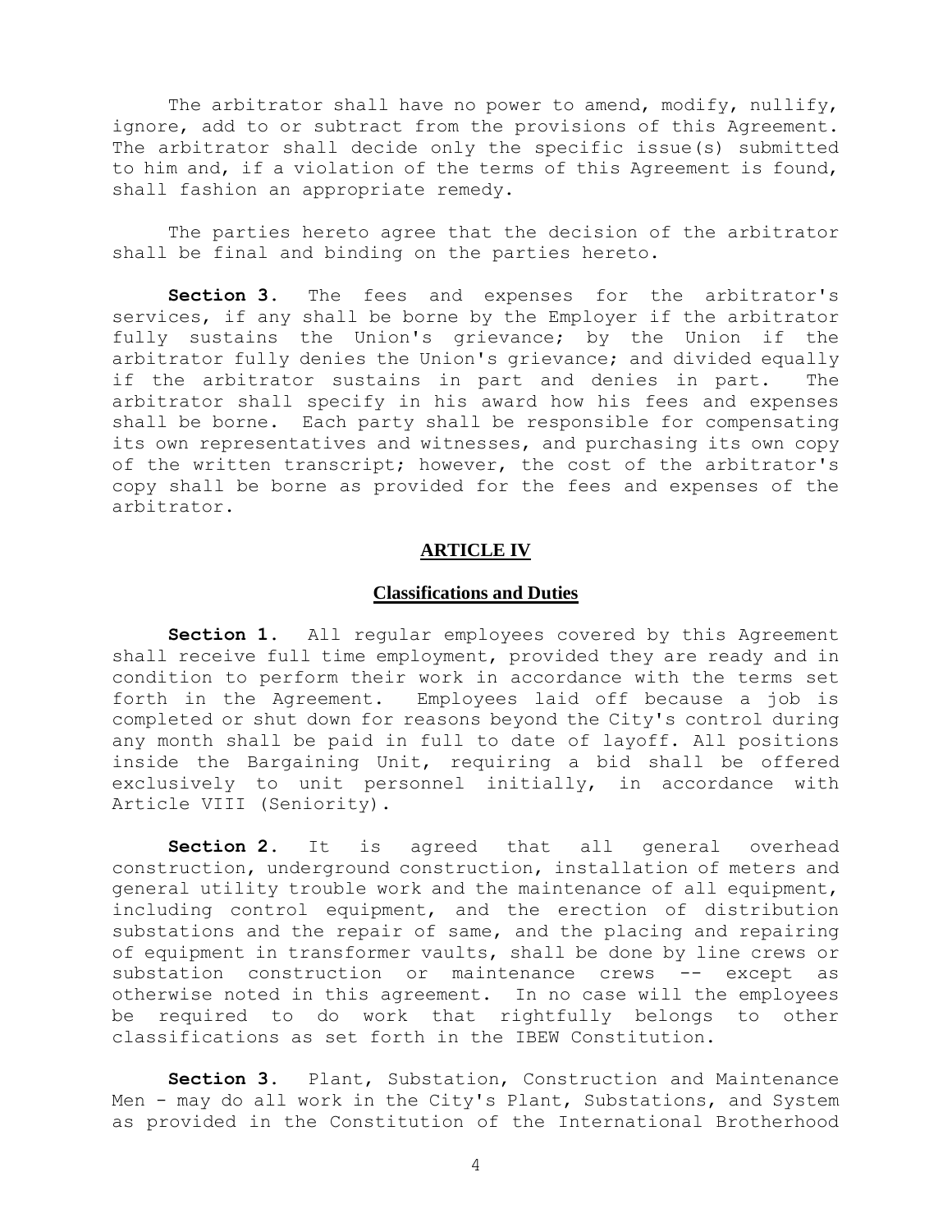The arbitrator shall have no power to amend, modify, nullify, ignore, add to or subtract from the provisions of this Agreement. The arbitrator shall decide only the specific issue(s) submitted to him and, if a violation of the terms of this Agreement is found, shall fashion an appropriate remedy.

The parties hereto agree that the decision of the arbitrator shall be final and binding on the parties hereto.

**Section 3.** The fees and expenses for the arbitrator's services, if any shall be borne by the Employer if the arbitrator fully sustains the Union's grievance; by the Union if the arbitrator fully denies the Union's grievance; and divided equally if the arbitrator sustains in part and denies in part. The arbitrator shall specify in his award how his fees and expenses shall be borne. Each party shall be responsible for compensating its own representatives and witnesses, and purchasing its own copy of the written transcript; however, the cost of the arbitrator's copy shall be borne as provided for the fees and expenses of the arbitrator.

## ARTICLE IV

### Classifications and Duties

**Section 1.** All regular employees covered by this Agreement shall receive full time employment, provided they are ready and in condition to perform their work in accordance with the terms set forth in the Agreement. Employees laid off because a job is completed or shut down for reasons beyond the City's control during any month shall be paid in full to date of layoff. All positions inside the Bargaining Unit, requiring a bid shall be offered exclusively to unit personnel initially, in accordance with Article VIII (Seniority).

**Section 2.** It is agreed that all general overhead construction, underground construction, installation of meters and general utility trouble work and the maintenance of all equipment, including control equipment, and the erection of distribution substations and the repair of same, and the placing and repairing of equipment in transformer vaults, shall be done by line crews or substation construction or maintenance crews -- except as otherwise noted in this agreement. In no case will the employees be required to do work that rightfully belongs to other classifications as set forth in the IBEW Constitution.

**Section 3.** Plant, Substation, Construction and Maintenance Men - may do all work in the City's Plant, Substations, and System as provided in the Constitution of the International Brotherhood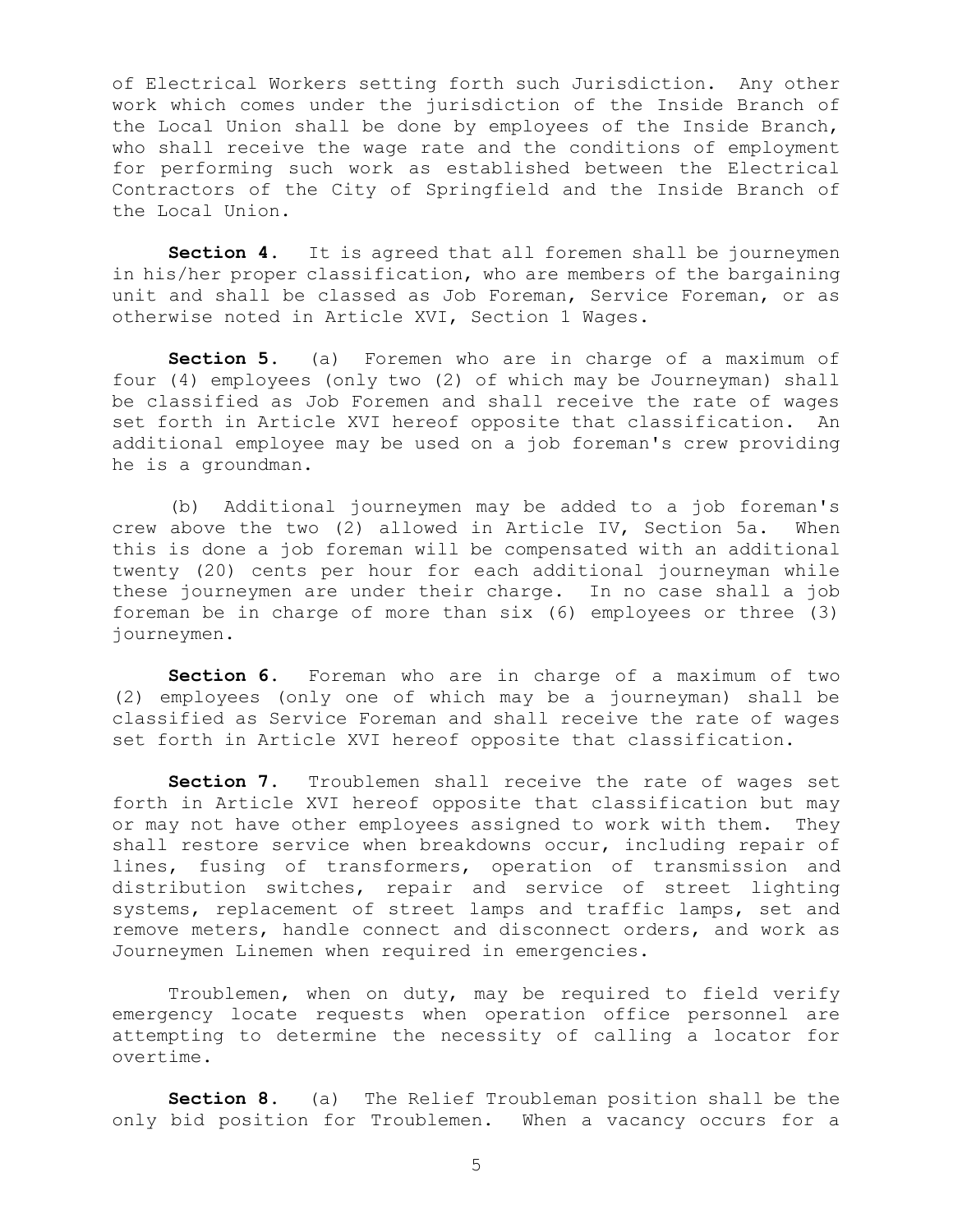of Electrical Workers setting forth such Jurisdiction. Any other work which comes under the jurisdiction of the Inside Branch of the Local Union shall be done by employees of the Inside Branch, who shall receive the wage rate and the conditions of employment for performing such work as established between the Electrical Contractors of the City of Springfield and the Inside Branch of the Local Union.

**Section 4.** It is agreed that all foremen shall be journeymen in his/her proper classification, who are members of the bargaining unit and shall be classed as Job Foreman, Service Foreman, or as otherwise noted in Article XVI, Section 1 Wages.

**Section 5.** (a) Foremen who are in charge of a maximum of four (4) employees (only two (2) of which may be Journeyman) shall be classified as Job Foremen and shall receive the rate of wages set forth in Article XVI hereof opposite that classification. An additional employee may be used on a job foreman's crew providing he is a groundman.

(b) Additional journeymen may be added to a job foreman's crew above the two (2) allowed in Article IV, Section 5a. When this is done a job foreman will be compensated with an additional twenty (20) cents per hour for each additional journeyman while these journeymen are under their charge. In no case shall a job foreman be in charge of more than six (6) employees or three (3) journeymen.

**Section 6.** Foreman who are in charge of a maximum of two (2) employees (only one of which may be a journeyman) shall be classified as Service Foreman and shall receive the rate of wages set forth in Article XVI hereof opposite that classification.

**Section 7.** Troublemen shall receive the rate of wages set forth in Article XVI hereof opposite that classification but may or may not have other employees assigned to work with them. They shall restore service when breakdowns occur, including repair of lines, fusing of transformers, operation of transmission and distribution switches, repair and service of street lighting systems, replacement of street lamps and traffic lamps, set and remove meters, handle connect and disconnect orders, and work as Journeymen Linemen when required in emergencies.

Troublemen, when on duty, may be required to field verify emergency locate requests when operation office personnel are attempting to determine the necessity of calling a locator for overtime.

**Section 8.** (a) The Relief Troubleman position shall be the only bid position for Troublemen. When a vacancy occurs for a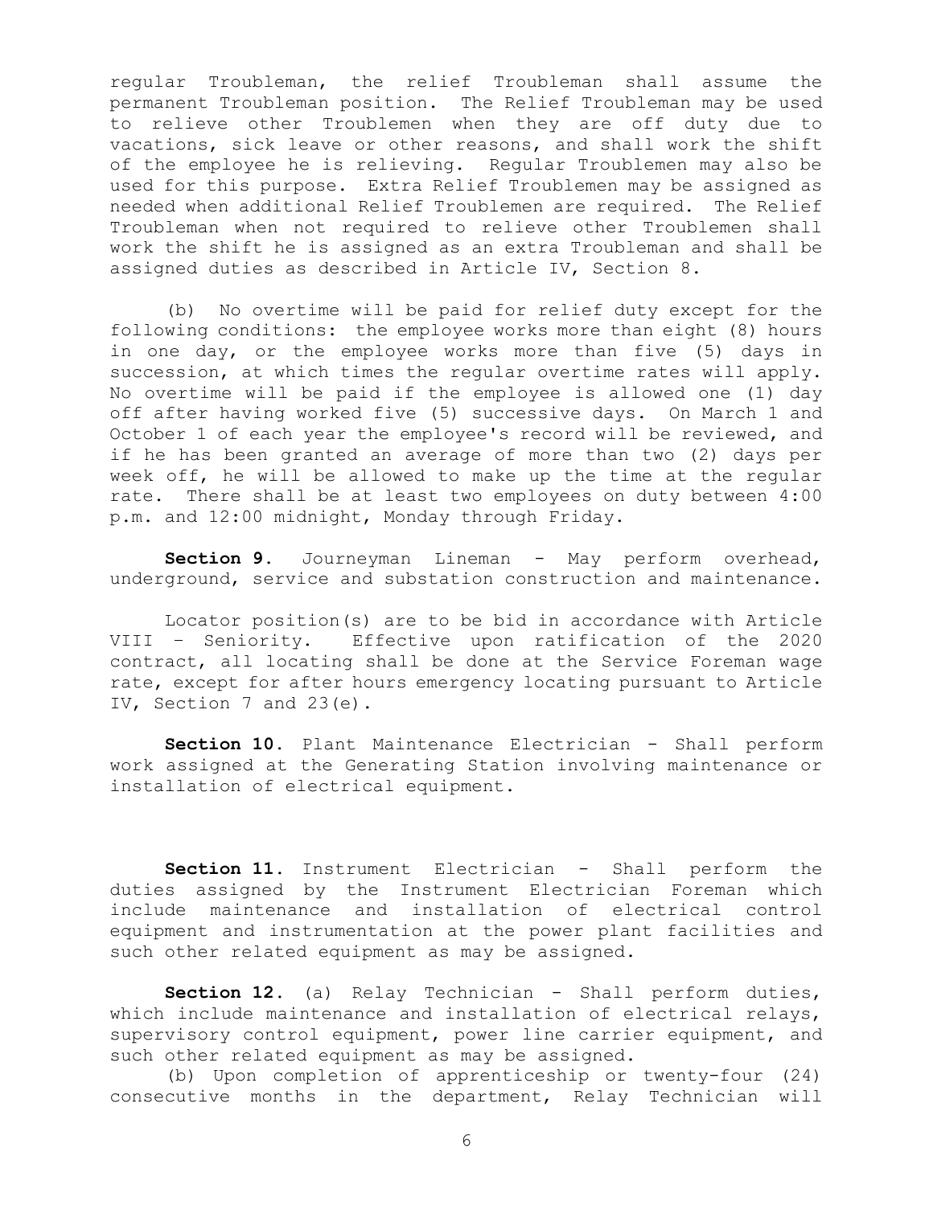regular Troubleman, the relief Troubleman shall assume the permanent Troubleman position. The Relief Troubleman may be used to relieve other Troublemen when they are off duty due to vacations, sick leave or other reasons, and shall work the shift of the employee he is relieving. Regular Troublemen may also be used for this purpose. Extra Relief Troublemen may be assigned as needed when additional Relief Troublemen are required. The Relief Troubleman when not required to relieve other Troublemen shall work the shift he is assigned as an extra Troubleman and shall be assigned duties as described in Article IV, Section 8.

(b) No overtime will be paid for relief duty except for the following conditions: the employee works more than eight (8) hours in one day, or the employee works more than five (5) days in succession, at which times the regular overtime rates will apply. No overtime will be paid if the employee is allowed one (1) day off after having worked five (5) successive days. On March 1 and October 1 of each year the employee's record will be reviewed, and if he has been granted an average of more than two (2) days per week off, he will be allowed to make up the time at the regular rate. There shall be at least two employees on duty between 4:00 p.m. and 12:00 midnight, Monday through Friday.

**Section 9.** Journeyman Lineman - May perform overhead, underground, service and substation construction and maintenance.

Locator position(s) are to be bid in accordance with Article VIII – Seniority. Effective upon ratification of the 2020 contract, all locating shall be done at the Service Foreman wage rate, except for after hours emergency locating pursuant to Article IV, Section 7 and 23(e).

**Section 10.** Plant Maintenance Electrician - Shall perform work assigned at the Generating Station involving maintenance or installation of electrical equipment.

**Section 11.** Instrument Electrician - Shall perform the duties assigned by the Instrument Electrician Foreman which include maintenance and installation of electrical control equipment and instrumentation at the power plant facilities and such other related equipment as may be assigned.

**Section 12.** (a) Relay Technician - Shall perform duties, which include maintenance and installation of electrical relays, supervisory control equipment, power line carrier equipment, and such other related equipment as may be assigned.

(b) Upon completion of apprenticeship or twenty-four (24) consecutive months in the department, Relay Technician will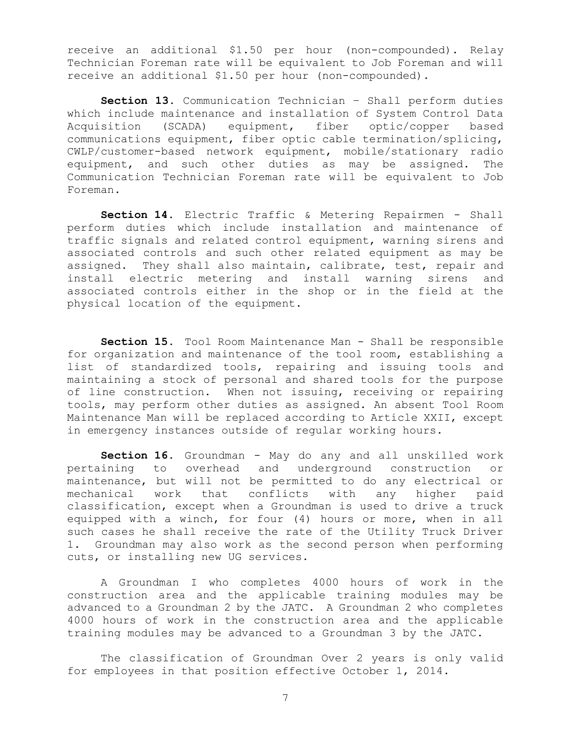receive an additional $1.50 per hour (non-compounded). Relay Technician Foreman rate will be equivalent to Job Foreman and will receive an additional $1.50 per hour (non-compounded).

**Section 13.** Communication Technician – Shall perform duties which include maintenance and installation of System Control Data Acquisition (SCADA) equipment, fiber optic/copper based communications equipment, fiber optic cable termination/splicing, CWLP/customer-based network equipment, mobile/stationary radio equipment, and such other duties as may be assigned. The Communication Technician Foreman rate will be equivalent to Job Foreman.

**Section 14.** Electric Traffic & Metering Repairmen - Shall perform duties which include installation and maintenance of traffic signals and related control equipment, warning sirens and associated controls and such other related equipment as may be assigned. They shall also maintain, calibrate, test, repair and install electric metering and install warning sirens and associated controls either in the shop or in the field at the physical location of the equipment.

**Section 15.** Tool Room Maintenance Man - Shall be responsible for organization and maintenance of the tool room, establishing a list of standardized tools, repairing and issuing tools and maintaining a stock of personal and shared tools for the purpose of line construction. When not issuing, receiving or repairing tools, may perform other duties as assigned. An absent Tool Room Maintenance Man will be replaced according to Article XXII, except in emergency instances outside of regular working hours.

**Section 16.** Groundman - May do any and all unskilled work pertaining to overhead and underground construction or maintenance, but will not be permitted to do any electrical or mechanical work that conflicts with any higher paid classification, except when a Groundman is used to drive a truck equipped with a winch, for four (4) hours or more, when in all such cases he shall receive the rate of the Utility Truck Driver 1. Groundman may also work as the second person when performing cuts, or installing new UG services.

A Groundman I who completes 4000 hours of work in the construction area and the applicable training modules may be advanced to a Groundman 2 by the JATC. A Groundman 2 who completes 4000 hours of work in the construction area and the applicable training modules may be advanced to a Groundman 3 by the JATC.

The classification of Groundman Over 2 years is only valid for employees in that position effective October 1, 2014.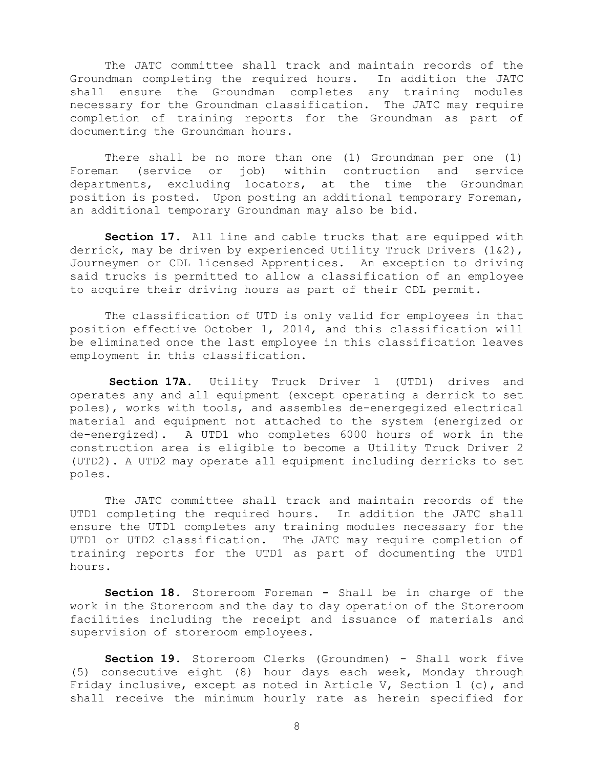The JATC committee shall track and maintain records of the Groundman completing the required hours. In addition the JATC shall ensure the Groundman completes any training modules necessary for the Groundman classification. The JATC may require completion of training reports for the Groundman as part of documenting the Groundman hours.

There shall be no more than one (1) Groundman per one (1) Foreman (service or job) within contruction and service departments, excluding locators, at the time the Groundman position is posted. Upon posting an additional temporary Foreman, an additional temporary Groundman may also be bid.

**Section 17.** All line and cable trucks that are equipped with derrick, may be driven by experienced Utility Truck Drivers (1&2), Journeymen or CDL licensed Apprentices. An exception to driving said trucks is permitted to allow a classification of an employee to acquire their driving hours as part of their CDL permit.

The classification of UTD is only valid for employees in that position effective October 1, 2014, and this classification will be eliminated once the last employee in this classification leaves employment in this classification.

**Section 17A.** Utility Truck Driver 1 (UTD1) drives and operates any and all equipment (except operating a derrick to set poles), works with tools, and assembles de-energegized electrical material and equipment not attached to the system (energized or de-energized). A UTD1 who completes 6000 hours of work in the construction area is eligible to become a Utility Truck Driver 2 (UTD2). A UTD2 may operate all equipment including derricks to set poles.

The JATC committee shall track and maintain records of the UTD1 completing the required hours. In addition the JATC shall ensure the UTD1 completes any training modules necessary for the UTD1 or UTD2 classification. The JATC may require completion of training reports for the UTD1 as part of documenting the UTD1 hours.

**Section 18.** Storeroom Foreman **-** Shall be in charge of the work in the Storeroom and the day to day operation of the Storeroom facilities including the receipt and issuance of materials and supervision of storeroom employees.

**Section 19.** Storeroom Clerks (Groundmen) - Shall work five (5) consecutive eight (8) hour days each week, Monday through Friday inclusive, except as noted in Article V, Section 1 (c), and shall receive the minimum hourly rate as herein specified for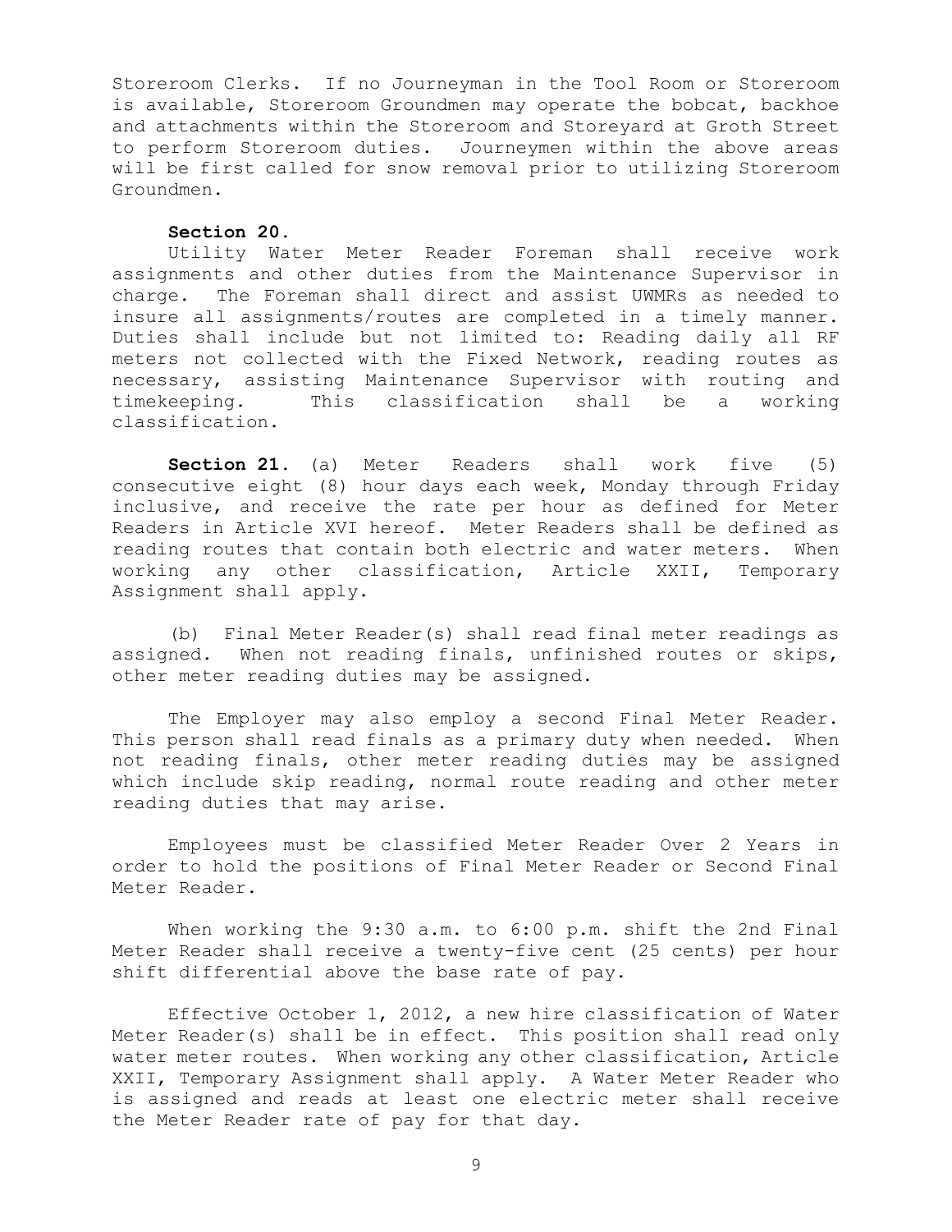Storeroom Clerks. If no Journeyman in the Tool Room or Storeroom is available, Storeroom Groundmen may operate the bobcat, backhoe and attachments within the Storeroom and Storeyard at Groth Street to perform Storeroom duties. Journeymen within the above areas will be first called for snow removal prior to utilizing Storeroom Groundmen.

**Section 20.**

Utility Water Meter Reader Foreman shall receive work assignments and other duties from the Maintenance Supervisor in charge. The Foreman shall direct and assist UWMRs as needed to insure all assignments/routes are completed in a timely manner. Duties shall include but not limited to: Reading daily all RF meters not collected with the Fixed Network, reading routes as necessary, assisting Maintenance Supervisor with routing and timekeeping. This classification shall be a working classification.

**Section 21.** (a) Meter Readers shall work five (5) consecutive eight (8) hour days each week, Monday through Friday inclusive, and receive the rate per hour as defined for Meter Readers in Article XVI hereof. Meter Readers shall be defined as reading routes that contain both electric and water meters. When working any other classification, Article XXII, Temporary Assignment shall apply.

(b) Final Meter Reader(s) shall read final meter readings as assigned. When not reading finals, unfinished routes or skips, other meter reading duties may be assigned.

The Employer may also employ a second Final Meter Reader. This person shall read finals as a primary duty when needed. When not reading finals, other meter reading duties may be assigned which include skip reading, normal route reading and other meter reading duties that may arise.

Employees must be classified Meter Reader Over 2 Years in order to hold the positions of Final Meter Reader or Second Final Meter Reader.

When working the 9:30 a.m. to 6:00 p.m. shift the 2nd Final Meter Reader shall receive a twenty-five cent (25 cents) per hour shift differential above the base rate of pay.

Effective October 1, 2012, a new hire classification of Water Meter Reader(s) shall be in effect. This position shall read only water meter routes. When working any other classification, Article XXII, Temporary Assignment shall apply. A Water Meter Reader who is assigned and reads at least one electric meter shall receive the Meter Reader rate of pay for that day.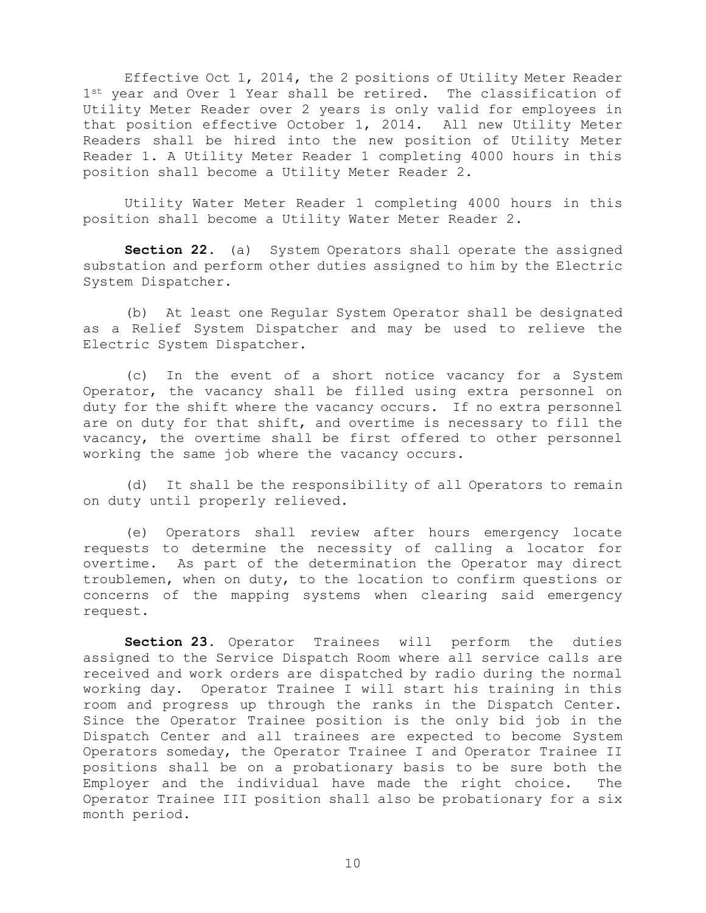Effective Oct 1, 2014, the 2 positions of Utility Meter Reader 1st year and Over 1 Year shall be retired. The classification of Utility Meter Reader over 2 years is only valid for employees in that position effective October 1, 2014. All new Utility Meter Readers shall be hired into the new position of Utility Meter Reader 1. A Utility Meter Reader 1 completing 4000 hours in this position shall become a Utility Meter Reader 2.

Utility Water Meter Reader 1 completing 4000 hours in this position shall become a Utility Water Meter Reader 2.

**Section 22.** (a) System Operators shall operate the assigned substation and perform other duties assigned to him by the Electric System Dispatcher.

(b) At least one Regular System Operator shall be designated as a Relief System Dispatcher and may be used to relieve the Electric System Dispatcher.

(c) In the event of a short notice vacancy for a System Operator, the vacancy shall be filled using extra personnel on duty for the shift where the vacancy occurs. If no extra personnel are on duty for that shift, and overtime is necessary to fill the vacancy, the overtime shall be first offered to other personnel working the same job where the vacancy occurs.

(d) It shall be the responsibility of all Operators to remain on duty until properly relieved.

(e) Operators shall review after hours emergency locate requests to determine the necessity of calling a locator for overtime. As part of the determination the Operator may direct troublemen, when on duty, to the location to confirm questions or concerns of the mapping systems when clearing said emergency request.

**Section 23.** Operator Trainees will perform the duties assigned to the Service Dispatch Room where all service calls are received and work orders are dispatched by radio during the normal working day. Operator Trainee I will start his training in this room and progress up through the ranks in the Dispatch Center. Since the Operator Trainee position is the only bid job in the Dispatch Center and all trainees are expected to become System Operators someday, the Operator Trainee I and Operator Trainee II positions shall be on a probationary basis to be sure both the Employer and the individual have made the right choice. The Operator Trainee III position shall also be probationary for a six month period.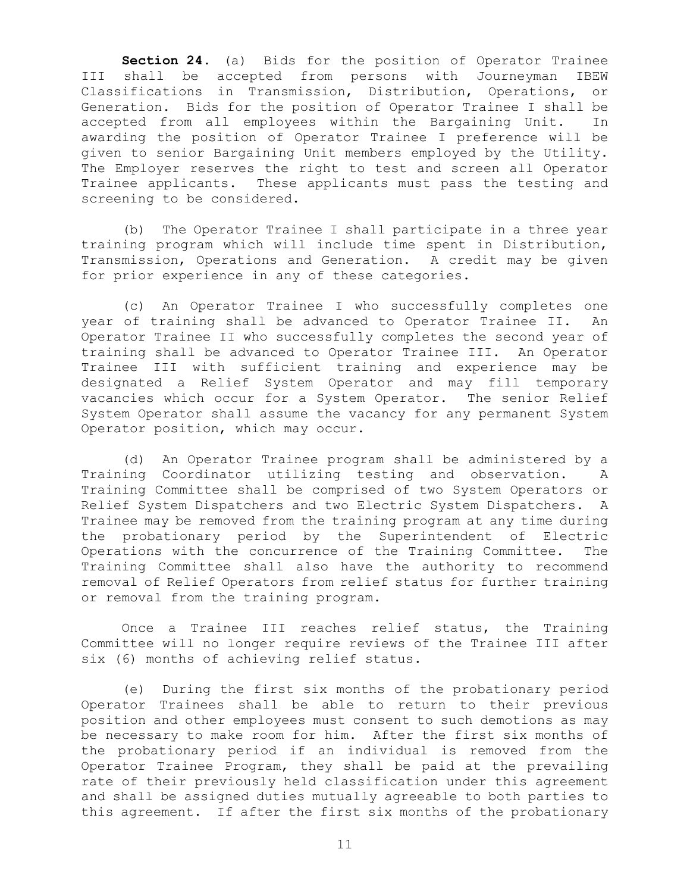**Section 24.** (a) Bids for the position of Operator Trainee III shall be accepted from persons with Journeyman IBEW Classifications in Transmission, Distribution, Operations, or Generation. Bids for the position of Operator Trainee I shall be accepted from all employees within the Bargaining Unit. In awarding the position of Operator Trainee I preference will be given to senior Bargaining Unit members employed by the Utility. The Employer reserves the right to test and screen all Operator Trainee applicants. These applicants must pass the testing and screening to be considered.

(b) The Operator Trainee I shall participate in a three year training program which will include time spent in Distribution, Transmission, Operations and Generation. A credit may be given for prior experience in any of these categories.

(c) An Operator Trainee I who successfully completes one year of training shall be advanced to Operator Trainee II. An Operator Trainee II who successfully completes the second year of training shall be advanced to Operator Trainee III. An Operator Trainee III with sufficient training and experience may be designated a Relief System Operator and may fill temporary vacancies which occur for a System Operator. The senior Relief System Operator shall assume the vacancy for any permanent System Operator position, which may occur.

(d) An Operator Trainee program shall be administered by a Training Coordinator utilizing testing and observation. A Training Committee shall be comprised of two System Operators or Relief System Dispatchers and two Electric System Dispatchers. A Trainee may be removed from the training program at any time during the probationary period by the Superintendent of Electric Operations with the concurrence of the Training Committee. The Training Committee shall also have the authority to recommend removal of Relief Operators from relief status for further training or removal from the training program.

Once a Trainee III reaches relief status, the Training Committee will no longer require reviews of the Trainee III after six (6) months of achieving relief status.

(e) During the first six months of the probationary period Operator Trainees shall be able to return to their previous position and other employees must consent to such demotions as may be necessary to make room for him. After the first six months of the probationary period if an individual is removed from the Operator Trainee Program, they shall be paid at the prevailing rate of their previously held classification under this agreement and shall be assigned duties mutually agreeable to both parties to this agreement. If after the first six months of the probationary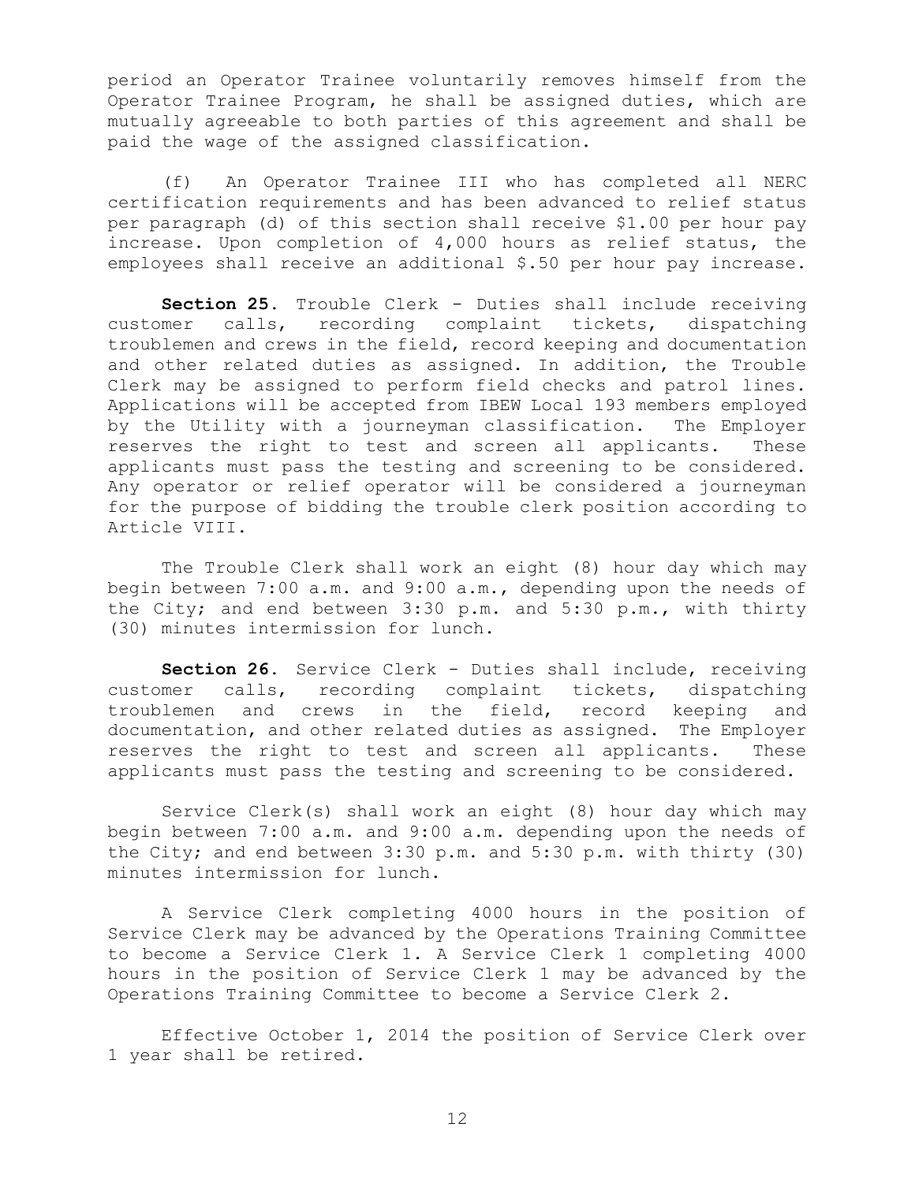period an Operator Trainee voluntarily removes himself from the Operator Trainee Program, he shall be assigned duties, which are mutually agreeable to both parties of this agreement and shall be paid the wage of the assigned classification.

(f) An Operator Trainee III who has completed all NERC certification requirements and has been advanced to relief status per paragraph (d) of this section shall receive $1.00 per hour pay increase. Upon completion of 4,000 hours as relief status, the employees shall receive an additional $.50 per hour pay increase.

**Section 25.** Trouble Clerk - Duties shall include receiving customer calls, recording complaint tickets, dispatching troublemen and crews in the field, record keeping and documentation and other related duties as assigned. In addition, the Trouble Clerk may be assigned to perform field checks and patrol lines. Applications will be accepted from IBEW Local 193 members employed by the Utility with a journeyman classification. The Employer reserves the right to test and screen all applicants. These applicants must pass the testing and screening to be considered. Any operator or relief operator will be considered a journeyman for the purpose of bidding the trouble clerk position according to Article VIII.

The Trouble Clerk shall work an eight (8) hour day which may begin between 7:00 a.m. and 9:00 a.m., depending upon the needs of the City; and end between 3:30 p.m. and 5:30 p.m., with thirty (30) minutes intermission for lunch.

**Section 26.** Service Clerk - Duties shall include, receiving customer calls, recording complaint tickets, dispatching troublemen and crews in the field, record keeping and documentation, and other related duties as assigned. The Employer reserves the right to test and screen all applicants. These applicants must pass the testing and screening to be considered.

Service Clerk(s) shall work an eight (8) hour day which may begin between 7:00 a.m. and 9:00 a.m. depending upon the needs of the City; and end between 3:30 p.m. and 5:30 p.m. with thirty (30) minutes intermission for lunch.

A Service Clerk completing 4000 hours in the position of Service Clerk may be advanced by the Operations Training Committee to become a Service Clerk 1. A Service Clerk 1 completing 4000 hours in the position of Service Clerk 1 may be advanced by the Operations Training Committee to become a Service Clerk 2.

Effective October 1, 2014 the position of Service Clerk over 1 year shall be retired.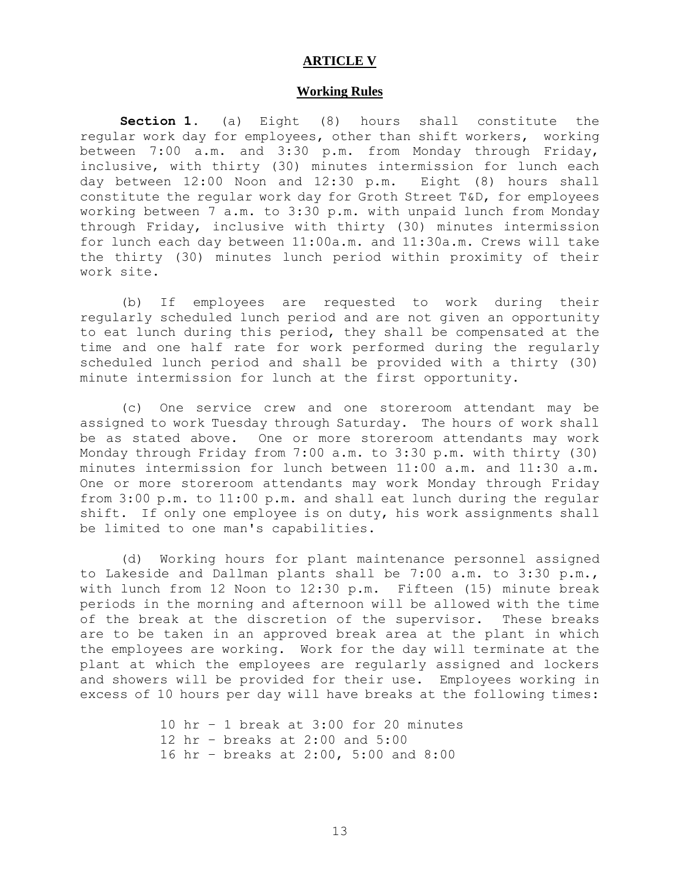# ARTICLE V

## Working Rules

**Section 1.** (a) Eight (8) hours shall constitute the regular work day for employees, other than shift workers, working between 7:00 a.m. and 3:30 p.m. from Monday through Friday, inclusive, with thirty (30) minutes intermission for lunch each day between 12:00 Noon and 12:30 p.m. Eight (8) hours shall constitute the regular work day for Groth Street T&D, for employees working between 7 a.m. to 3:30 p.m. with unpaid lunch from Monday through Friday, inclusive with thirty (30) minutes intermission for lunch each day between 11:00a.m. and 11:30a.m. Crews will take the thirty (30) minutes lunch period within proximity of their work site.

(b) If employees are requested to work during their regularly scheduled lunch period and are not given an opportunity to eat lunch during this period, they shall be compensated at the time and one half rate for work performed during the regularly scheduled lunch period and shall be provided with a thirty (30) minute intermission for lunch at the first opportunity.

(c) One service crew and one storeroom attendant may be assigned to work Tuesday through Saturday. The hours of work shall be as stated above. One or more storeroom attendants may work Monday through Friday from 7:00 a.m. to 3:30 p.m. with thirty (30) minutes intermission for lunch between 11:00 a.m. and 11:30 a.m. One or more storeroom attendants may work Monday through Friday from 3:00 p.m. to 11:00 p.m. and shall eat lunch during the regular shift. If only one employee is on duty, his work assignments shall be limited to one man's capabilities.

(d) Working hours for plant maintenance personnel assigned to Lakeside and Dallman plants shall be 7:00 a.m. to 3:30 p.m., with lunch from 12 Noon to 12:30 p.m. Fifteen (15) minute break periods in the morning and afternoon will be allowed with the time of the break at the discretion of the supervisor. These breaks are to be taken in an approved break area at the plant in which the employees are working. Work for the day will terminate at the plant at which the employees are regularly assigned and lockers and showers will be provided for their use. Employees working in excess of 10 hours per day will have breaks at the following times:

10 hr – 1 break at 3:00 for 20 minutes
12 hr – breaks at 2:00 and 5:00
16 hr – breaks at 2:00, 5:00 and 8:00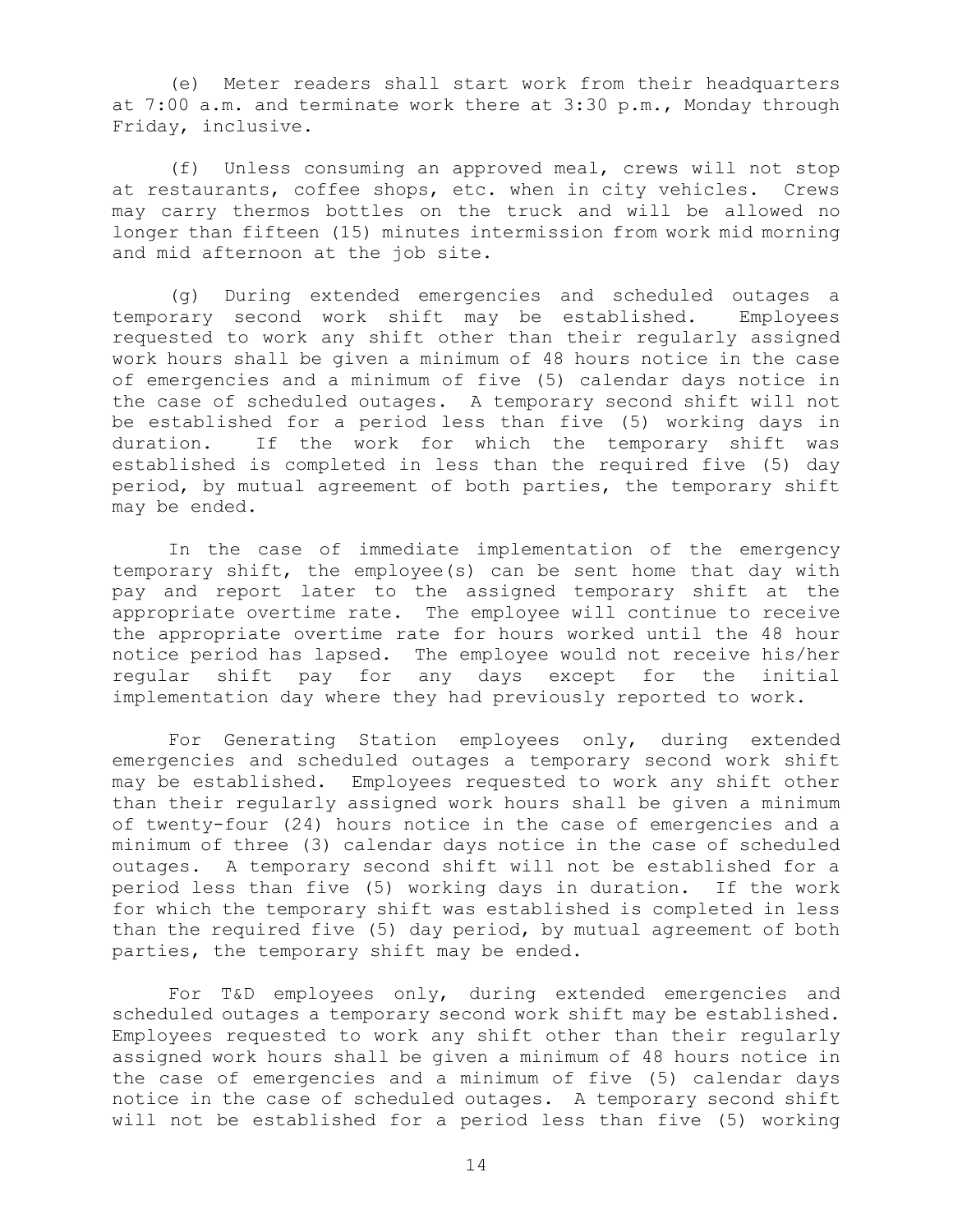(e) Meter readers shall start work from their headquarters at 7:00 a.m. and terminate work there at 3:30 p.m., Monday through Friday, inclusive.

(f) Unless consuming an approved meal, crews will not stop at restaurants, coffee shops, etc. when in city vehicles. Crews may carry thermos bottles on the truck and will be allowed no longer than fifteen (15) minutes intermission from work mid morning and mid afternoon at the job site.

(g) During extended emergencies and scheduled outages a temporary second work shift may be established. Employees requested to work any shift other than their regularly assigned work hours shall be given a minimum of 48 hours notice in the case of emergencies and a minimum of five (5) calendar days notice in the case of scheduled outages. A temporary second shift will not be established for a period less than five (5) working days in duration. If the work for which the temporary shift was established is completed in less than the required five (5) day period, by mutual agreement of both parties, the temporary shift may be ended.

In the case of immediate implementation of the emergency temporary shift, the employee(s) can be sent home that day with pay and report later to the assigned temporary shift at the appropriate overtime rate. The employee will continue to receive the appropriate overtime rate for hours worked until the 48 hour notice period has lapsed. The employee would not receive his/her regular shift pay for any days except for the initial implementation day where they had previously reported to work.

For Generating Station employees only, during extended emergencies and scheduled outages a temporary second work shift may be established. Employees requested to work any shift other than their regularly assigned work hours shall be given a minimum of twenty-four (24) hours notice in the case of emergencies and a minimum of three (3) calendar days notice in the case of scheduled outages. A temporary second shift will not be established for a period less than five (5) working days in duration. If the work for which the temporary shift was established is completed in less than the required five (5) day period, by mutual agreement of both parties, the temporary shift may be ended.

For T&D employees only, during extended emergencies and scheduled outages a temporary second work shift may be established. Employees requested to work any shift other than their regularly assigned work hours shall be given a minimum of 48 hours notice in the case of emergencies and a minimum of five (5) calendar days notice in the case of scheduled outages. A temporary second shift will not be established for a period less than five (5) working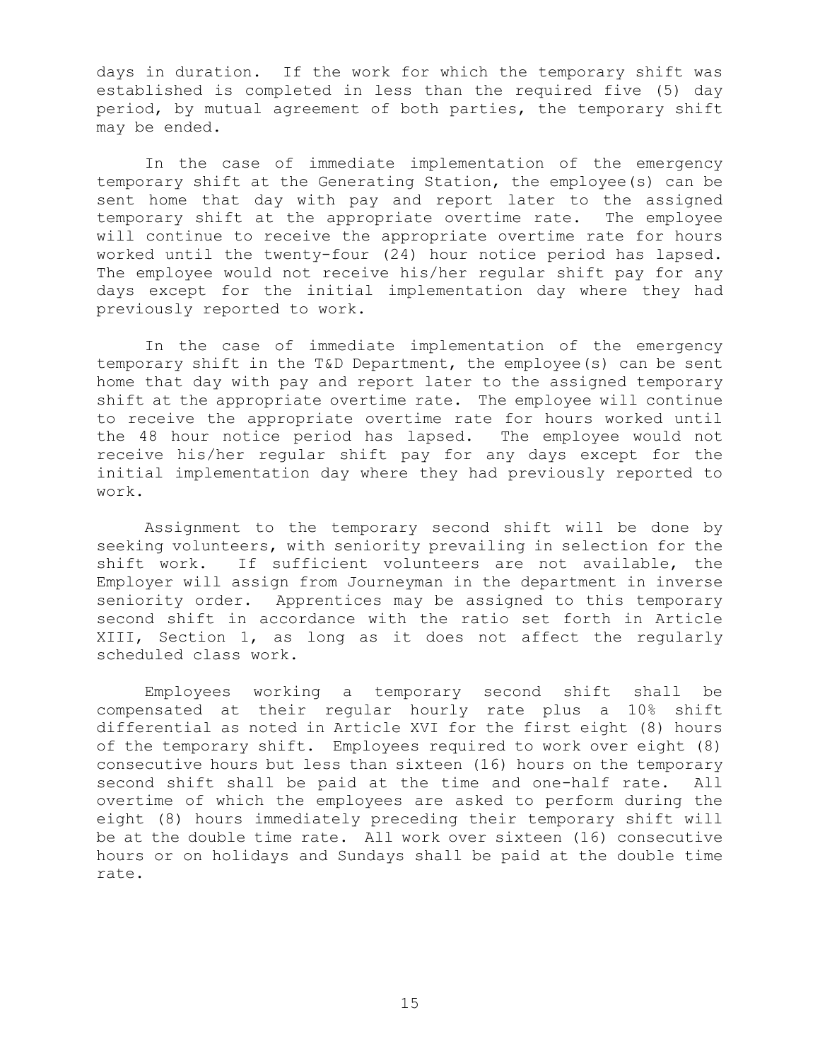days in duration. If the work for which the temporary shift was established is completed in less than the required five (5) day period, by mutual agreement of both parties, the temporary shift may be ended.

In the case of immediate implementation of the emergency temporary shift at the Generating Station, the employee(s) can be sent home that day with pay and report later to the assigned temporary shift at the appropriate overtime rate. The employee will continue to receive the appropriate overtime rate for hours worked until the twenty-four (24) hour notice period has lapsed. The employee would not receive his/her regular shift pay for any days except for the initial implementation day where they had previously reported to work.

In the case of immediate implementation of the emergency temporary shift in the T&D Department, the employee(s) can be sent home that day with pay and report later to the assigned temporary shift at the appropriate overtime rate. The employee will continue to receive the appropriate overtime rate for hours worked until the 48 hour notice period has lapsed. The employee would not receive his/her regular shift pay for any days except for the initial implementation day where they had previously reported to work.

Assignment to the temporary second shift will be done by seeking volunteers, with seniority prevailing in selection for the shift work. If sufficient volunteers are not available, the Employer will assign from Journeyman in the department in inverse seniority order. Apprentices may be assigned to this temporary second shift in accordance with the ratio set forth in Article XIII, Section 1, as long as it does not affect the regularly scheduled class work.

Employees working a temporary second shift shall be compensated at their regular hourly rate plus a 10% shift differential as noted in Article XVI for the first eight (8) hours of the temporary shift. Employees required to work over eight (8) consecutive hours but less than sixteen (16) hours on the temporary second shift shall be paid at the time and one-half rate. All overtime of which the employees are asked to perform during the eight (8) hours immediately preceding their temporary shift will be at the double time rate. All work over sixteen (16) consecutive hours or on holidays and Sundays shall be paid at the double time rate.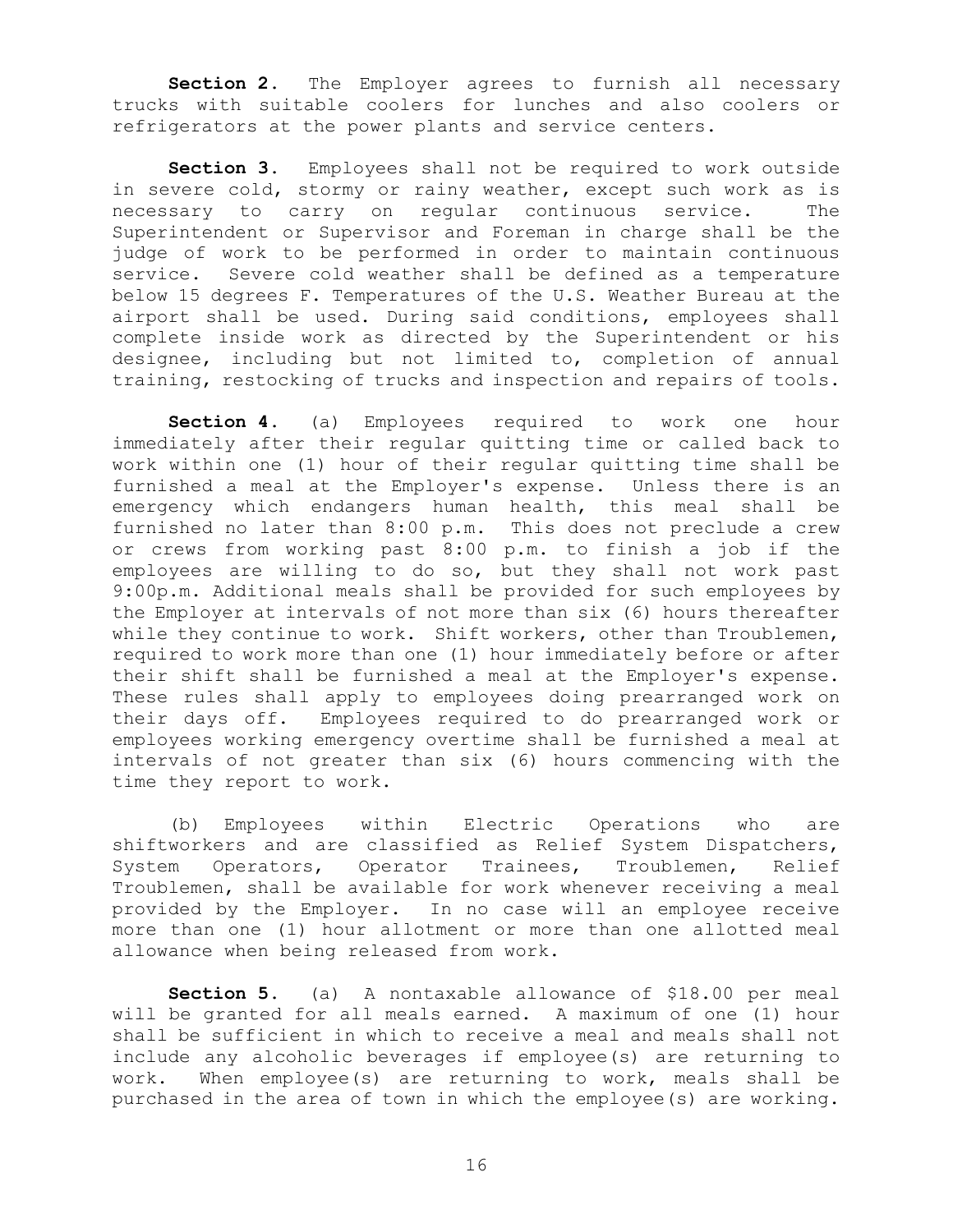**Section 2.** The Employer agrees to furnish all necessary trucks with suitable coolers for lunches and also coolers or refrigerators at the power plants and service centers.

**Section 3.** Employees shall not be required to work outside in severe cold, stormy or rainy weather, except such work as is necessary to carry on regular continuous service. The Superintendent or Supervisor and Foreman in charge shall be the judge of work to be performed in order to maintain continuous service. Severe cold weather shall be defined as a temperature below 15 degrees F. Temperatures of the U.S. Weather Bureau at the airport shall be used. During said conditions, employees shall complete inside work as directed by the Superintendent or his designee, including but not limited to, completion of annual training, restocking of trucks and inspection and repairs of tools.

**Section 4.** (a) Employees required to work one hour immediately after their regular quitting time or called back to work within one (1) hour of their regular quitting time shall be furnished a meal at the Employer's expense. Unless there is an emergency which endangers human health, this meal shall be furnished no later than 8:00 p.m. This does not preclude a crew or crews from working past 8:00 p.m. to finish a job if the employees are willing to do so, but they shall not work past 9:00p.m. Additional meals shall be provided for such employees by the Employer at intervals of not more than six (6) hours thereafter while they continue to work. Shift workers, other than Troublemen, required to work more than one (1) hour immediately before or after their shift shall be furnished a meal at the Employer's expense. These rules shall apply to employees doing prearranged work on their days off. Employees required to do prearranged work or employees working emergency overtime shall be furnished a meal at intervals of not greater than six (6) hours commencing with the time they report to work.

(b) Employees within Electric Operations who are shiftworkers and are classified as Relief System Dispatchers, System Operators, Operator Trainees, Troublemen, Relief Troublemen, shall be available for work whenever receiving a meal provided by the Employer. In no case will an employee receive more than one (1) hour allotment or more than one allotted meal allowance when being released from work.

**Section 5.** (a) A nontaxable allowance of $18.00 per meal will be granted for all meals earned. A maximum of one (1) hour shall be sufficient in which to receive a meal and meals shall not include any alcoholic beverages if employee(s) are returning to work. When employee(s) are returning to work, meals shall be purchased in the area of town in which the employee(s) are working.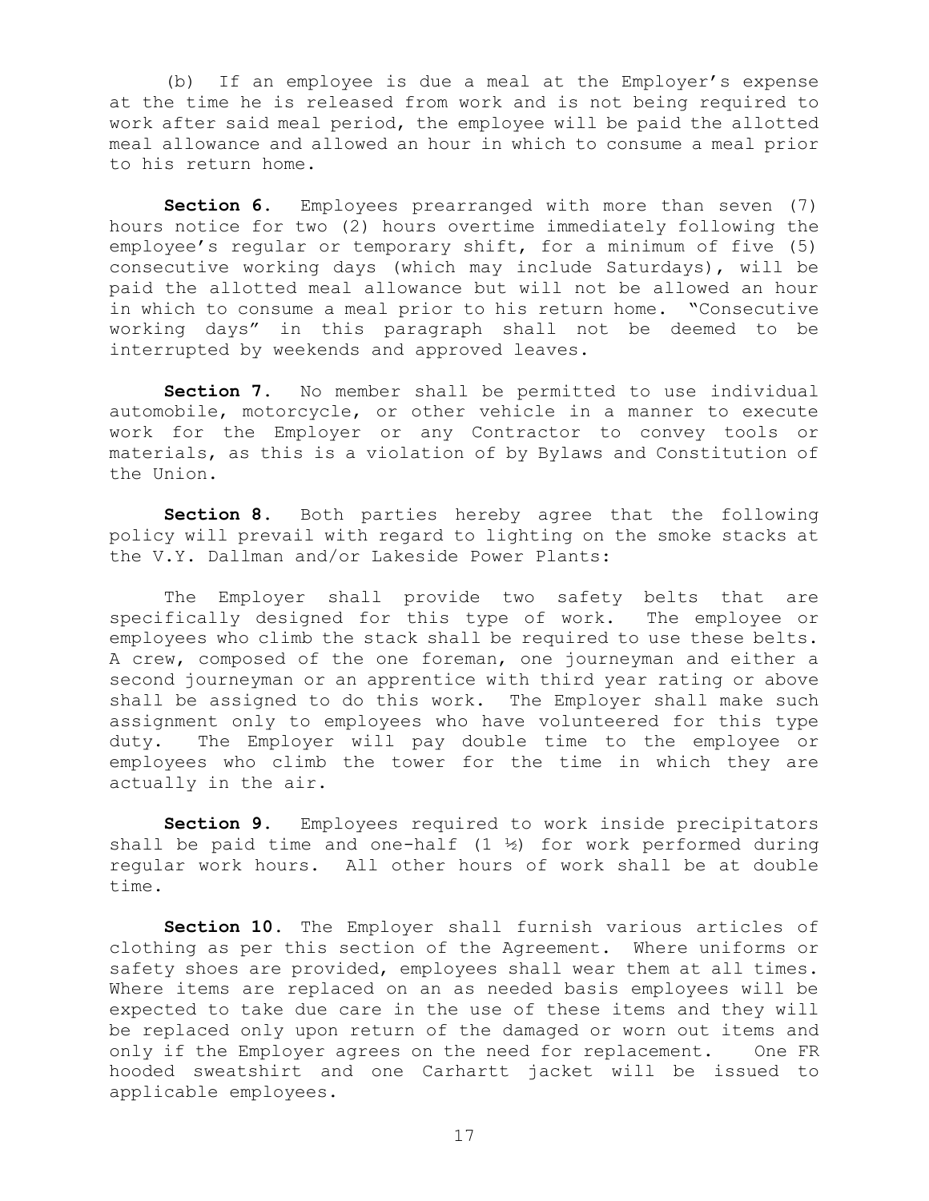(b) If an employee is due a meal at the Employer's expense at the time he is released from work and is not being required to work after said meal period, the employee will be paid the allotted meal allowance and allowed an hour in which to consume a meal prior to his return home.

**Section 6.** Employees prearranged with more than seven (7) hours notice for two (2) hours overtime immediately following the employee's regular or temporary shift, for a minimum of five (5) consecutive working days (which may include Saturdays), will be paid the allotted meal allowance but will not be allowed an hour in which to consume a meal prior to his return home. "Consecutive working days" in this paragraph shall not be deemed to be interrupted by weekends and approved leaves.

**Section 7.** No member shall be permitted to use individual automobile, motorcycle, or other vehicle in a manner to execute work for the Employer or any Contractor to convey tools or materials, as this is a violation of by Bylaws and Constitution of the Union.

**Section 8.** Both parties hereby agree that the following policy will prevail with regard to lighting on the smoke stacks at the V.Y. Dallman and/or Lakeside Power Plants:

The Employer shall provide two safety belts that are specifically designed for this type of work. The employee or employees who climb the stack shall be required to use these belts. A crew, composed of the one foreman, one journeyman and either a second journeyman or an apprentice with third year rating or above shall be assigned to do this work. The Employer shall make such assignment only to employees who have volunteered for this type duty. The Employer will pay double time to the employee or employees who climb the tower for the time in which they are actually in the air.

**Section 9.** Employees required to work inside precipitators shall be paid time and one-half (1 ½) for work performed during regular work hours. All other hours of work shall be at double time.

**Section 10.** The Employer shall furnish various articles of clothing as per this section of the Agreement. Where uniforms or safety shoes are provided, employees shall wear them at all times. Where items are replaced on an as needed basis employees will be expected to take due care in the use of these items and they will be replaced only upon return of the damaged or worn out items and only if the Employer agrees on the need for replacement. One FR hooded sweatshirt and one Carhartt jacket will be issued to applicable employees.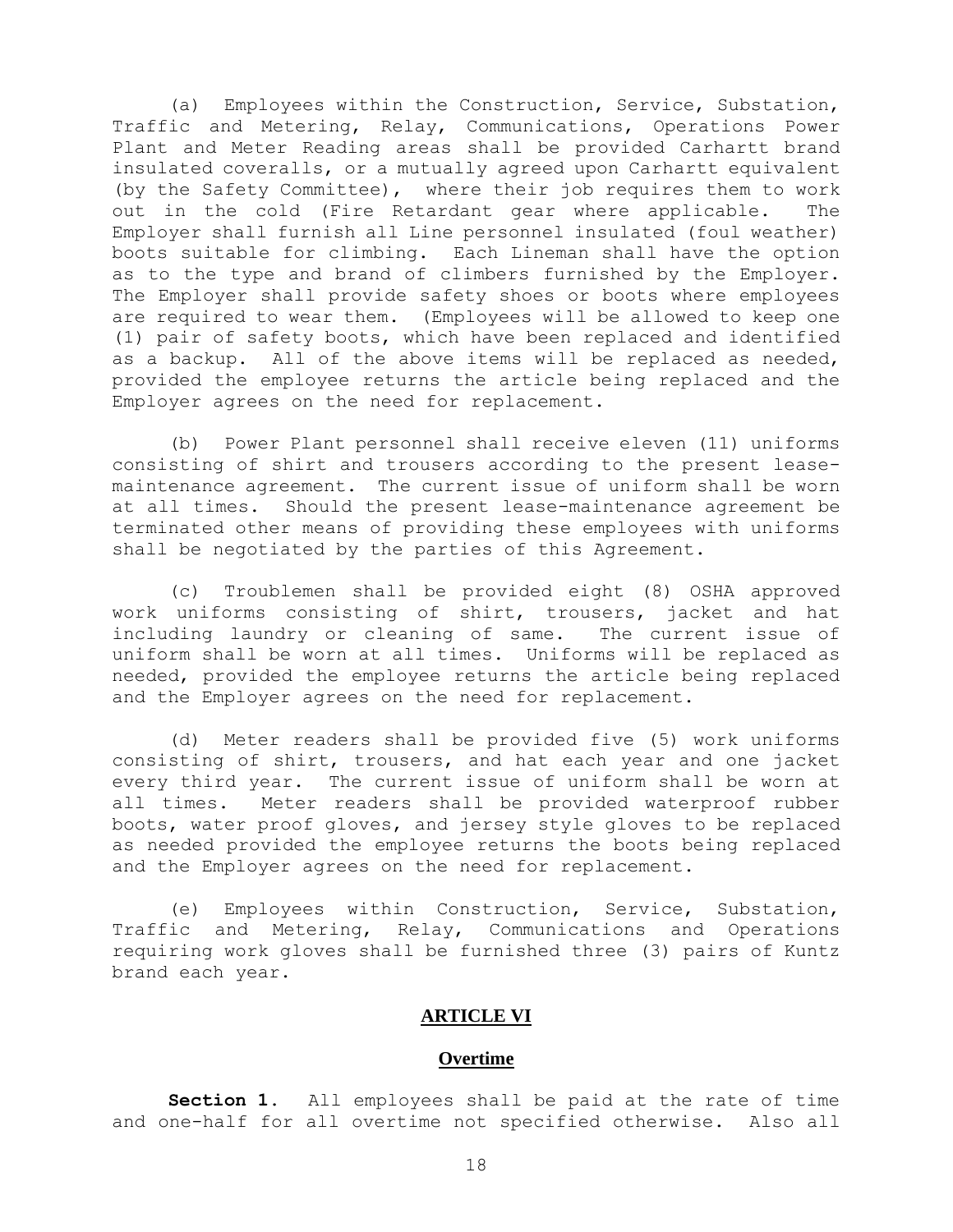(a) Employees within the Construction, Service, Substation, Traffic and Metering, Relay, Communications, Operations Power Plant and Meter Reading areas shall be provided Carhartt brand insulated coveralls, or a mutually agreed upon Carhartt equivalent (by the Safety Committee), where their job requires them to work out in the cold (Fire Retardant gear where applicable. The Employer shall furnish all Line personnel insulated (foul weather) boots suitable for climbing. Each Lineman shall have the option as to the type and brand of climbers furnished by the Employer. The Employer shall provide safety shoes or boots where employees are required to wear them. (Employees will be allowed to keep one (1) pair of safety boots, which have been replaced and identified as a backup. All of the above items will be replaced as needed, provided the employee returns the article being replaced and the Employer agrees on the need for replacement.

(b) Power Plant personnel shall receive eleven (11) uniforms consisting of shirt and trousers according to the present lease-maintenance agreement. The current issue of uniform shall be worn at all times. Should the present lease-maintenance agreement be terminated other means of providing these employees with uniforms shall be negotiated by the parties of this Agreement.

(c) Troublemen shall be provided eight (8) OSHA approved work uniforms consisting of shirt, trousers, jacket and hat including laundry or cleaning of same. The current issue of uniform shall be worn at all times. Uniforms will be replaced as needed, provided the employee returns the article being replaced and the Employer agrees on the need for replacement.

(d) Meter readers shall be provided five (5) work uniforms consisting of shirt, trousers, and hat each year and one jacket every third year. The current issue of uniform shall be worn at all times. Meter readers shall be provided waterproof rubber boots, water proof gloves, and jersey style gloves to be replaced as needed provided the employee returns the boots being replaced and the Employer agrees on the need for replacement.

(e) Employees within Construction, Service, Substation, Traffic and Metering, Relay, Communications and Operations requiring work gloves shall be furnished three (3) pairs of Kuntz brand each year.

## ARTICLE VI

### Overtime

**Section 1.** All employees shall be paid at the rate of time and one-half for all overtime not specified otherwise. Also all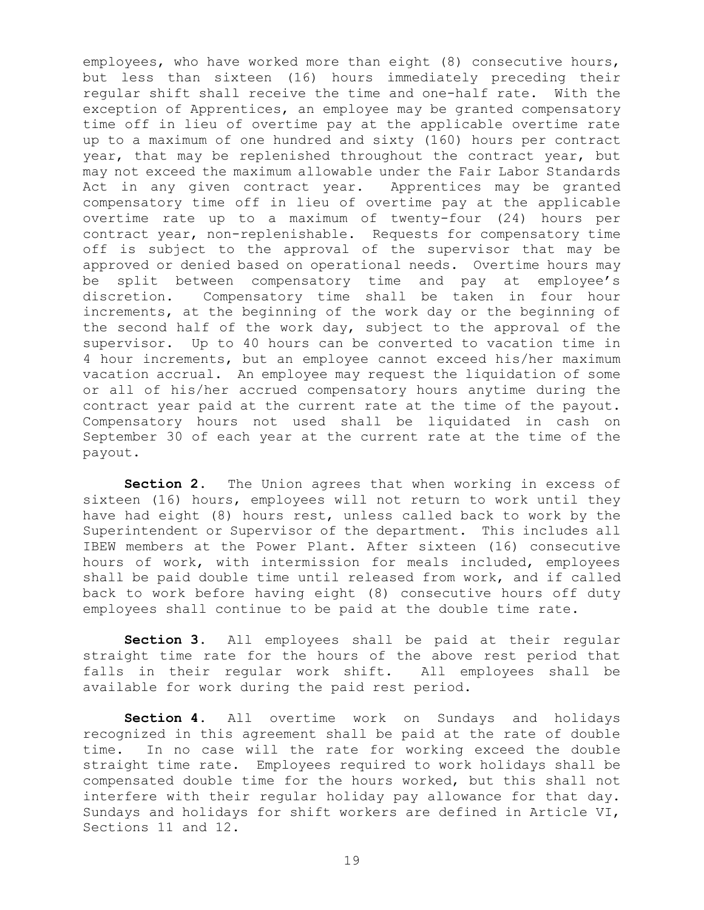employees, who have worked more than eight (8) consecutive hours, but less than sixteen (16) hours immediately preceding their regular shift shall receive the time and one-half rate. With the exception of Apprentices, an employee may be granted compensatory time off in lieu of overtime pay at the applicable overtime rate up to a maximum of one hundred and sixty (160) hours per contract year, that may be replenished throughout the contract year, but may not exceed the maximum allowable under the Fair Labor Standards Act in any given contract year. Apprentices may be granted compensatory time off in lieu of overtime pay at the applicable overtime rate up to a maximum of twenty-four (24) hours per contract year, non-replenishable. Requests for compensatory time off is subject to the approval of the supervisor that may be approved or denied based on operational needs. Overtime hours may be split between compensatory time and pay at employee's discretion. Compensatory time shall be taken in four hour increments, at the beginning of the work day or the beginning of the second half of the work day, subject to the approval of the supervisor. Up to 40 hours can be converted to vacation time in 4 hour increments, but an employee cannot exceed his/her maximum vacation accrual. An employee may request the liquidation of some or all of his/her accrued compensatory hours anytime during the contract year paid at the current rate at the time of the payout. Compensatory hours not used shall be liquidated in cash on September 30 of each year at the current rate at the time of the payout.

**Section 2.** The Union agrees that when working in excess of sixteen (16) hours, employees will not return to work until they have had eight (8) hours rest, unless called back to work by the Superintendent or Supervisor of the department. This includes all IBEW members at the Power Plant. After sixteen (16) consecutive hours of work, with intermission for meals included, employees shall be paid double time until released from work, and if called back to work before having eight (8) consecutive hours off duty employees shall continue to be paid at the double time rate.

**Section 3.** All employees shall be paid at their regular straight time rate for the hours of the above rest period that falls in their regular work shift. All employees shall be available for work during the paid rest period.

**Section 4.** All overtime work on Sundays and holidays recognized in this agreement shall be paid at the rate of double time. In no case will the rate for working exceed the double straight time rate. Employees required to work holidays shall be compensated double time for the hours worked, but this shall not interfere with their regular holiday pay allowance for that day. Sundays and holidays for shift workers are defined in Article VI, Sections 11 and 12.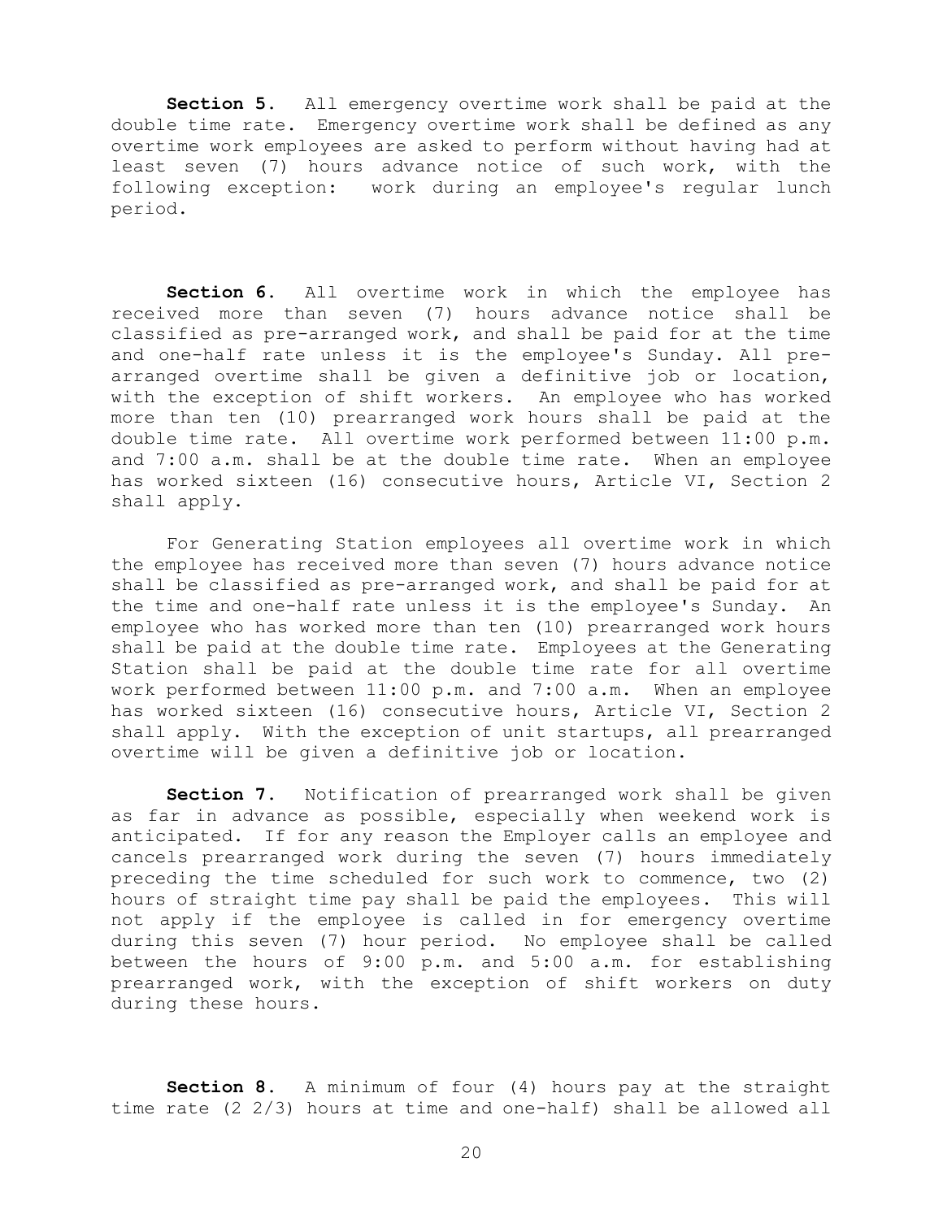**Section 5.** All emergency overtime work shall be paid at the double time rate. Emergency overtime work shall be defined as any overtime work employees are asked to perform without having had at least seven (7) hours advance notice of such work, with the following exception: work during an employee's regular lunch period.

**Section 6.** All overtime work in which the employee has received more than seven (7) hours advance notice shall be classified as pre-arranged work, and shall be paid for at the time and one-half rate unless it is the employee's Sunday. All pre-arranged overtime shall be given a definitive job or location, with the exception of shift workers. An employee who has worked more than ten (10) prearranged work hours shall be paid at the double time rate. All overtime work performed between 11:00 p.m. and 7:00 a.m. shall be at the double time rate. When an employee has worked sixteen (16) consecutive hours, Article VI, Section 2 shall apply.

For Generating Station employees all overtime work in which the employee has received more than seven (7) hours advance notice shall be classified as pre-arranged work, and shall be paid for at the time and one-half rate unless it is the employee's Sunday. An employee who has worked more than ten (10) prearranged work hours shall be paid at the double time rate. Employees at the Generating Station shall be paid at the double time rate for all overtime work performed between 11:00 p.m. and 7:00 a.m. When an employee has worked sixteen (16) consecutive hours, Article VI, Section 2 shall apply. With the exception of unit startups, all prearranged overtime will be given a definitive job or location.

**Section 7.** Notification of prearranged work shall be given as far in advance as possible, especially when weekend work is anticipated. If for any reason the Employer calls an employee and cancels prearranged work during the seven (7) hours immediately preceding the time scheduled for such work to commence, two (2) hours of straight time pay shall be paid the employees. This will not apply if the employee is called in for emergency overtime during this seven (7) hour period. No employee shall be called between the hours of 9:00 p.m. and 5:00 a.m. for establishing prearranged work, with the exception of shift workers on duty during these hours.

**Section 8.** A minimum of four (4) hours pay at the straight time rate (2 2/3) hours at time and one-half) shall be allowed all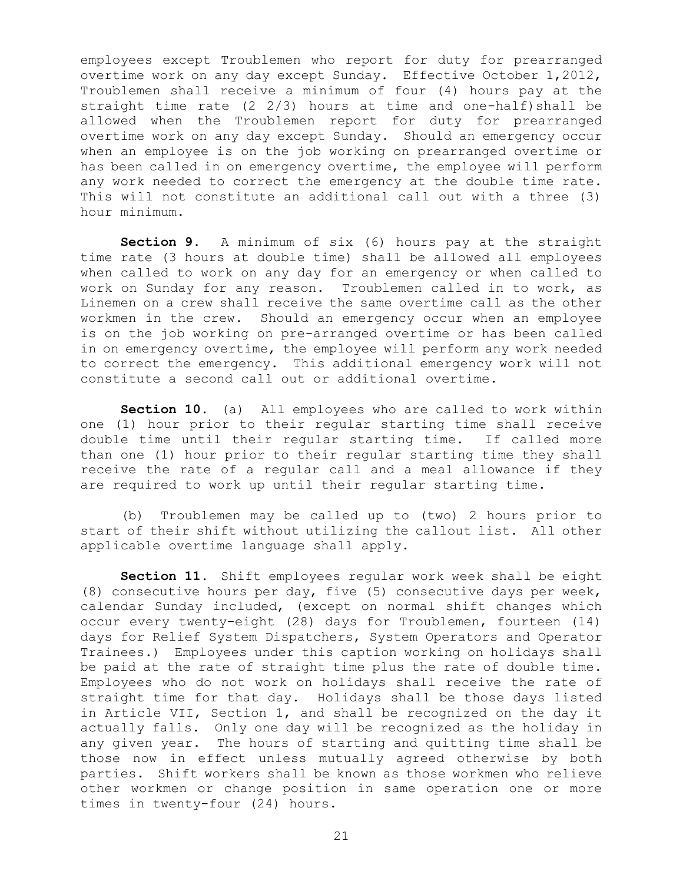employees except Troublemen who report for duty for prearranged overtime work on any day except Sunday. Effective October 1,2012, Troublemen shall receive a minimum of four (4) hours pay at the straight time rate (2 2/3) hours at time and one-half)shall be allowed when the Troublemen report for duty for prearranged overtime work on any day except Sunday. Should an emergency occur when an employee is on the job working on prearranged overtime or has been called in on emergency overtime, the employee will perform any work needed to correct the emergency at the double time rate. This will not constitute an additional call out with a three (3) hour minimum.

**Section 9.** A minimum of six (6) hours pay at the straight time rate (3 hours at double time) shall be allowed all employees when called to work on any day for an emergency or when called to work on Sunday for any reason. Troublemen called in to work, as Linemen on a crew shall receive the same overtime call as the other workmen in the crew. Should an emergency occur when an employee is on the job working on pre-arranged overtime or has been called in on emergency overtime, the employee will perform any work needed to correct the emergency. This additional emergency work will not constitute a second call out or additional overtime.

**Section 10.** (a) All employees who are called to work within one (1) hour prior to their regular starting time shall receive double time until their regular starting time. If called more than one (1) hour prior to their regular starting time they shall receive the rate of a regular call and a meal allowance if they are required to work up until their regular starting time.

(b) Troublemen may be called up to (two) 2 hours prior to start of their shift without utilizing the callout list. All other applicable overtime language shall apply.

**Section 11.** Shift employees regular work week shall be eight (8) consecutive hours per day, five (5) consecutive days per week, calendar Sunday included, (except on normal shift changes which occur every twenty-eight (28) days for Troublemen, fourteen (14) days for Relief System Dispatchers, System Operators and Operator Trainees.) Employees under this caption working on holidays shall be paid at the rate of straight time plus the rate of double time. Employees who do not work on holidays shall receive the rate of straight time for that day. Holidays shall be those days listed in Article VII, Section 1, and shall be recognized on the day it actually falls. Only one day will be recognized as the holiday in any given year. The hours of starting and quitting time shall be those now in effect unless mutually agreed otherwise by both parties. Shift workers shall be known as those workmen who relieve other workmen or change position in same operation one or more times in twenty-four (24) hours.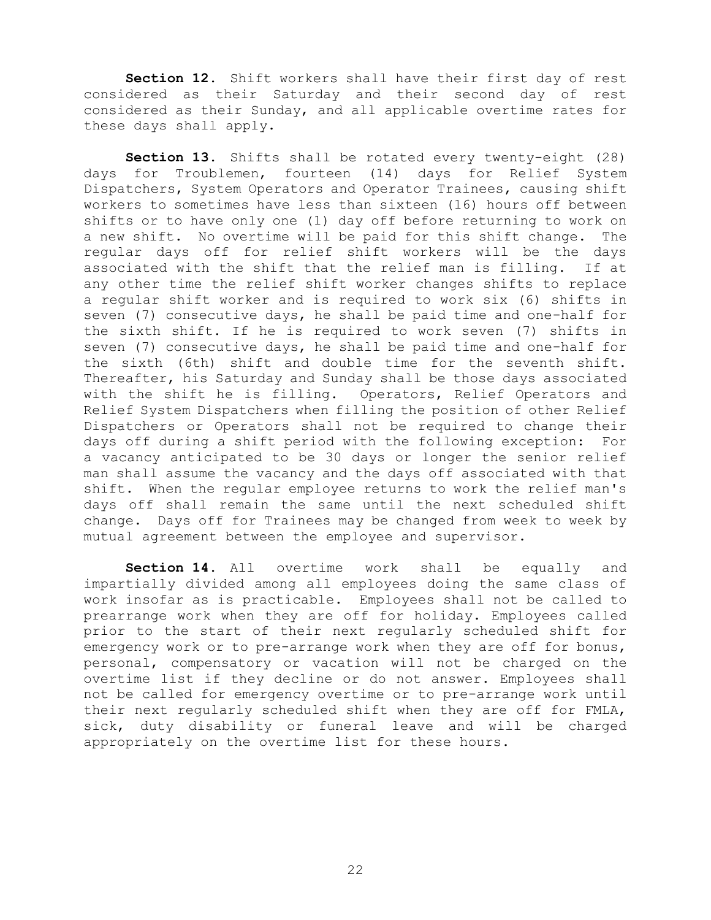**Section 12.** Shift workers shall have their first day of rest considered as their Saturday and their second day of rest considered as their Sunday, and all applicable overtime rates for these days shall apply.

**Section 13.** Shifts shall be rotated every twenty-eight (28) days for Troublemen, fourteen (14) days for Relief System Dispatchers, System Operators and Operator Trainees, causing shift workers to sometimes have less than sixteen (16) hours off between shifts or to have only one (1) day off before returning to work on a new shift. No overtime will be paid for this shift change. The regular days off for relief shift workers will be the days associated with the shift that the relief man is filling. If at any other time the relief shift worker changes shifts to replace a regular shift worker and is required to work six (6) shifts in seven (7) consecutive days, he shall be paid time and one-half for the sixth shift. If he is required to work seven (7) shifts in seven (7) consecutive days, he shall be paid time and one-half for the sixth (6th) shift and double time for the seventh shift. Thereafter, his Saturday and Sunday shall be those days associated with the shift he is filling. Operators, Relief Operators and Relief System Dispatchers when filling the position of other Relief Dispatchers or Operators shall not be required to change their days off during a shift period with the following exception: For a vacancy anticipated to be 30 days or longer the senior relief man shall assume the vacancy and the days off associated with that shift. When the regular employee returns to work the relief man's days off shall remain the same until the next scheduled shift change. Days off for Trainees may be changed from week to week by mutual agreement between the employee and supervisor.

**Section 14.** All overtime work shall be equally and impartially divided among all employees doing the same class of work insofar as is practicable. Employees shall not be called to prearrange work when they are off for holiday. Employees called prior to the start of their next regularly scheduled shift for emergency work or to pre-arrange work when they are off for bonus, personal, compensatory or vacation will not be charged on the overtime list if they decline or do not answer. Employees shall not be called for emergency overtime or to pre-arrange work until their next regularly scheduled shift when they are off for FMLA, sick, duty disability or funeral leave and will be charged appropriately on the overtime list for these hours.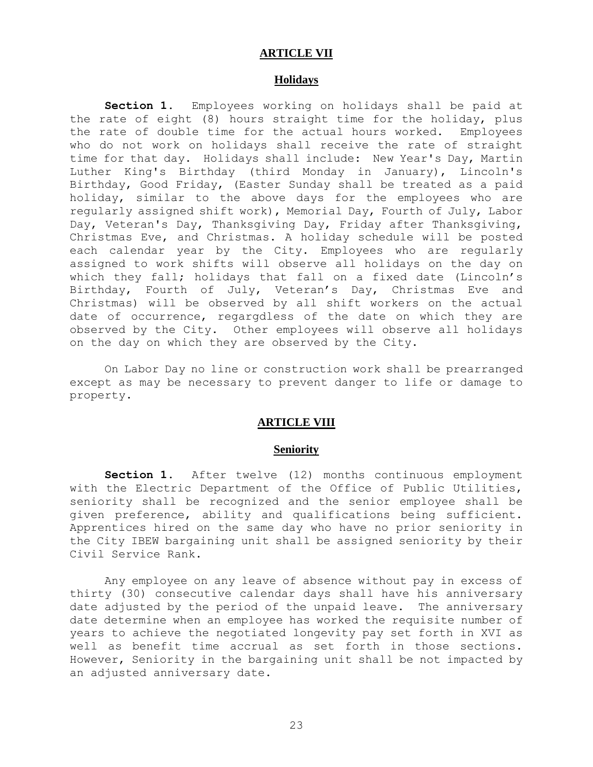## ARTICLE VII

### Holidays

**Section 1.** Employees working on holidays shall be paid at the rate of eight (8) hours straight time for the holiday, plus the rate of double time for the actual hours worked. Employees who do not work on holidays shall receive the rate of straight time for that day. Holidays shall include: New Year's Day, Martin Luther King's Birthday (third Monday in January), Lincoln's Birthday, Good Friday, (Easter Sunday shall be treated as a paid holiday, similar to the above days for the employees who are regularly assigned shift work), Memorial Day, Fourth of July, Labor Day, Veteran's Day, Thanksgiving Day, Friday after Thanksgiving, Christmas Eve, and Christmas. A holiday schedule will be posted each calendar year by the City. Employees who are regularly assigned to work shifts will observe all holidays on the day on which they fall; holidays that fall on a fixed date (Lincoln's Birthday, Fourth of July, Veteran's Day, Christmas Eve and Christmas) will be observed by all shift workers on the actual date of occurrence, regargdless of the date on which they are observed by the City. Other employees will observe all holidays on the day on which they are observed by the City.

On Labor Day no line or construction work shall be prearranged except as may be necessary to prevent danger to life or damage to property.

## ARTICLE VIII

### Seniority

**Section 1.** After twelve (12) months continuous employment with the Electric Department of the Office of Public Utilities, seniority shall be recognized and the senior employee shall be given preference, ability and qualifications being sufficient. Apprentices hired on the same day who have no prior seniority in the City IBEW bargaining unit shall be assigned seniority by their Civil Service Rank.

Any employee on any leave of absence without pay in excess of thirty (30) consecutive calendar days shall have his anniversary date adjusted by the period of the unpaid leave. The anniversary date determine when an employee has worked the requisite number of years to achieve the negotiated longevity pay set forth in XVI as well as benefit time accrual as set forth in those sections. However, Seniority in the bargaining unit shall be not impacted by an adjusted anniversary date.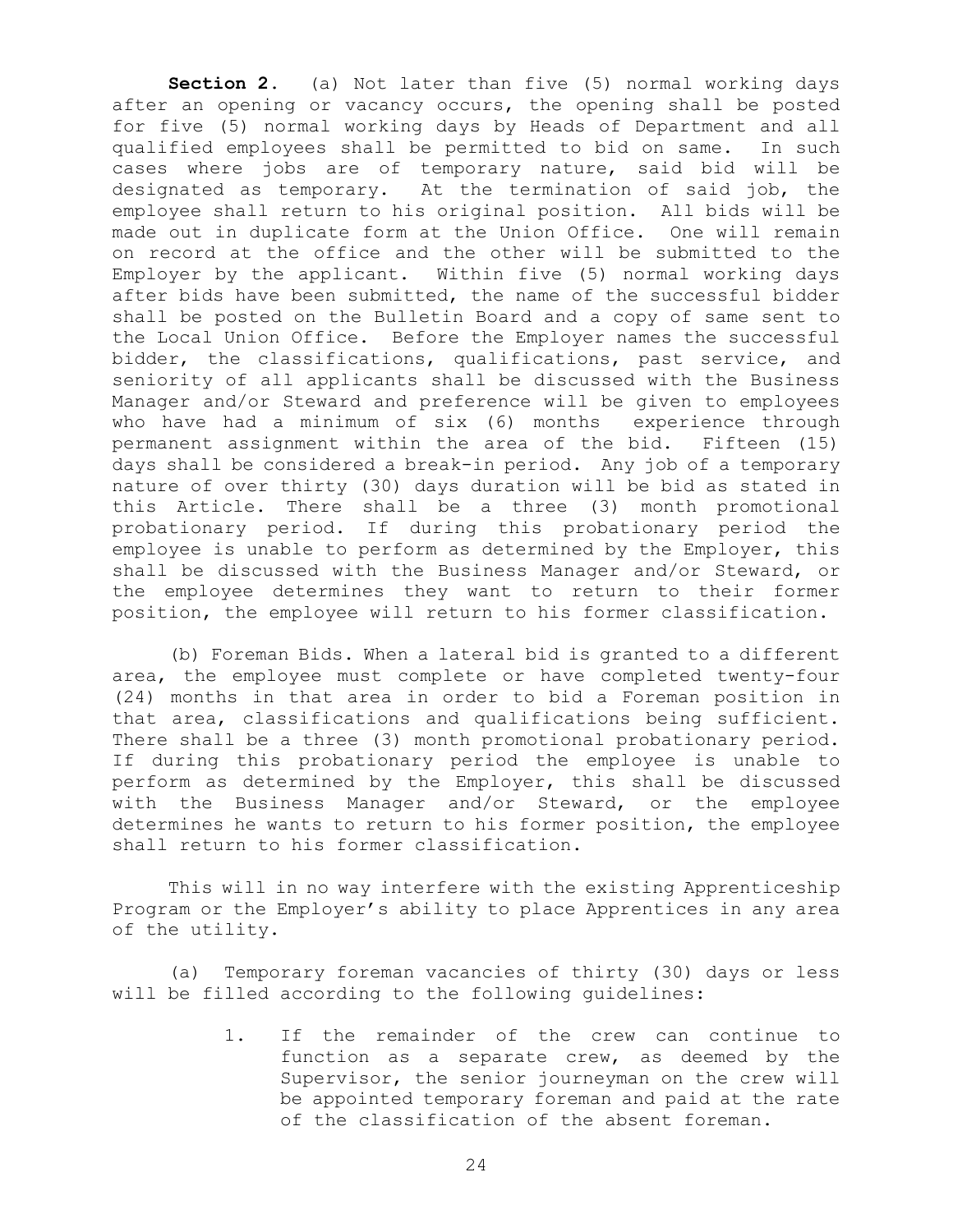**Section 2.** (a) Not later than five (5) normal working days after an opening or vacancy occurs, the opening shall be posted for five (5) normal working days by Heads of Department and all qualified employees shall be permitted to bid on same. In such cases where jobs are of temporary nature, said bid will be designated as temporary. At the termination of said job, the employee shall return to his original position. All bids will be made out in duplicate form at the Union Office. One will remain on record at the office and the other will be submitted to the Employer by the applicant. Within five (5) normal working days after bids have been submitted, the name of the successful bidder shall be posted on the Bulletin Board and a copy of same sent to the Local Union Office. Before the Employer names the successful bidder, the classifications, qualifications, past service, and seniority of all applicants shall be discussed with the Business Manager and/or Steward and preference will be given to employees who have had a minimum of six (6) months experience through permanent assignment within the area of the bid. Fifteen (15) days shall be considered a break-in period. Any job of a temporary nature of over thirty (30) days duration will be bid as stated in this Article. There shall be a three (3) month promotional probationary period. If during this probationary period the employee is unable to perform as determined by the Employer, this shall be discussed with the Business Manager and/or Steward, or the employee determines they want to return to their former position, the employee will return to his former classification.

(b) Foreman Bids. When a lateral bid is granted to a different area, the employee must complete or have completed twenty-four (24) months in that area in order to bid a Foreman position in that area, classifications and qualifications being sufficient. There shall be a three (3) month promotional probationary period. If during this probationary period the employee is unable to perform as determined by the Employer, this shall be discussed with the Business Manager and/or Steward, or the employee determines he wants to return to his former position, the employee shall return to his former classification.

This will in no way interfere with the existing Apprenticeship Program or the Employer's ability to place Apprentices in any area of the utility.

(a) Temporary foreman vacancies of thirty (30) days or less will be filled according to the following guidelines:

1. If the remainder of the crew can continue to function as a separate crew, as deemed by the Supervisor, the senior journeyman on the crew will be appointed temporary foreman and paid at the rate of the classification of the absent foreman.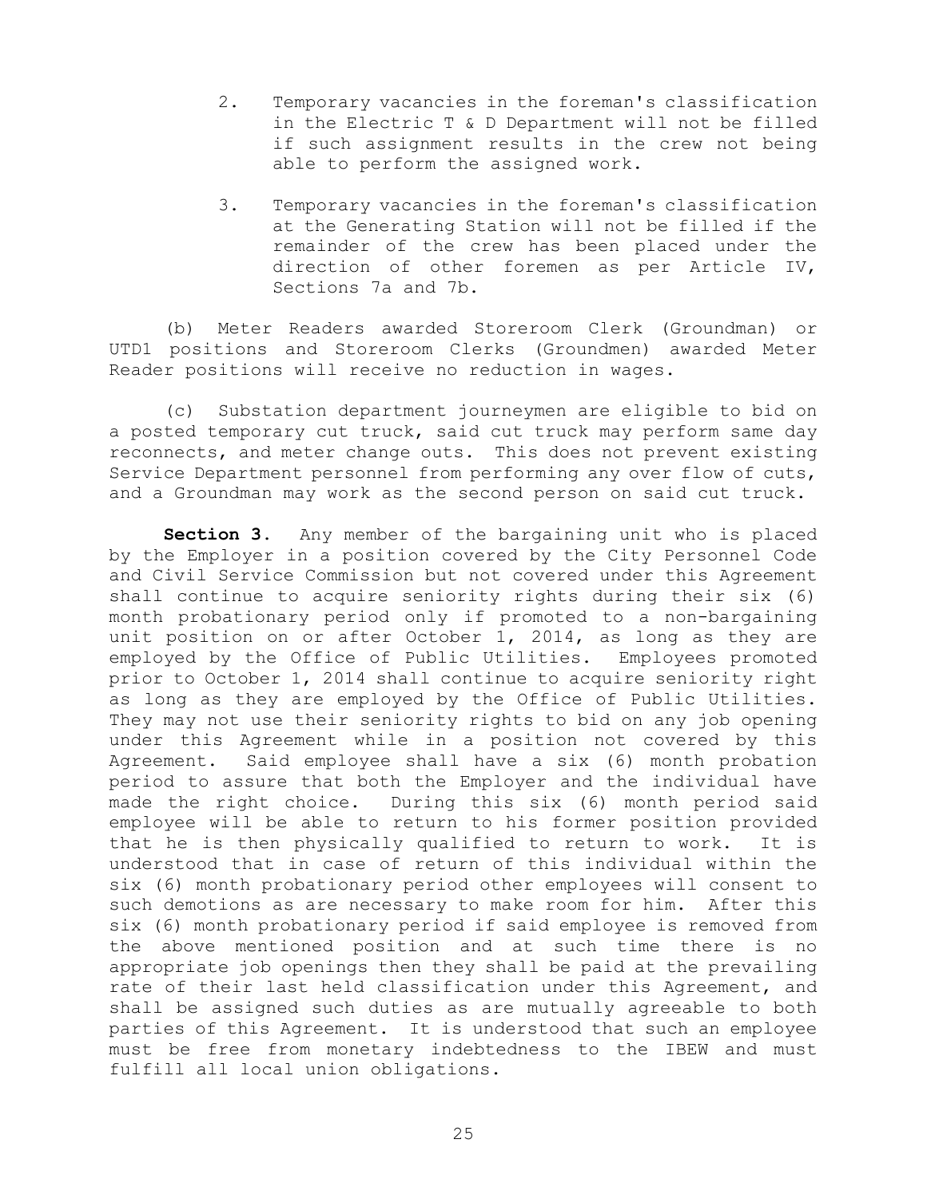2. Temporary vacancies in the foreman's classification in the Electric T & D Department will not be filled if such assignment results in the crew not being able to perform the assigned work.

3. Temporary vacancies in the foreman's classification at the Generating Station will not be filled if the remainder of the crew has been placed under the direction of other foremen as per Article IV, Sections 7a and 7b.

(b) Meter Readers awarded Storeroom Clerk (Groundman) or UTD1 positions and Storeroom Clerks (Groundmen) awarded Meter Reader positions will receive no reduction in wages.

(c) Substation department journeymen are eligible to bid on a posted temporary cut truck, said cut truck may perform same day reconnects, and meter change outs. This does not prevent existing Service Department personnel from performing any over flow of cuts, and a Groundman may work as the second person on said cut truck.

**Section 3.** Any member of the bargaining unit who is placed by the Employer in a position covered by the City Personnel Code and Civil Service Commission but not covered under this Agreement shall continue to acquire seniority rights during their six (6) month probationary period only if promoted to a non-bargaining unit position on or after October 1, 2014, as long as they are employed by the Office of Public Utilities. Employees promoted prior to October 1, 2014 shall continue to acquire seniority right as long as they are employed by the Office of Public Utilities. They may not use their seniority rights to bid on any job opening under this Agreement while in a position not covered by this Agreement. Said employee shall have a six (6) month probation period to assure that both the Employer and the individual have made the right choice. During this six (6) month period said employee will be able to return to his former position provided that he is then physically qualified to return to work. It is understood that in case of return of this individual within the six (6) month probationary period other employees will consent to such demotions as are necessary to make room for him. After this six (6) month probationary period if said employee is removed from the above mentioned position and at such time there is no appropriate job openings then they shall be paid at the prevailing rate of their last held classification under this Agreement, and shall be assigned such duties as are mutually agreeable to both parties of this Agreement. It is understood that such an employee must be free from monetary indebtedness to the IBEW and must fulfill all local union obligations.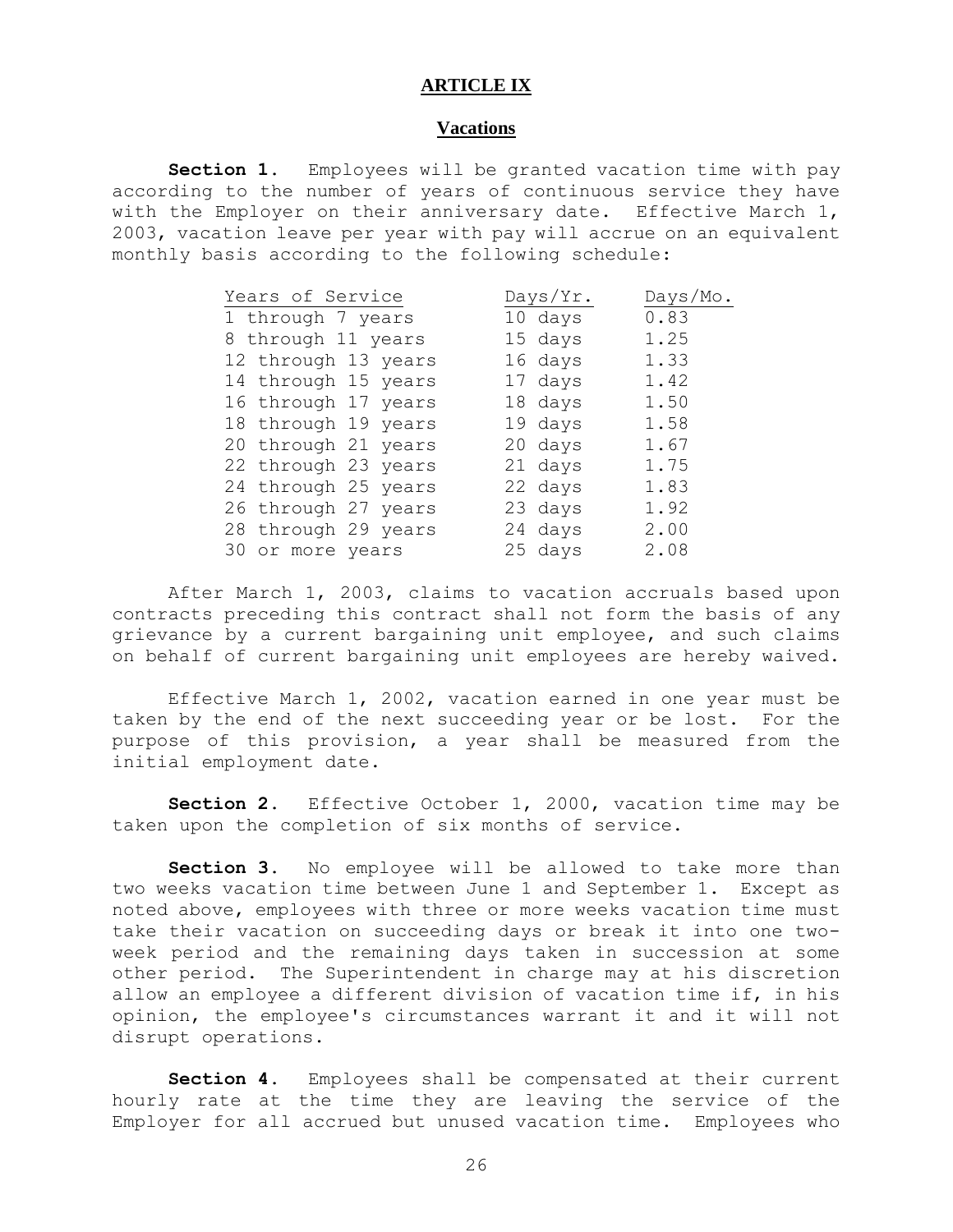# ARTICLE IX

## Vacations

**Section 1.** Employees will be granted vacation time with pay according to the number of years of continuous service they have with the Employer on their anniversary date. Effective March 1, 2003, vacation leave per year with pay will accrue on an equivalent monthly basis according to the following schedule:

| Years of Service | Days/Yr. | Days/Mo. |
|---|---|---|
| 1 through 7 years | 10 days | 0.83 |
| 8 through 11 years | 15 days | 1.25 |
| 12 through 13 years | 16 days | 1.33 |
| 14 through 15 years | 17 days | 1.42 |
| 16 through 17 years | 18 days | 1.50 |
| 18 through 19 years | 19 days | 1.58 |
| 20 through 21 years | 20 days | 1.67 |
| 22 through 23 years | 21 days | 1.75 |
| 24 through 25 years | 22 days | 1.83 |
| 26 through 27 years | 23 days | 1.92 |
| 28 through 29 years | 24 days | 2.00 |
| 30 or more years | 25 days | 2.08 |

After March 1, 2003, claims to vacation accruals based upon contracts preceding this contract shall not form the basis of any grievance by a current bargaining unit employee, and such claims on behalf of current bargaining unit employees are hereby waived.

Effective March 1, 2002, vacation earned in one year must be taken by the end of the next succeeding year or be lost. For the purpose of this provision, a year shall be measured from the initial employment date.

**Section 2.** Effective October 1, 2000, vacation time may be taken upon the completion of six months of service.

**Section 3.** No employee will be allowed to take more than two weeks vacation time between June 1 and September 1. Except as noted above, employees with three or more weeks vacation time must take their vacation on succeeding days or break it into one two-week period and the remaining days taken in succession at some other period. The Superintendent in charge may at his discretion allow an employee a different division of vacation time if, in his opinion, the employee's circumstances warrant it and it will not disrupt operations.

**Section 4.** Employees shall be compensated at their current hourly rate at the time they are leaving the service of the Employer for all accrued but unused vacation time. Employees who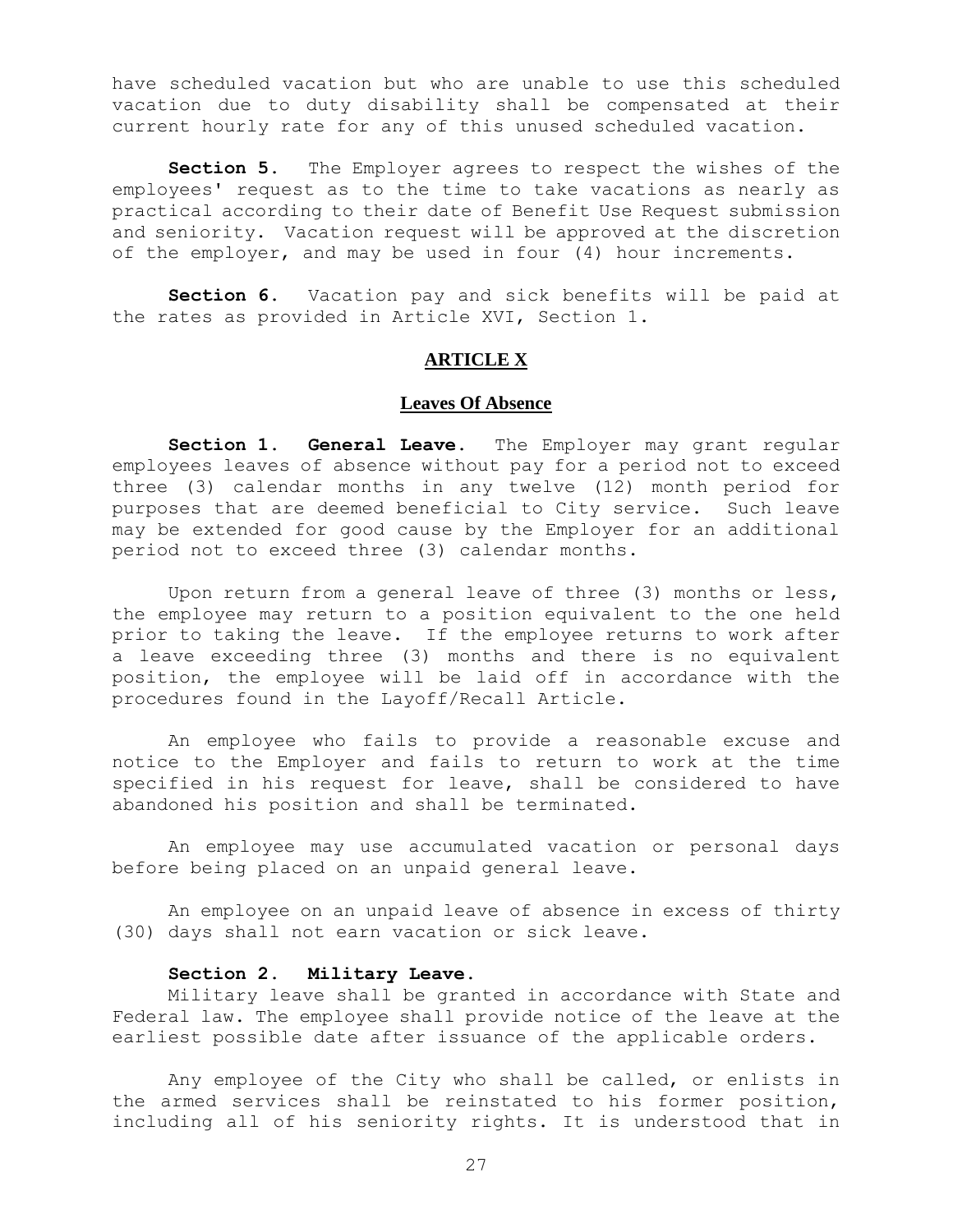have scheduled vacation but who are unable to use this scheduled vacation due to duty disability shall be compensated at their current hourly rate for any of this unused scheduled vacation.

**Section 5.** The Employer agrees to respect the wishes of the employees' request as to the time to take vacations as nearly as practical according to their date of Benefit Use Request submission and seniority. Vacation request will be approved at the discretion of the employer, and may be used in four (4) hour increments.

**Section 6.** Vacation pay and sick benefits will be paid at the rates as provided in Article XVI, Section 1.

## ARTICLE X

### Leaves Of Absence

**Section 1. General Leave.** The Employer may grant regular employees leaves of absence without pay for a period not to exceed three (3) calendar months in any twelve (12) month period for purposes that are deemed beneficial to City service. Such leave may be extended for good cause by the Employer for an additional period not to exceed three (3) calendar months.

Upon return from a general leave of three (3) months or less, the employee may return to a position equivalent to the one held prior to taking the leave. If the employee returns to work after a leave exceeding three (3) months and there is no equivalent position, the employee will be laid off in accordance with the procedures found in the Layoff/Recall Article.

An employee who fails to provide a reasonable excuse and notice to the Employer and fails to return to work at the time specified in his request for leave, shall be considered to have abandoned his position and shall be terminated.

An employee may use accumulated vacation or personal days before being placed on an unpaid general leave.

An employee on an unpaid leave of absence in excess of thirty (30) days shall not earn vacation or sick leave.

**Section 2. Military Leave.**

Military leave shall be granted in accordance with State and Federal law. The employee shall provide notice of the leave at the earliest possible date after issuance of the applicable orders.

Any employee of the City who shall be called, or enlists in the armed services shall be reinstated to his former position, including all of his seniority rights. It is understood that in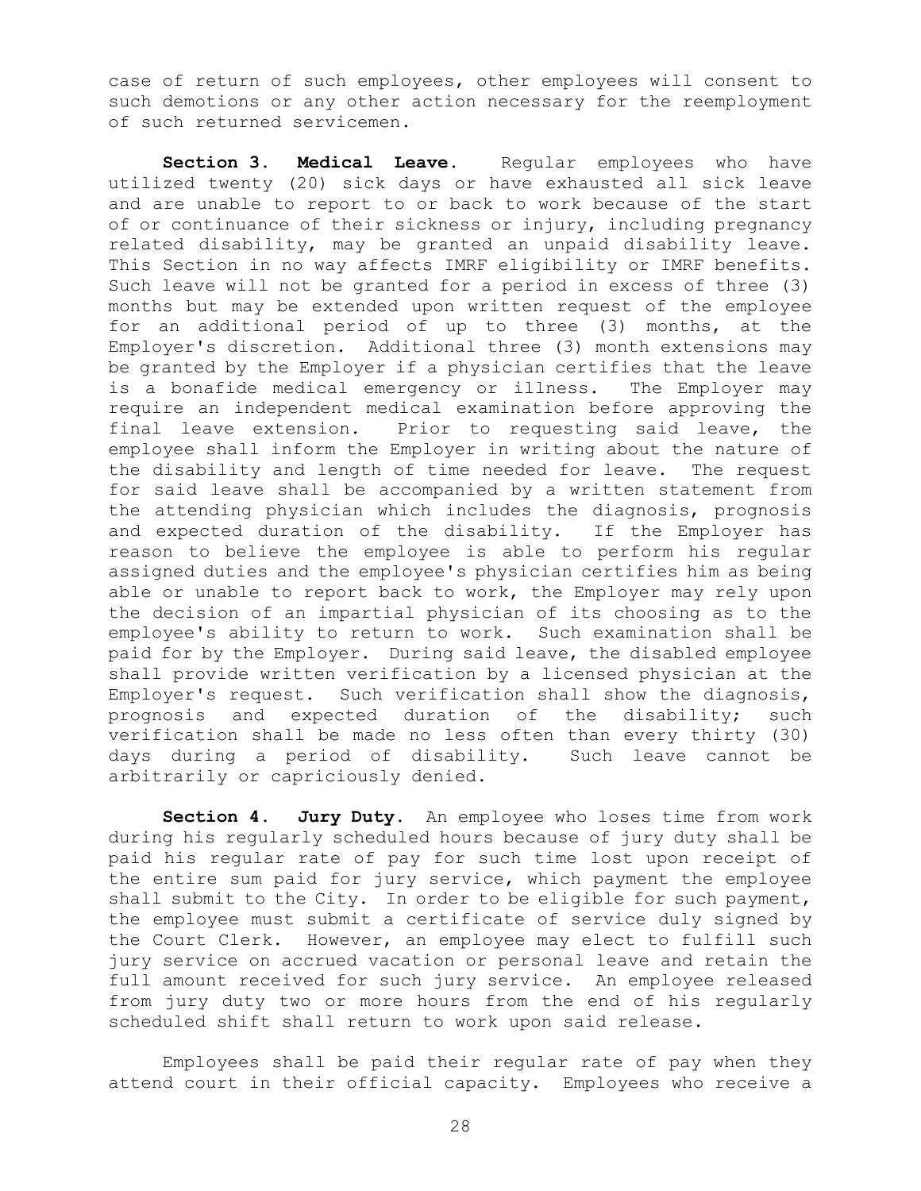case of return of such employees, other employees will consent to such demotions or any other action necessary for the reemployment of such returned servicemen.

**Section 3. Medical Leave.** Regular employees who have utilized twenty (20) sick days or have exhausted all sick leave and are unable to report to or back to work because of the start of or continuance of their sickness or injury, including pregnancy related disability, may be granted an unpaid disability leave. This Section in no way affects IMRF eligibility or IMRF benefits. Such leave will not be granted for a period in excess of three (3) months but may be extended upon written request of the employee for an additional period of up to three (3) months, at the Employer's discretion. Additional three (3) month extensions may be granted by the Employer if a physician certifies that the leave is a bonafide medical emergency or illness. The Employer may require an independent medical examination before approving the final leave extension. Prior to requesting said leave, the employee shall inform the Employer in writing about the nature of the disability and length of time needed for leave. The request for said leave shall be accompanied by a written statement from the attending physician which includes the diagnosis, prognosis and expected duration of the disability. If the Employer has reason to believe the employee is able to perform his regular assigned duties and the employee's physician certifies him as being able or unable to report back to work, the Employer may rely upon the decision of an impartial physician of its choosing as to the employee's ability to return to work. Such examination shall be paid for by the Employer. During said leave, the disabled employee shall provide written verification by a licensed physician at the Employer's request. Such verification shall show the diagnosis, prognosis and expected duration of the disability; such verification shall be made no less often than every thirty (30) days during a period of disability. Such leave cannot be arbitrarily or capriciously denied.

**Section 4. Jury Duty.** An employee who loses time from work during his regularly scheduled hours because of jury duty shall be paid his regular rate of pay for such time lost upon receipt of the entire sum paid for jury service, which payment the employee shall submit to the City. In order to be eligible for such payment, the employee must submit a certificate of service duly signed by the Court Clerk. However, an employee may elect to fulfill such jury service on accrued vacation or personal leave and retain the full amount received for such jury service. An employee released from jury duty two or more hours from the end of his regularly scheduled shift shall return to work upon said release.

Employees shall be paid their regular rate of pay when they attend court in their official capacity. Employees who receive a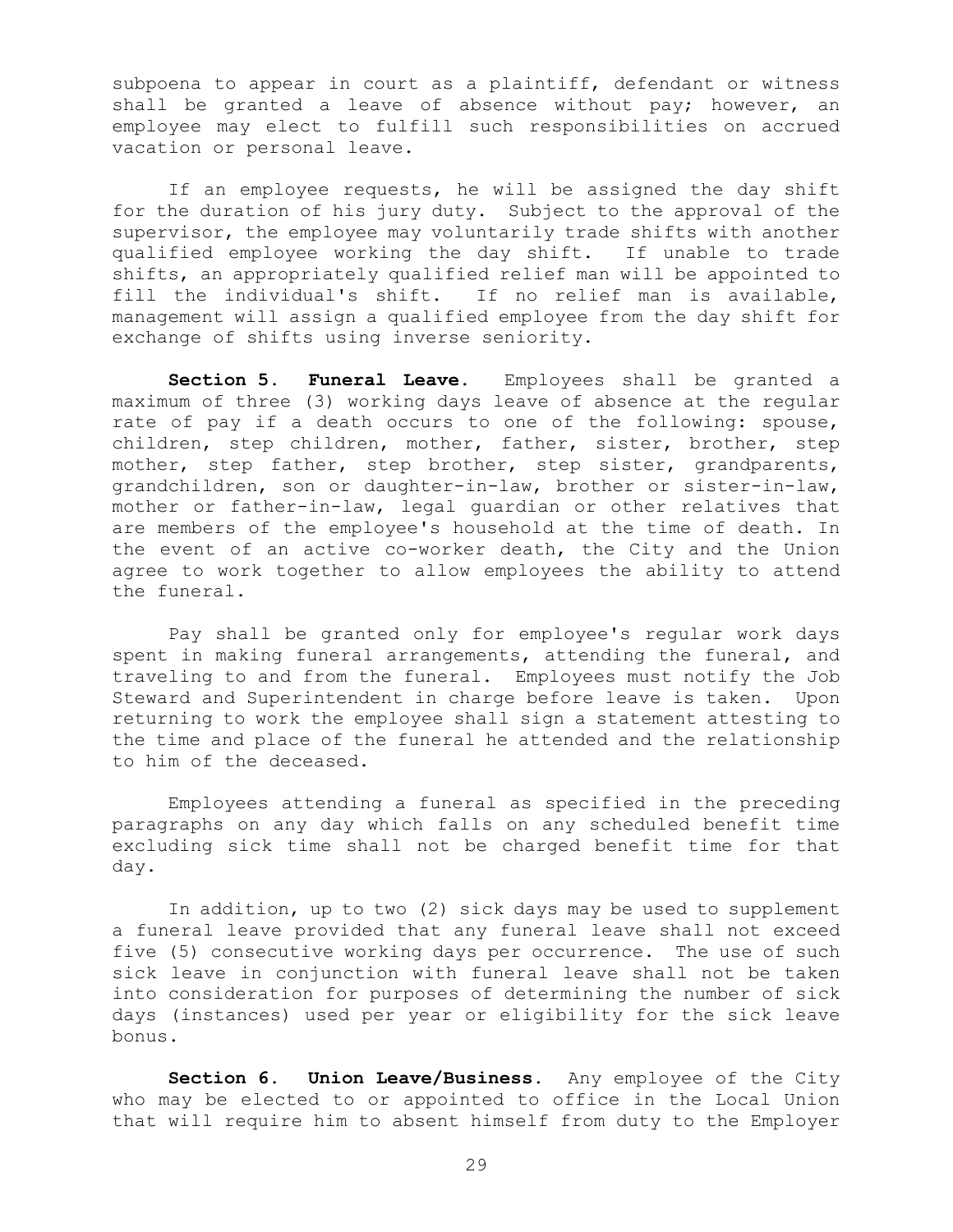subpoena to appear in court as a plaintiff, defendant or witness shall be granted a leave of absence without pay; however, an employee may elect to fulfill such responsibilities on accrued vacation or personal leave.

If an employee requests, he will be assigned the day shift for the duration of his jury duty. Subject to the approval of the supervisor, the employee may voluntarily trade shifts with another qualified employee working the day shift. If unable to trade shifts, an appropriately qualified relief man will be appointed to fill the individual's shift. If no relief man is available, management will assign a qualified employee from the day shift for exchange of shifts using inverse seniority.

**Section 5. Funeral Leave.** Employees shall be granted a maximum of three (3) working days leave of absence at the regular rate of pay if a death occurs to one of the following: spouse, children, step children, mother, father, sister, brother, step mother, step father, step brother, step sister, grandparents, grandchildren, son or daughter-in-law, brother or sister-in-law, mother or father-in-law, legal guardian or other relatives that are members of the employee's household at the time of death. In the event of an active co-worker death, the City and the Union agree to work together to allow employees the ability to attend the funeral.

Pay shall be granted only for employee's regular work days spent in making funeral arrangements, attending the funeral, and traveling to and from the funeral. Employees must notify the Job Steward and Superintendent in charge before leave is taken. Upon returning to work the employee shall sign a statement attesting to the time and place of the funeral he attended and the relationship to him of the deceased.

Employees attending a funeral as specified in the preceding paragraphs on any day which falls on any scheduled benefit time excluding sick time shall not be charged benefit time for that day.

In addition, up to two (2) sick days may be used to supplement a funeral leave provided that any funeral leave shall not exceed five (5) consecutive working days per occurrence. The use of such sick leave in conjunction with funeral leave shall not be taken into consideration for purposes of determining the number of sick days (instances) used per year or eligibility for the sick leave bonus.

**Section 6. Union Leave/Business.** Any employee of the City who may be elected to or appointed to office in the Local Union that will require him to absent himself from duty to the Employer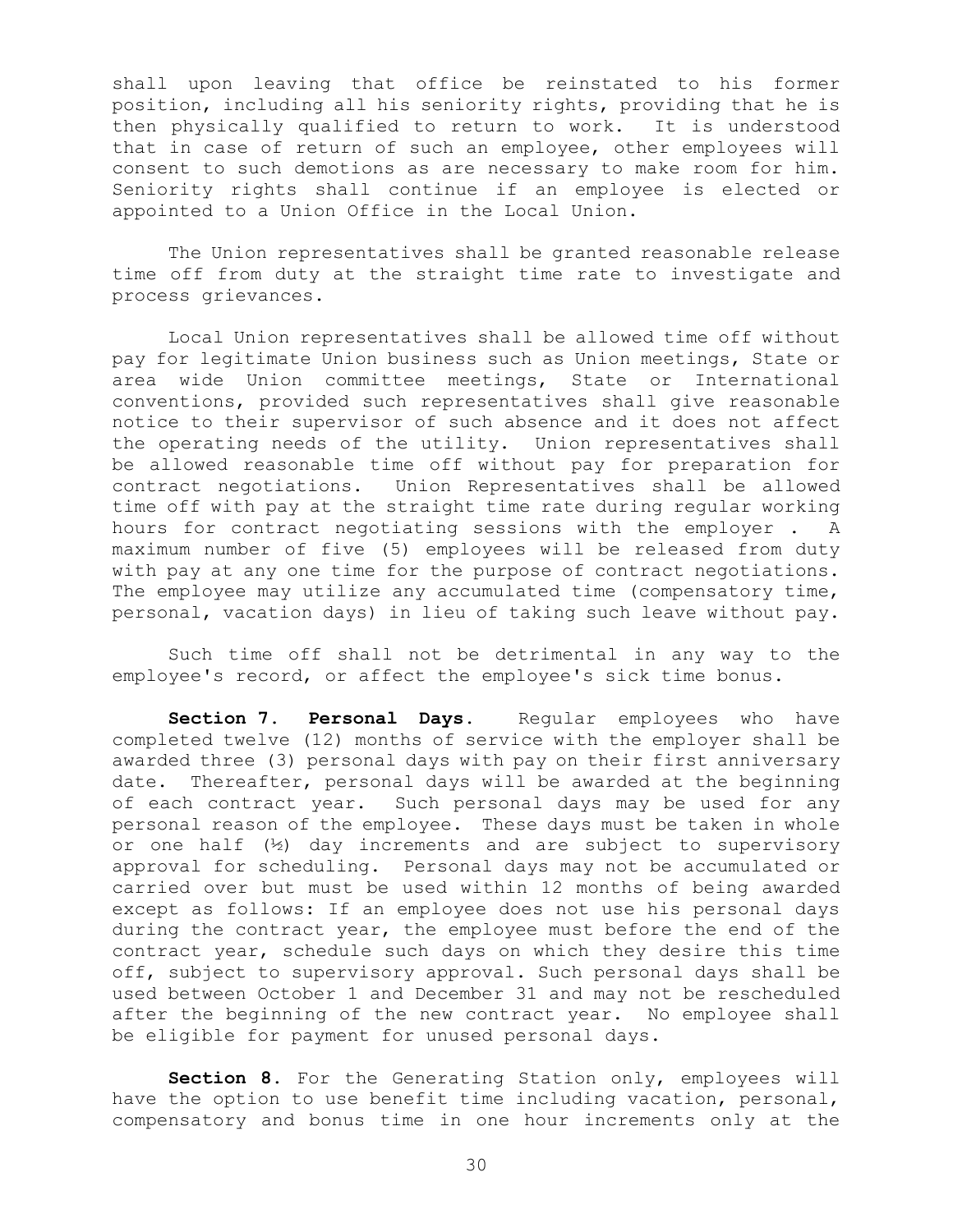shall upon leaving that office be reinstated to his former position, including all his seniority rights, providing that he is then physically qualified to return to work. It is understood that in case of return of such an employee, other employees will consent to such demotions as are necessary to make room for him. Seniority rights shall continue if an employee is elected or appointed to a Union Office in the Local Union.

The Union representatives shall be granted reasonable release time off from duty at the straight time rate to investigate and process grievances.

Local Union representatives shall be allowed time off without pay for legitimate Union business such as Union meetings, State or area wide Union committee meetings, State or International conventions, provided such representatives shall give reasonable notice to their supervisor of such absence and it does not affect the operating needs of the utility. Union representatives shall be allowed reasonable time off without pay for preparation for contract negotiations. Union Representatives shall be allowed time off with pay at the straight time rate during regular working hours for contract negotiating sessions with the employer . A maximum number of five (5) employees will be released from duty with pay at any one time for the purpose of contract negotiations. The employee may utilize any accumulated time (compensatory time, personal, vacation days) in lieu of taking such leave without pay.

Such time off shall not be detrimental in any way to the employee's record, or affect the employee's sick time bonus.

**Section 7. Personal Days.** Regular employees who have completed twelve (12) months of service with the employer shall be awarded three (3) personal days with pay on their first anniversary date. Thereafter, personal days will be awarded at the beginning of each contract year. Such personal days may be used for any personal reason of the employee. These days must be taken in whole or one half (½) day increments and are subject to supervisory approval for scheduling. Personal days may not be accumulated or carried over but must be used within 12 months of being awarded except as follows: If an employee does not use his personal days during the contract year, the employee must before the end of the contract year, schedule such days on which they desire this time off, subject to supervisory approval. Such personal days shall be used between October 1 and December 31 and may not be rescheduled after the beginning of the new contract year. No employee shall be eligible for payment for unused personal days.

**Section 8.** For the Generating Station only, employees will have the option to use benefit time including vacation, personal, compensatory and bonus time in one hour increments only at the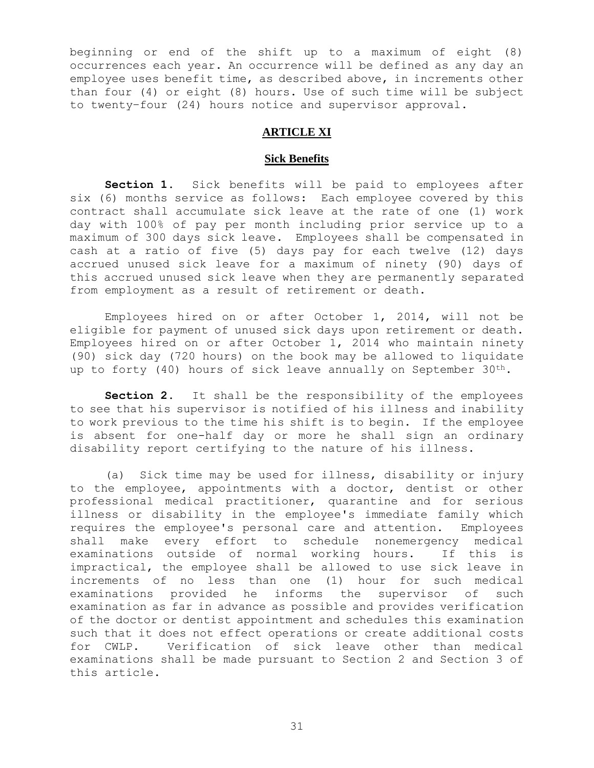beginning or end of the shift up to a maximum of eight (8) occurrences each year. An occurrence will be defined as any day an employee uses benefit time, as described above, in increments other than four (4) or eight (8) hours. Use of such time will be subject to twenty-four (24) hours notice and supervisor approval.

## ARTICLE XI

### Sick Benefits

**Section 1.** Sick benefits will be paid to employees after six (6) months service as follows: Each employee covered by this contract shall accumulate sick leave at the rate of one (1) work day with 100% of pay per month including prior service up to a maximum of 300 days sick leave. Employees shall be compensated in cash at a ratio of five (5) days pay for each twelve (12) days accrued unused sick leave for a maximum of ninety (90) days of this accrued unused sick leave when they are permanently separated from employment as a result of retirement or death.

Employees hired on or after October 1, 2014, will not be eligible for payment of unused sick days upon retirement or death. Employees hired on or after October 1, 2014 who maintain ninety (90) sick day (720 hours) on the book may be allowed to liquidate up to forty (40) hours of sick leave annually on September 30th.

**Section 2.** It shall be the responsibility of the employees to see that his supervisor is notified of his illness and inability to work previous to the time his shift is to begin. If the employee is absent for one-half day or more he shall sign an ordinary disability report certifying to the nature of his illness.

(a) Sick time may be used for illness, disability or injury to the employee, appointments with a doctor, dentist or other professional medical practitioner, quarantine and for serious illness or disability in the employee's immediate family which requires the employee's personal care and attention. Employees shall make every effort to schedule nonemergency medical examinations outside of normal working hours. If this is impractical, the employee shall be allowed to use sick leave in increments of no less than one (1) hour for such medical examinations provided he informs the supervisor of such examination as far in advance as possible and provides verification of the doctor or dentist appointment and schedules this examination such that it does not effect operations or create additional costs for CWLP. Verification of sick leave other than medical examinations shall be made pursuant to Section 2 and Section 3 of this article.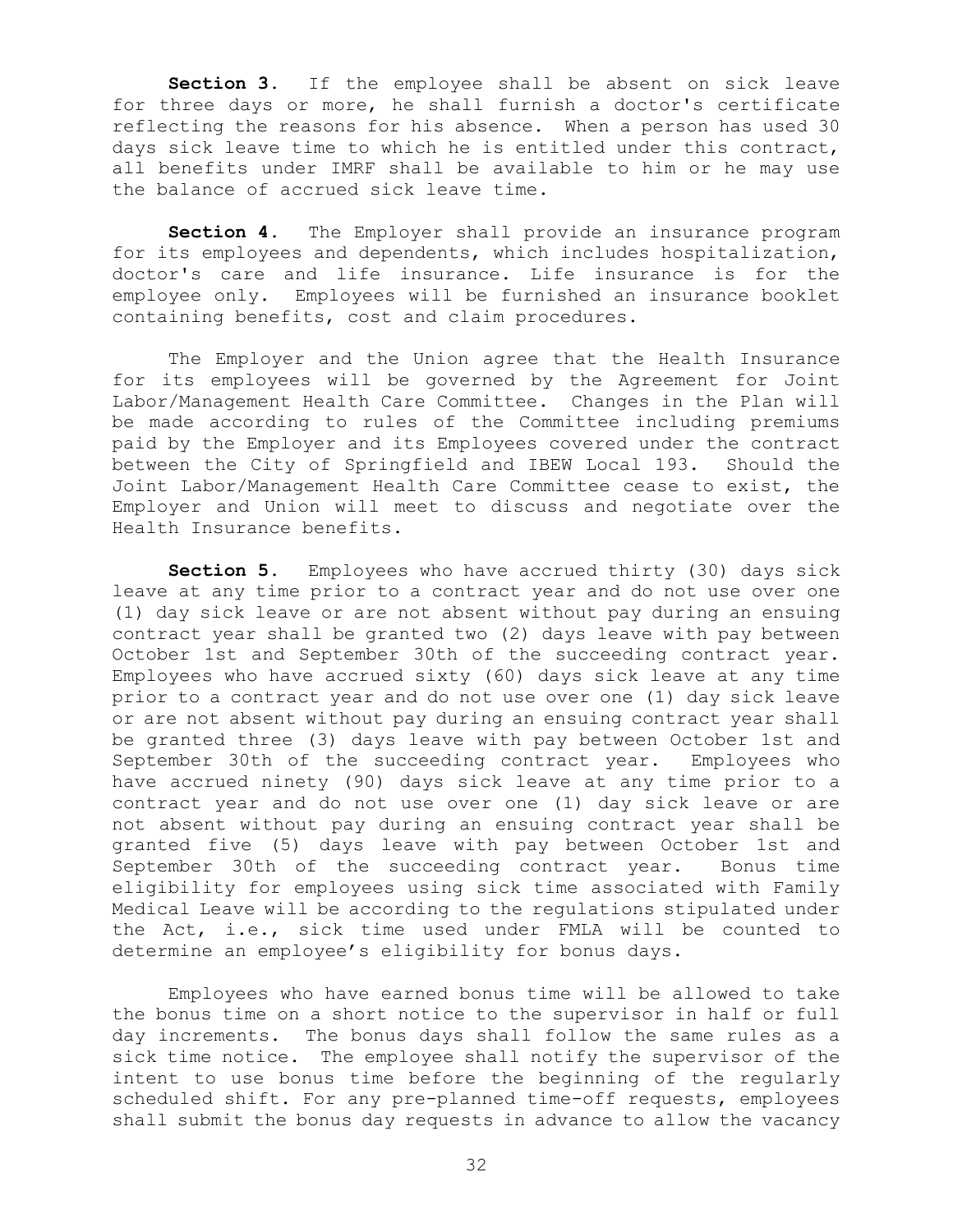**Section 3.** If the employee shall be absent on sick leave for three days or more, he shall furnish a doctor's certificate reflecting the reasons for his absence. When a person has used 30 days sick leave time to which he is entitled under this contract, all benefits under IMRF shall be available to him or he may use the balance of accrued sick leave time.

**Section 4.** The Employer shall provide an insurance program for its employees and dependents, which includes hospitalization, doctor's care and life insurance. Life insurance is for the employee only. Employees will be furnished an insurance booklet containing benefits, cost and claim procedures.

The Employer and the Union agree that the Health Insurance for its employees will be governed by the Agreement for Joint Labor/Management Health Care Committee. Changes in the Plan will be made according to rules of the Committee including premiums paid by the Employer and its Employees covered under the contract between the City of Springfield and IBEW Local 193. Should the Joint Labor/Management Health Care Committee cease to exist, the Employer and Union will meet to discuss and negotiate over the Health Insurance benefits.

**Section 5.** Employees who have accrued thirty (30) days sick leave at any time prior to a contract year and do not use over one (1) day sick leave or are not absent without pay during an ensuing contract year shall be granted two (2) days leave with pay between October 1st and September 30th of the succeeding contract year. Employees who have accrued sixty (60) days sick leave at any time prior to a contract year and do not use over one (1) day sick leave or are not absent without pay during an ensuing contract year shall be granted three (3) days leave with pay between October 1st and September 30th of the succeeding contract year. Employees who have accrued ninety (90) days sick leave at any time prior to a contract year and do not use over one (1) day sick leave or are not absent without pay during an ensuing contract year shall be granted five (5) days leave with pay between October 1st and September 30th of the succeeding contract year. Bonus time eligibility for employees using sick time associated with Family Medical Leave will be according to the regulations stipulated under the Act, i.e., sick time used under FMLA will be counted to determine an employee's eligibility for bonus days.

Employees who have earned bonus time will be allowed to take the bonus time on a short notice to the supervisor in half or full day increments. The bonus days shall follow the same rules as a sick time notice. The employee shall notify the supervisor of the intent to use bonus time before the beginning of the regularly scheduled shift. For any pre-planned time-off requests, employees shall submit the bonus day requests in advance to allow the vacancy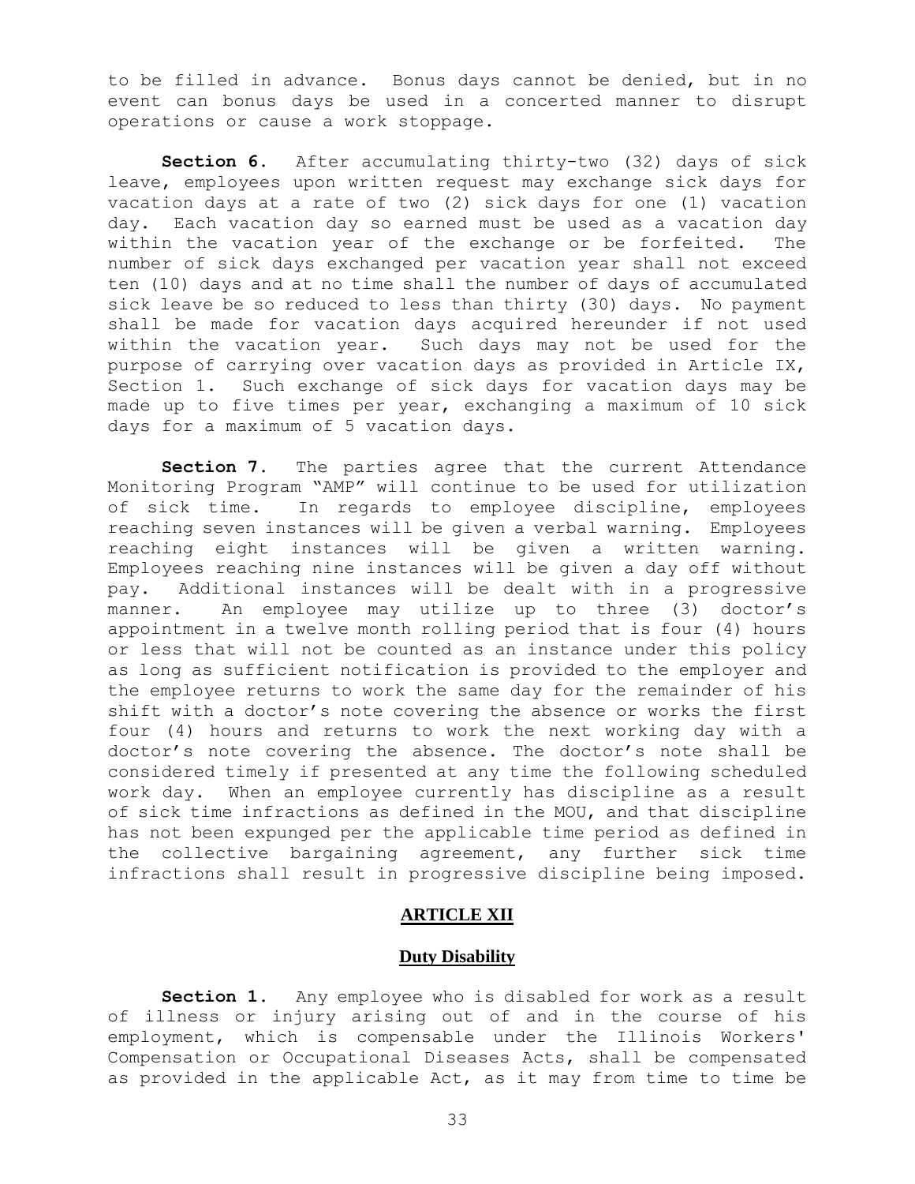to be filled in advance. Bonus days cannot be denied, but in no event can bonus days be used in a concerted manner to disrupt operations or cause a work stoppage.

**Section 6.** After accumulating thirty-two (32) days of sick leave, employees upon written request may exchange sick days for vacation days at a rate of two (2) sick days for one (1) vacation day. Each vacation day so earned must be used as a vacation day within the vacation year of the exchange or be forfeited. The number of sick days exchanged per vacation year shall not exceed ten (10) days and at no time shall the number of days of accumulated sick leave be so reduced to less than thirty (30) days. No payment shall be made for vacation days acquired hereunder if not used within the vacation year. Such days may not be used for the purpose of carrying over vacation days as provided in Article IX, Section 1. Such exchange of sick days for vacation days may be made up to five times per year, exchanging a maximum of 10 sick days for a maximum of 5 vacation days.

**Section 7.** The parties agree that the current Attendance Monitoring Program "AMP" will continue to be used for utilization of sick time. In regards to employee discipline, employees reaching seven instances will be given a verbal warning. Employees reaching eight instances will be given a written warning. Employees reaching nine instances will be given a day off without pay. Additional instances will be dealt with in a progressive manner. An employee may utilize up to three (3) doctor's appointment in a twelve month rolling period that is four (4) hours or less that will not be counted as an instance under this policy as long as sufficient notification is provided to the employer and the employee returns to work the same day for the remainder of his shift with a doctor's note covering the absence or works the first four (4) hours and returns to work the next working day with a doctor's note covering the absence. The doctor's note shall be considered timely if presented at any time the following scheduled work day. When an employee currently has discipline as a result of sick time infractions as defined in the MOU, and that discipline has not been expunged per the applicable time period as defined in the collective bargaining agreement, any further sick time infractions shall result in progressive discipline being imposed.

## ARTICLE XII

### Duty Disability

**Section 1.** Any employee who is disabled for work as a result of illness or injury arising out of and in the course of his employment, which is compensable under the Illinois Workers' Compensation or Occupational Diseases Acts, shall be compensated as provided in the applicable Act, as it may from time to time be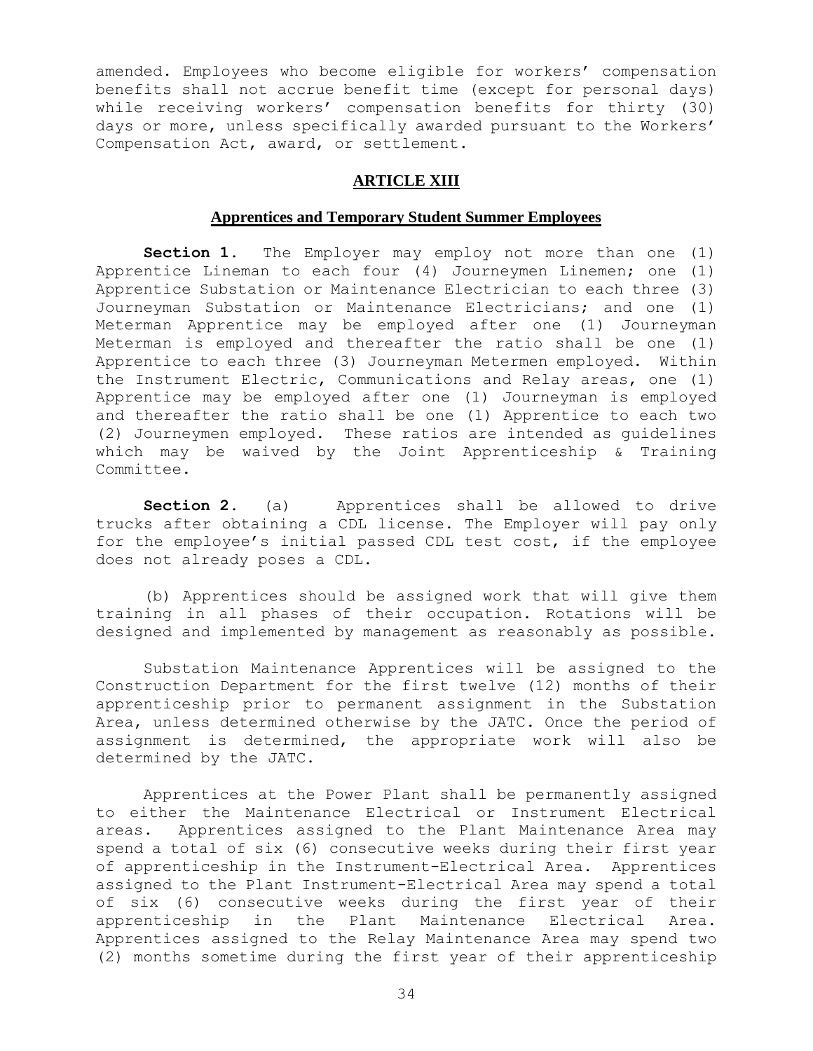amended. Employees who become eligible for workers' compensation benefits shall not accrue benefit time (except for personal days) while receiving workers' compensation benefits for thirty (30) days or more, unless specifically awarded pursuant to the Workers' Compensation Act, award, or settlement.

## ARTICLE XIII

### Apprentices and Temporary Student Summer Employees

**Section 1.** The Employer may employ not more than one (1) Apprentice Lineman to each four (4) Journeymen Linemen; one (1) Apprentice Substation or Maintenance Electrician to each three (3) Journeyman Substation or Maintenance Electricians; and one (1) Meterman Apprentice may be employed after one (1) Journeyman Meterman is employed and thereafter the ratio shall be one (1) Apprentice to each three (3) Journeyman Metermen employed. Within the Instrument Electric, Communications and Relay areas, one (1) Apprentice may be employed after one (1) Journeyman is employed and thereafter the ratio shall be one (1) Apprentice to each two (2) Journeymen employed. These ratios are intended as guidelines which may be waived by the Joint Apprenticeship & Training Committee.

**Section 2.** (a) Apprentices shall be allowed to drive trucks after obtaining a CDL license. The Employer will pay only for the employee's initial passed CDL test cost, if the employee does not already poses a CDL.

(b) Apprentices should be assigned work that will give them training in all phases of their occupation. Rotations will be designed and implemented by management as reasonably as possible.

Substation Maintenance Apprentices will be assigned to the Construction Department for the first twelve (12) months of their apprenticeship prior to permanent assignment in the Substation Area, unless determined otherwise by the JATC. Once the period of assignment is determined, the appropriate work will also be determined by the JATC.

Apprentices at the Power Plant shall be permanently assigned to either the Maintenance Electrical or Instrument Electrical areas. Apprentices assigned to the Plant Maintenance Area may spend a total of six (6) consecutive weeks during their first year of apprenticeship in the Instrument-Electrical Area. Apprentices assigned to the Plant Instrument-Electrical Area may spend a total of six (6) consecutive weeks during the first year of their apprenticeship in the Plant Maintenance Electrical Area. Apprentices assigned to the Relay Maintenance Area may spend two (2) months sometime during the first year of their apprenticeship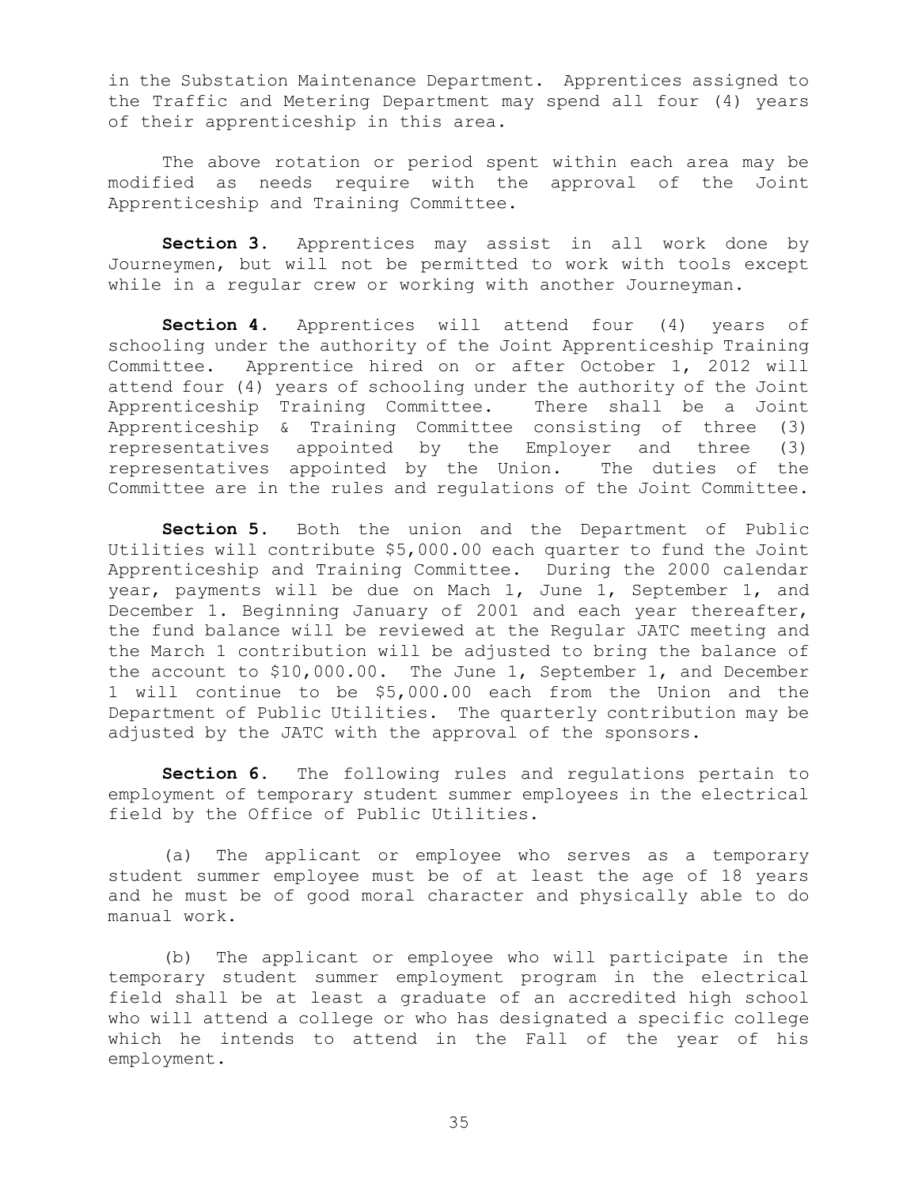in the Substation Maintenance Department. Apprentices assigned to the Traffic and Metering Department may spend all four (4) years of their apprenticeship in this area.

The above rotation or period spent within each area may be modified as needs require with the approval of the Joint Apprenticeship and Training Committee.

**Section 3.** Apprentices may assist in all work done by Journeymen, but will not be permitted to work with tools except while in a regular crew or working with another Journeyman.

**Section 4.** Apprentices will attend four (4) years of schooling under the authority of the Joint Apprenticeship Training Committee. Apprentice hired on or after October 1, 2012 will attend four (4) years of schooling under the authority of the Joint Apprenticeship Training Committee. There shall be a Joint Apprenticeship & Training Committee consisting of three (3) representatives appointed by the Employer and three (3) representatives appointed by the Union. The duties of the Committee are in the rules and regulations of the Joint Committee.

**Section 5.** Both the union and the Department of Public Utilities will contribute $5,000.00 each quarter to fund the Joint Apprenticeship and Training Committee. During the 2000 calendar year, payments will be due on Mach 1, June 1, September 1, and December 1. Beginning January of 2001 and each year thereafter, the fund balance will be reviewed at the Regular JATC meeting and the March 1 contribution will be adjusted to bring the balance of the account to $10,000.00. The June 1, September 1, and December 1 will continue to be $5,000.00 each from the Union and the Department of Public Utilities. The quarterly contribution may be adjusted by the JATC with the approval of the sponsors.

**Section 6.** The following rules and regulations pertain to employment of temporary student summer employees in the electrical field by the Office of Public Utilities.

(a) The applicant or employee who serves as a temporary student summer employee must be of at least the age of 18 years and he must be of good moral character and physically able to do manual work.

(b) The applicant or employee who will participate in the temporary student summer employment program in the electrical field shall be at least a graduate of an accredited high school who will attend a college or who has designated a specific college which he intends to attend in the Fall of the year of his employment.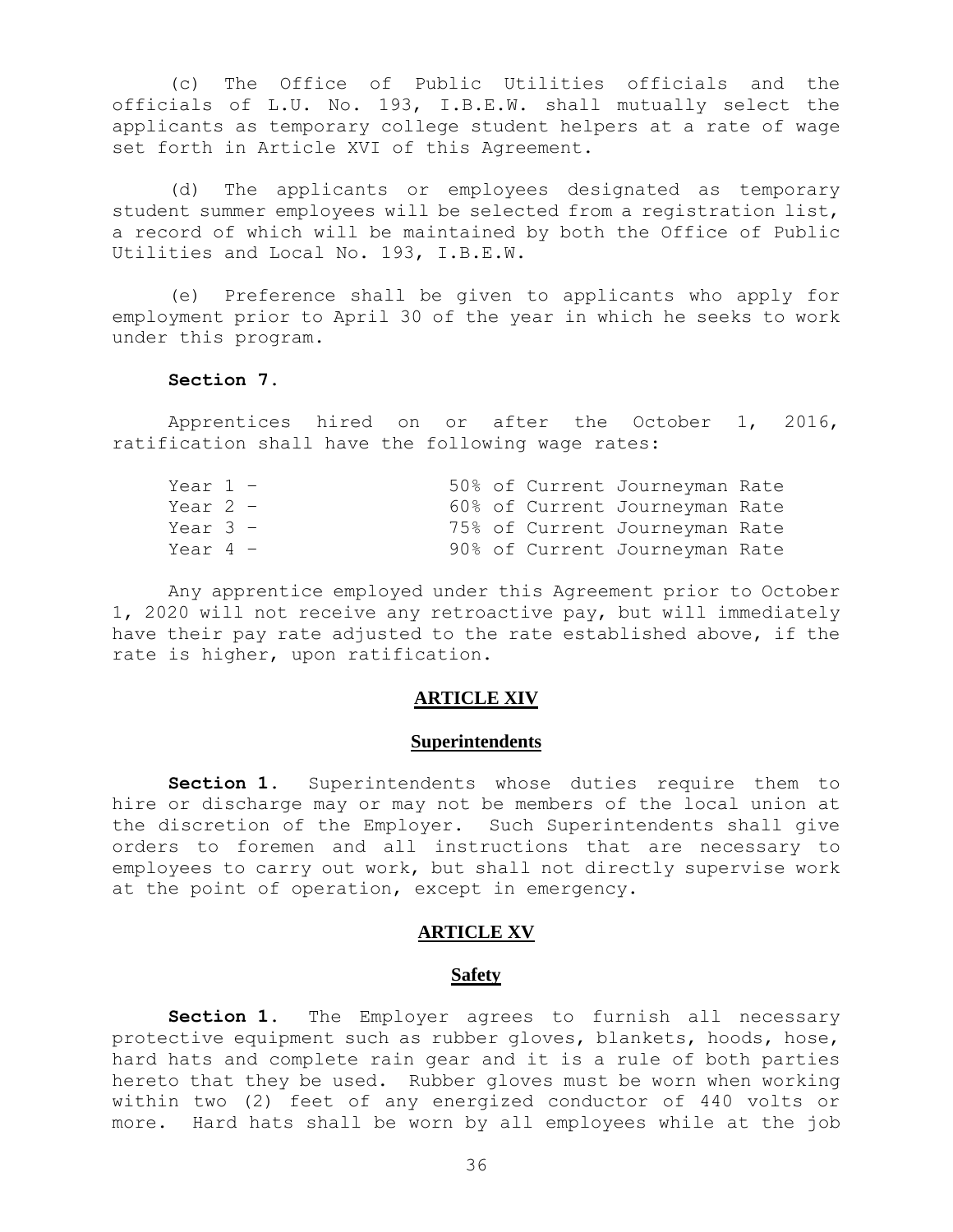(c) The Office of Public Utilities officials and the officials of L.U. No. 193, I.B.E.W. shall mutually select the applicants as temporary college student helpers at a rate of wage set forth in Article XVI of this Agreement.

(d) The applicants or employees designated as temporary student summer employees will be selected from a registration list, a record of which will be maintained by both the Office of Public Utilities and Local No. 193, I.B.E.W.

(e) Preference shall be given to applicants who apply for employment prior to April 30 of the year in which he seeks to work under this program.

**Section 7.**

Apprentices hired on or after the October 1, 2016, ratification shall have the following wage rates:

| | |
|---|---|
| Year 1 – | 50% of Current Journeyman Rate |
| Year 2 – | 60% of Current Journeyman Rate |
| Year 3 – | 75% of Current Journeyman Rate |
| Year 4 – | 90% of Current Journeyman Rate |

Any apprentice employed under this Agreement prior to October 1, 2020 will not receive any retroactive pay, but will immediately have their pay rate adjusted to the rate established above, if the rate is higher, upon ratification.

## ARTICLE XIV

### Superintendents

**Section 1.** Superintendents whose duties require them to hire or discharge may or may not be members of the local union at the discretion of the Employer. Such Superintendents shall give orders to foremen and all instructions that are necessary to employees to carry out work, but shall not directly supervise work at the point of operation, except in emergency.

## ARTICLE XV

### Safety

**Section 1.** The Employer agrees to furnish all necessary protective equipment such as rubber gloves, blankets, hoods, hose, hard hats and complete rain gear and it is a rule of both parties hereto that they be used. Rubber gloves must be worn when working within two (2) feet of any energized conductor of 440 volts or more. Hard hats shall be worn by all employees while at the job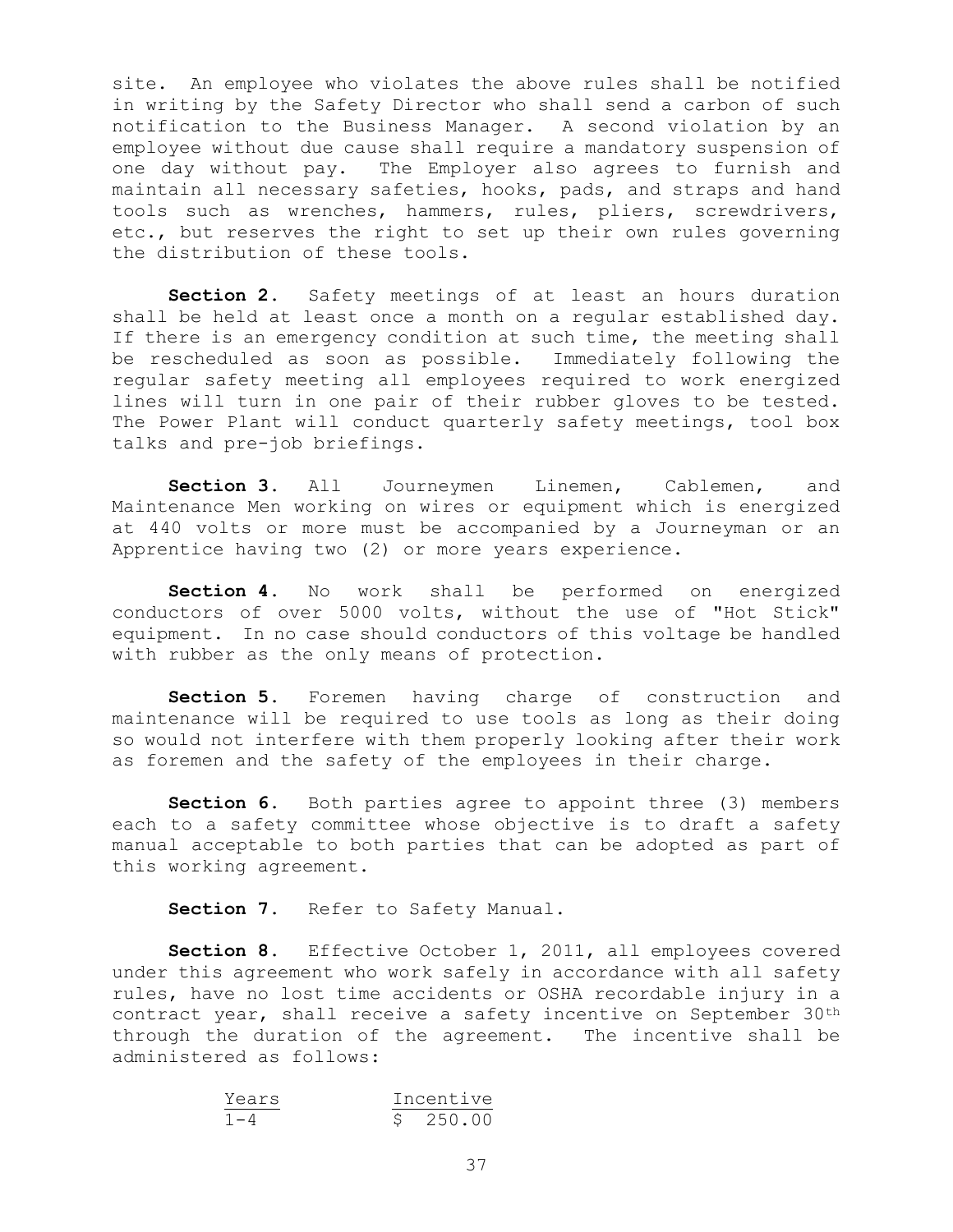site. An employee who violates the above rules shall be notified in writing by the Safety Director who shall send a carbon of such notification to the Business Manager. A second violation by an employee without due cause shall require a mandatory suspension of one day without pay. The Employer also agrees to furnish and maintain all necessary safeties, hooks, pads, and straps and hand tools such as wrenches, hammers, rules, pliers, screwdrivers, etc., but reserves the right to set up their own rules governing the distribution of these tools.

**Section 2.** Safety meetings of at least an hours duration shall be held at least once a month on a regular established day. If there is an emergency condition at such time, the meeting shall be rescheduled as soon as possible. Immediately following the regular safety meeting all employees required to work energized lines will turn in one pair of their rubber gloves to be tested. The Power Plant will conduct quarterly safety meetings, tool box talks and pre-job briefings.

**Section 3.** All Journeymen Linemen, Cablemen, and Maintenance Men working on wires or equipment which is energized at 440 volts or more must be accompanied by a Journeyman or an Apprentice having two (2) or more years experience.

**Section 4.** No work shall be performed on energized conductors of over 5000 volts, without the use of "Hot Stick" equipment. In no case should conductors of this voltage be handled with rubber as the only means of protection.

**Section 5.** Foremen having charge of construction and maintenance will be required to use tools as long as their doing so would not interfere with them properly looking after their work as foremen and the safety of the employees in their charge.

**Section 6.** Both parties agree to appoint three (3) members each to a safety committee whose objective is to draft a safety manual acceptable to both parties that can be adopted as part of this working agreement.

**Section 7.** Refer to Safety Manual.

**Section 8.** Effective October 1, 2011, all employees covered under this agreement who work safely in accordance with all safety rules, have no lost time accidents or OSHA recordable injury in a contract year, shall receive a safety incentive on September 30th through the duration of the agreement. The incentive shall be administered as follows:

| Years | Incentive |
|---|---|
| 1-4 | $ 250.00 |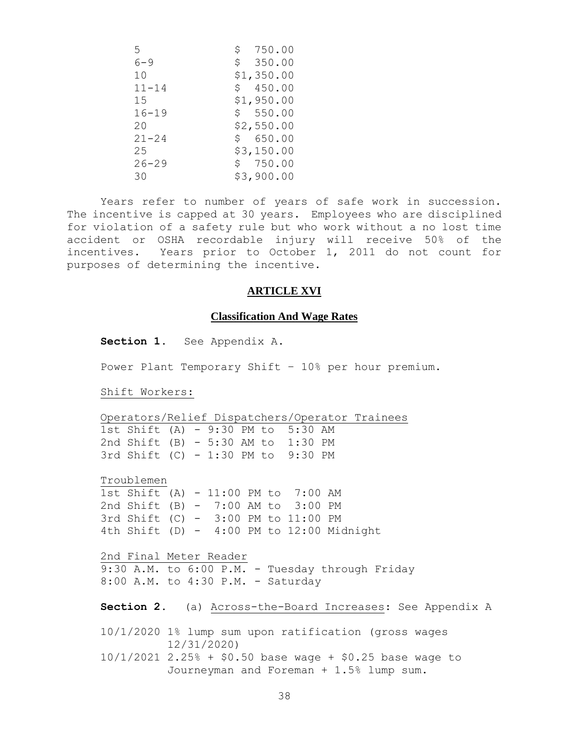| | |
|---|---|
| 5 | $ 750.00 |
| 6-9 | $ 350.00 |
| 10 | $1,350.00 |
| 11-14 | $ 450.00 |
| 15 | $1,950.00 |
| 16-19 | $ 550.00 |
| 20 | $2,550.00 |
| 21-24 | $ 650.00 |
| 25 | $3,150.00 |
| 26-29 | $ 750.00 |
| 30 | $3,900.00 |

Years refer to number of years of safe work in succession. The incentive is capped at 30 years. Employees who are disciplined for violation of a safety rule but who work without a no lost time accident or OSHA recordable injury will receive 50% of the incentives. Years prior to October 1, 2011 do not count for purposes of determining the incentive.

## ARTICLE XVI

### Classification And Wage Rates

**Section 1.** See Appendix A.

Power Plant Temporary Shift – 10% per hour premium.

Shift Workers:

Operators/Relief Dispatchers/Operator Trainees
1st Shift (A) - 9:30 PM to 5:30 AM
2nd Shift (B) - 5:30 AM to 1:30 PM
3rd Shift (C) - 1:30 PM to 9:30 PM

Troublemen
1st Shift (A) - 11:00 PM to 7:00 AM
2nd Shift (B) - 7:00 AM to 3:00 PM
3rd Shift (C) - 3:00 PM to 11:00 PM
4th Shift (D) - 4:00 PM to 12:00 Midnight

2nd Final Meter Reader
9:30 A.M. to 6:00 P.M. - Tuesday through Friday
8:00 A.M. to 4:30 P.M. - Saturday

**Section 2.** (a) Across-the-Board Increases: See Appendix A

10/1/2020 1% lump sum upon ratification (gross wages 12/31/2020)
10/1/2021 2.25% + $0.50 base wage + $0.25 base wage to Journeyman and Foreman + 1.5% lump sum.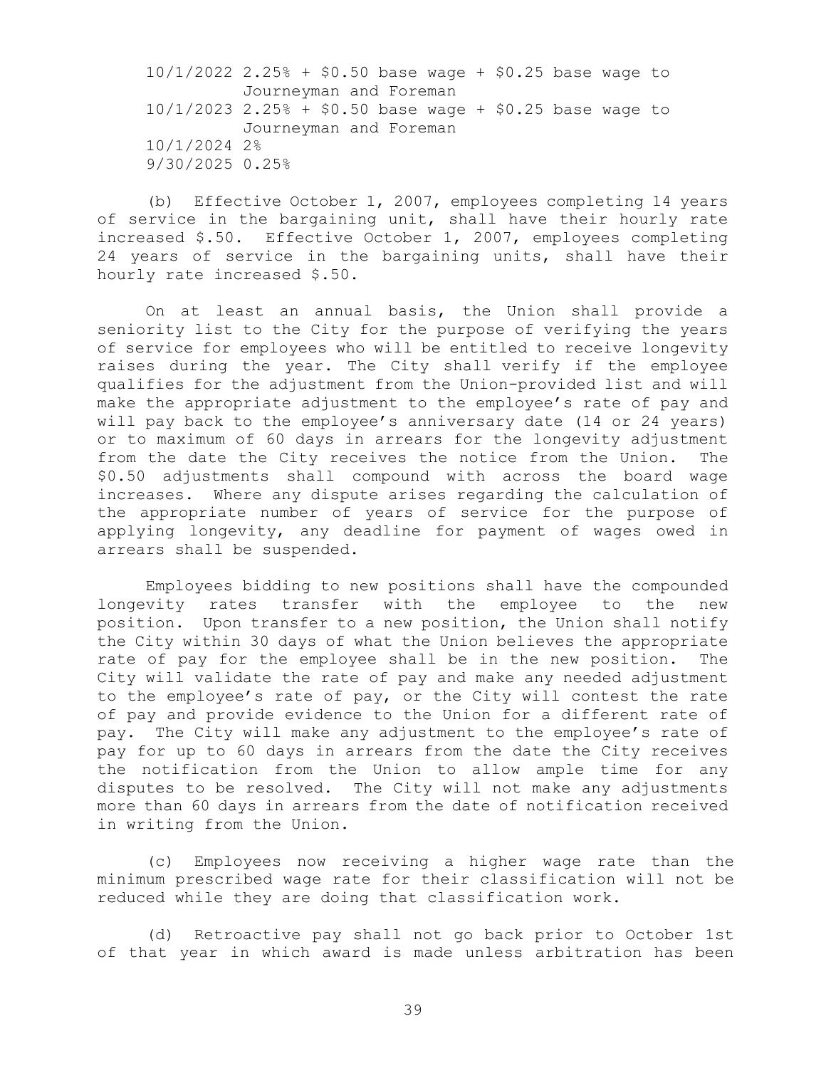10/1/2022 2.25% + $0.50 base wage + $0.25 base wage to Journeyman and Foreman
10/1/2023 2.25% + $0.50 base wage + $0.25 base wage to Journeyman and Foreman
10/1/2024 2%
9/30/2025 0.25%

(b) Effective October 1, 2007, employees completing 14 years of service in the bargaining unit, shall have their hourly rate increased $.50. Effective October 1, 2007, employees completing 24 years of service in the bargaining units, shall have their hourly rate increased $.50.

On at least an annual basis, the Union shall provide a seniority list to the City for the purpose of verifying the years of service for employees who will be entitled to receive longevity raises during the year. The City shall verify if the employee qualifies for the adjustment from the Union-provided list and will make the appropriate adjustment to the employee's rate of pay and will pay back to the employee's anniversary date (14 or 24 years) or to maximum of 60 days in arrears for the longevity adjustment from the date the City receives the notice from the Union. The $0.50 adjustments shall compound with across the board wage increases. Where any dispute arises regarding the calculation of the appropriate number of years of service for the purpose of applying longevity, any deadline for payment of wages owed in arrears shall be suspended.

Employees bidding to new positions shall have the compounded longevity rates transfer with the employee to the new position. Upon transfer to a new position, the Union shall notify the City within 30 days of what the Union believes the appropriate rate of pay for the employee shall be in the new position. The City will validate the rate of pay and make any needed adjustment to the employee's rate of pay, or the City will contest the rate of pay and provide evidence to the Union for a different rate of pay. The City will make any adjustment to the employee's rate of pay for up to 60 days in arrears from the date the City receives the notification from the Union to allow ample time for any disputes to be resolved. The City will not make any adjustments more than 60 days in arrears from the date of notification received in writing from the Union.

(c) Employees now receiving a higher wage rate than the minimum prescribed wage rate for their classification will not be reduced while they are doing that classification work.

(d) Retroactive pay shall not go back prior to October 1st of that year in which award is made unless arbitration has been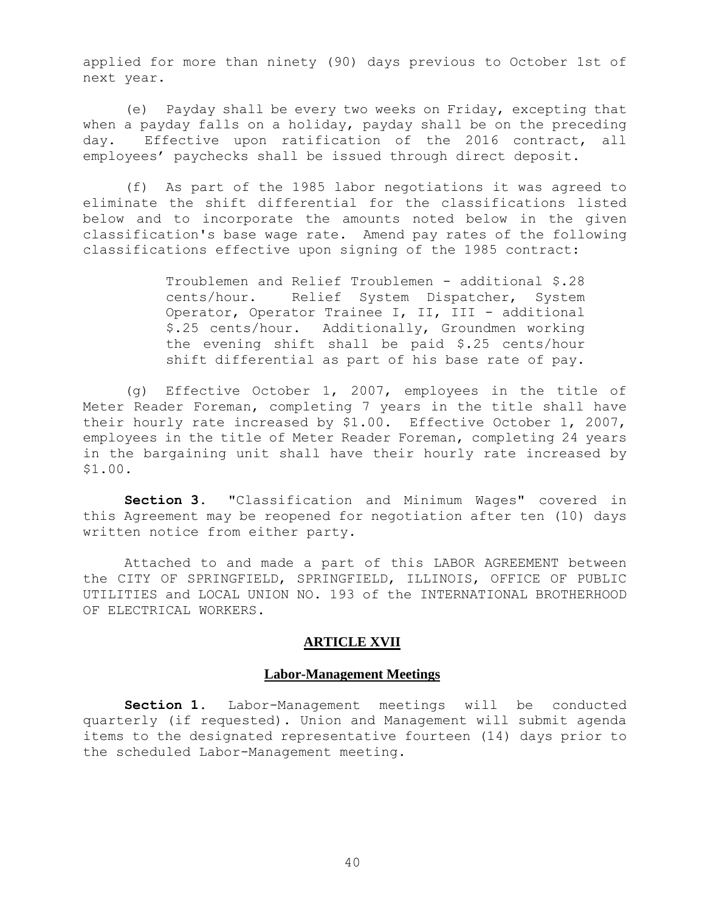applied for more than ninety (90) days previous to October 1st of next year.

(e) Payday shall be every two weeks on Friday, excepting that when a payday falls on a holiday, payday shall be on the preceding day. Effective upon ratification of the 2016 contract, all employees' paychecks shall be issued through direct deposit.

(f) As part of the 1985 labor negotiations it was agreed to eliminate the shift differential for the classifications listed below and to incorporate the amounts noted below in the given classification's base wage rate. Amend pay rates of the following classifications effective upon signing of the 1985 contract:

> Troublemen and Relief Troublemen - additional $.28 cents/hour. Relief System Dispatcher, System Operator, Operator Trainee I, II, III - additional $.25 cents/hour. Additionally, Groundmen working the evening shift shall be paid $.25 cents/hour shift differential as part of his base rate of pay.

(g) Effective October 1, 2007, employees in the title of Meter Reader Foreman, completing 7 years in the title shall have their hourly rate increased by $1.00. Effective October 1, 2007, employees in the title of Meter Reader Foreman, completing 24 years in the bargaining unit shall have their hourly rate increased by $1.00.

**Section 3.** "Classification and Minimum Wages" covered in this Agreement may be reopened for negotiation after ten (10) days written notice from either party.

Attached to and made a part of this LABOR AGREEMENT between the CITY OF SPRINGFIELD, SPRINGFIELD, ILLINOIS, OFFICE OF PUBLIC UTILITIES and LOCAL UNION NO. 193 of the INTERNATIONAL BROTHERHOOD OF ELECTRICAL WORKERS.

## ARTICLE XVII

### Labor-Management Meetings

**Section 1.** Labor-Management meetings will be conducted quarterly (if requested). Union and Management will submit agenda items to the designated representative fourteen (14) days prior to the scheduled Labor-Management meeting.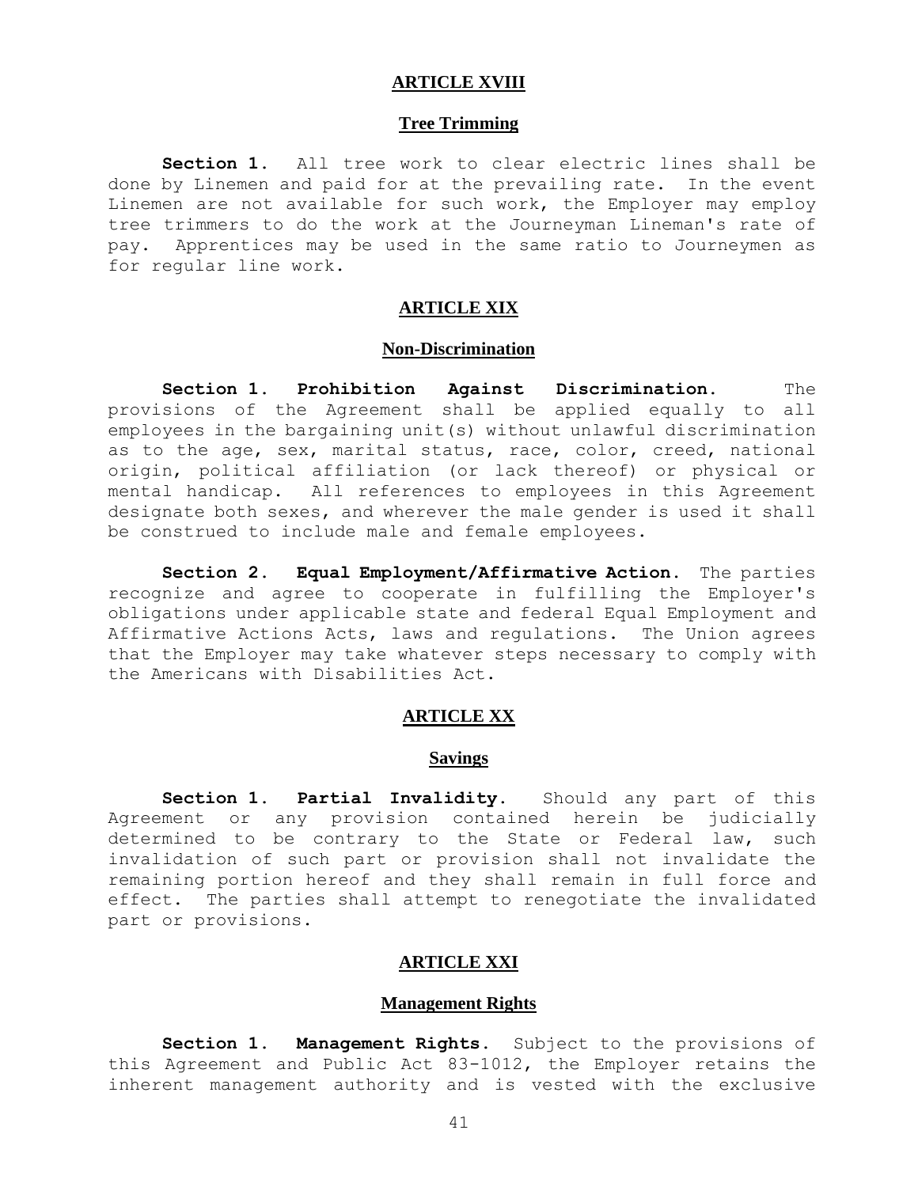## ARTICLE XVIII

### Tree Trimming

**Section 1.** All tree work to clear electric lines shall be done by Linemen and paid for at the prevailing rate. In the event Linemen are not available for such work, the Employer may employ tree trimmers to do the work at the Journeyman Lineman's rate of pay. Apprentices may be used in the same ratio to Journeymen as for regular line work.

## ARTICLE XIX

### Non-Discrimination

**Section 1. Prohibition Against Discrimination.** The provisions of the Agreement shall be applied equally to all employees in the bargaining unit(s) without unlawful discrimination as to the age, sex, marital status, race, color, creed, national origin, political affiliation (or lack thereof) or physical or mental handicap. All references to employees in this Agreement designate both sexes, and wherever the male gender is used it shall be construed to include male and female employees.

**Section 2. Equal Employment/Affirmative Action.** The parties recognize and agree to cooperate in fulfilling the Employer's obligations under applicable state and federal Equal Employment and Affirmative Actions Acts, laws and regulations. The Union agrees that the Employer may take whatever steps necessary to comply with the Americans with Disabilities Act.

## ARTICLE XX

### Savings

**Section 1. Partial Invalidity.** Should any part of this Agreement or any provision contained herein be judicially determined to be contrary to the State or Federal law, such invalidation of such part or provision shall not invalidate the remaining portion hereof and they shall remain in full force and effect. The parties shall attempt to renegotiate the invalidated part or provisions.

## ARTICLE XXI

### Management Rights

**Section 1. Management Rights.** Subject to the provisions of this Agreement and Public Act 83-1012, the Employer retains the inherent management authority and is vested with the exclusive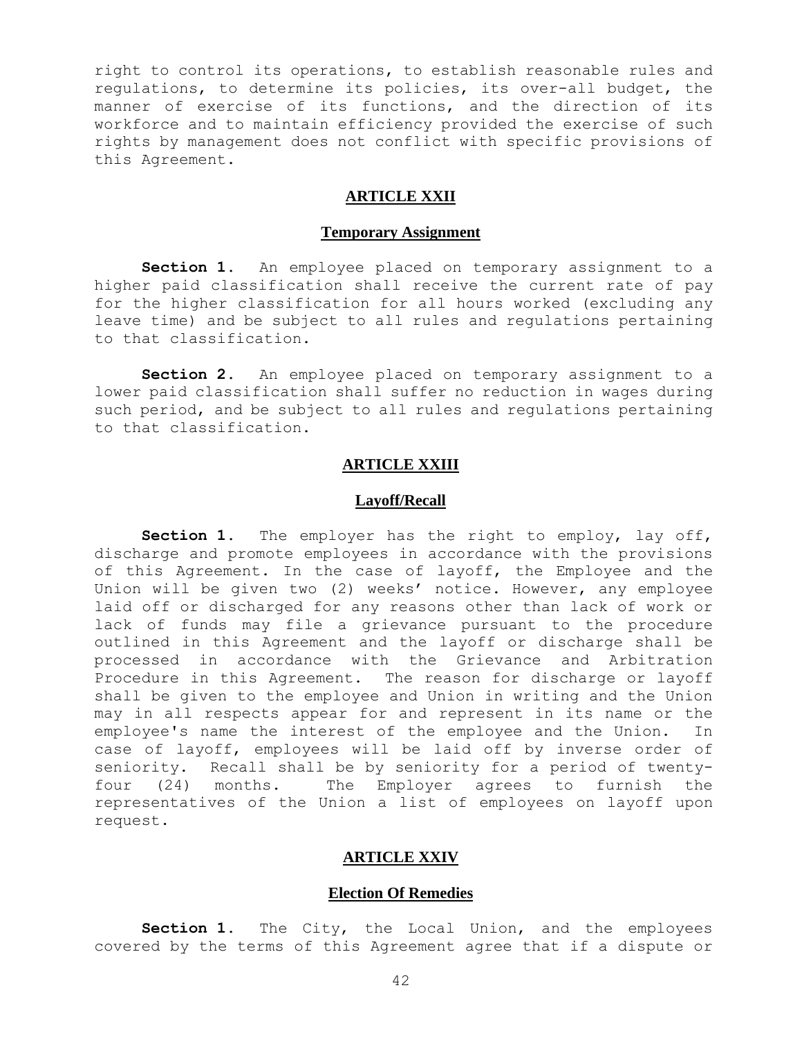right to control its operations, to establish reasonable rules and regulations, to determine its policies, its over-all budget, the manner of exercise of its functions, and the direction of its workforce and to maintain efficiency provided the exercise of such rights by management does not conflict with specific provisions of this Agreement.

## ARTICLE XXII

### Temporary Assignment

**Section 1.** An employee placed on temporary assignment to a higher paid classification shall receive the current rate of pay for the higher classification for all hours worked (excluding any leave time) and be subject to all rules and regulations pertaining to that classification.

**Section 2.** An employee placed on temporary assignment to a lower paid classification shall suffer no reduction in wages during such period, and be subject to all rules and regulations pertaining to that classification.

## ARTICLE XXIII

### Layoff/Recall

**Section 1.** The employer has the right to employ, lay off, discharge and promote employees in accordance with the provisions of this Agreement. In the case of layoff, the Employee and the Union will be given two (2) weeks' notice. However, any employee laid off or discharged for any reasons other than lack of work or lack of funds may file a grievance pursuant to the procedure outlined in this Agreement and the layoff or discharge shall be processed in accordance with the Grievance and Arbitration Procedure in this Agreement. The reason for discharge or layoff shall be given to the employee and Union in writing and the Union may in all respects appear for and represent in its name or the employee's name the interest of the employee and the Union. In case of layoff, employees will be laid off by inverse order of seniority. Recall shall be by seniority for a period of twenty-four (24) months. The Employer agrees to furnish the representatives of the Union a list of employees on layoff upon request.

## ARTICLE XXIV

### Election Of Remedies

**Section 1.** The City, the Local Union, and the employees covered by the terms of this Agreement agree that if a dispute or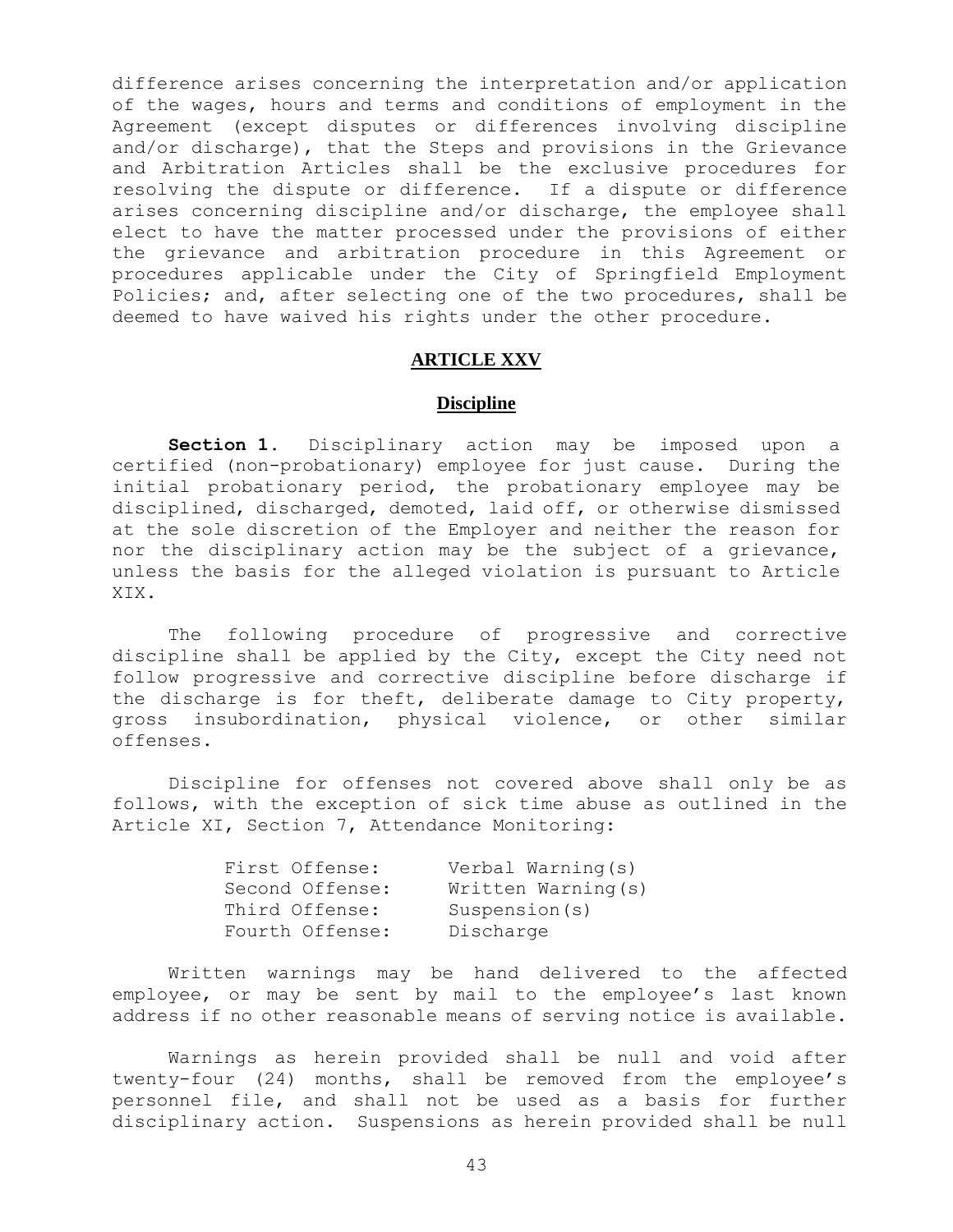difference arises concerning the interpretation and/or application of the wages, hours and terms and conditions of employment in the Agreement (except disputes or differences involving discipline and/or discharge), that the Steps and provisions in the Grievance and Arbitration Articles shall be the exclusive procedures for resolving the dispute or difference. If a dispute or difference arises concerning discipline and/or discharge, the employee shall elect to have the matter processed under the provisions of either the grievance and arbitration procedure in this Agreement or procedures applicable under the City of Springfield Employment Policies; and, after selecting one of the two procedures, shall be deemed to have waived his rights under the other procedure.

## ARTICLE XXV

### Discipline

**Section 1.** Disciplinary action may be imposed upon a certified (non-probationary) employee for just cause. During the initial probationary period, the probationary employee may be disciplined, discharged, demoted, laid off, or otherwise dismissed at the sole discretion of the Employer and neither the reason for nor the disciplinary action may be the subject of a grievance, unless the basis for the alleged violation is pursuant to Article XIX.

The following procedure of progressive and corrective discipline shall be applied by the City, except the City need not follow progressive and corrective discipline before discharge if the discharge is for theft, deliberate damage to City property, gross insubordination, physical violence, or other similar offenses.

Discipline for offenses not covered above shall only be as follows, with the exception of sick time abuse as outlined in the Article XI, Section 7, Attendance Monitoring:

| | |
|---|---|
| First Offense: | Verbal Warning(s) |
| Second Offense: | Written Warning(s) |
| Third Offense: | Suspension(s) |
| Fourth Offense: | Discharge |

Written warnings may be hand delivered to the affected employee, or may be sent by mail to the employee's last known address if no other reasonable means of serving notice is available.

Warnings as herein provided shall be null and void after twenty-four (24) months, shall be removed from the employee's personnel file, and shall not be used as a basis for further disciplinary action. Suspensions as herein provided shall be null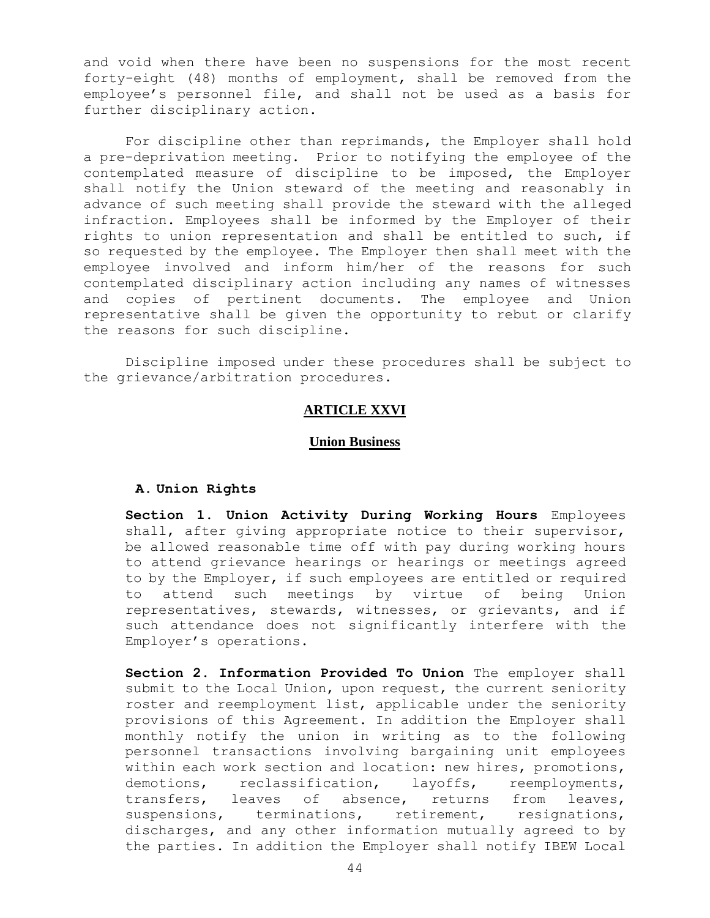and void when there have been no suspensions for the most recent forty-eight (48) months of employment, shall be removed from the employee's personnel file, and shall not be used as a basis for further disciplinary action.

For discipline other than reprimands, the Employer shall hold a pre-deprivation meeting. Prior to notifying the employee of the contemplated measure of discipline to be imposed, the Employer shall notify the Union steward of the meeting and reasonably in advance of such meeting shall provide the steward with the alleged infraction. Employees shall be informed by the Employer of their rights to union representation and shall be entitled to such, if so requested by the employee. The Employer then shall meet with the employee involved and inform him/her of the reasons for such contemplated disciplinary action including any names of witnesses and copies of pertinent documents. The employee and Union representative shall be given the opportunity to rebut or clarify the reasons for such discipline.

Discipline imposed under these procedures shall be subject to the grievance/arbitration procedures.

## ARTICLE XXVI

### Union Business

**A. Union Rights**

**Section 1. Union Activity During Working Hours** Employees shall, after giving appropriate notice to their supervisor, be allowed reasonable time off with pay during working hours to attend grievance hearings or hearings or meetings agreed to by the Employer, if such employees are entitled or required to attend such meetings by virtue of being Union representatives, stewards, witnesses, or grievants, and if such attendance does not significantly interfere with the Employer's operations.

**Section 2. Information Provided To Union** The employer shall submit to the Local Union, upon request, the current seniority roster and reemployment list, applicable under the seniority provisions of this Agreement. In addition the Employer shall monthly notify the union in writing as to the following personnel transactions involving bargaining unit employees within each work section and location: new hires, promotions, demotions, reclassification, layoffs, reemployments, transfers, leaves of absence, returns from leaves, suspensions, terminations, retirement, resignations, discharges, and any other information mutually agreed to by the parties. In addition the Employer shall notify IBEW Local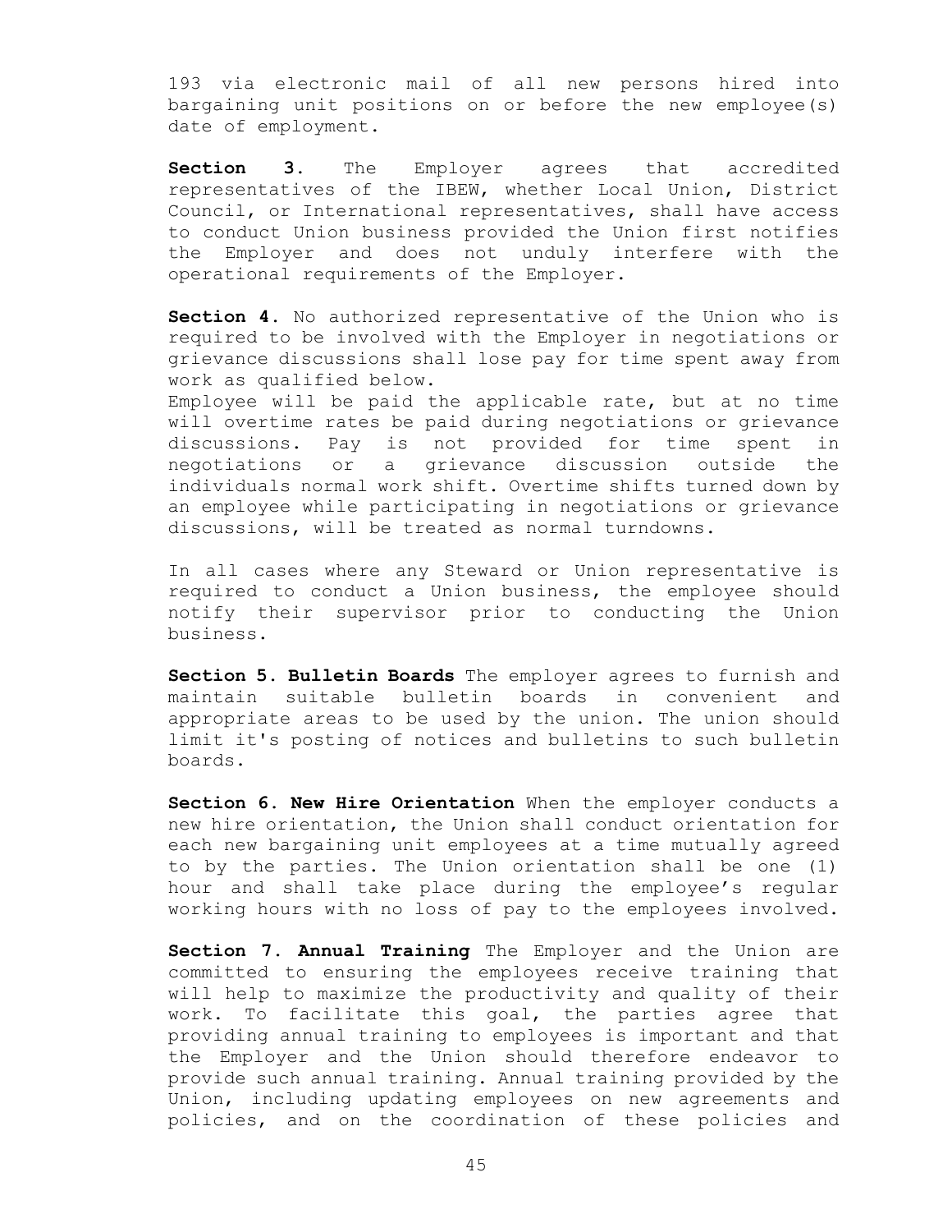193 via electronic mail of all new persons hired into bargaining unit positions on or before the new employee(s) date of employment.

**Section 3.** The Employer agrees that accredited representatives of the IBEW, whether Local Union, District Council, or International representatives, shall have access to conduct Union business provided the Union first notifies the Employer and does not unduly interfere with the operational requirements of the Employer.

**Section 4.** No authorized representative of the Union who is required to be involved with the Employer in negotiations or grievance discussions shall lose pay for time spent away from work as qualified below.
Employee will be paid the applicable rate, but at no time will overtime rates be paid during negotiations or grievance discussions. Pay is not provided for time spent in negotiations or a grievance discussion outside the individuals normal work shift. Overtime shifts turned down by an employee while participating in negotiations or grievance discussions, will be treated as normal turndowns.

In all cases where any Steward or Union representative is required to conduct a Union business, the employee should notify their supervisor prior to conducting the Union business.

**Section 5. Bulletin Boards** The employer agrees to furnish and maintain suitable bulletin boards in convenient and appropriate areas to be used by the union. The union should limit it's posting of notices and bulletins to such bulletin boards.

**Section 6. New Hire Orientation** When the employer conducts a new hire orientation, the Union shall conduct orientation for each new bargaining unit employees at a time mutually agreed to by the parties. The Union orientation shall be one (1) hour and shall take place during the employee's regular working hours with no loss of pay to the employees involved.

**Section 7. Annual Training** The Employer and the Union are committed to ensuring the employees receive training that will help to maximize the productivity and quality of their work. To facilitate this goal, the parties agree that providing annual training to employees is important and that the Employer and the Union should therefore endeavor to provide such annual training. Annual training provided by the Union, including updating employees on new agreements and policies, and on the coordination of these policies and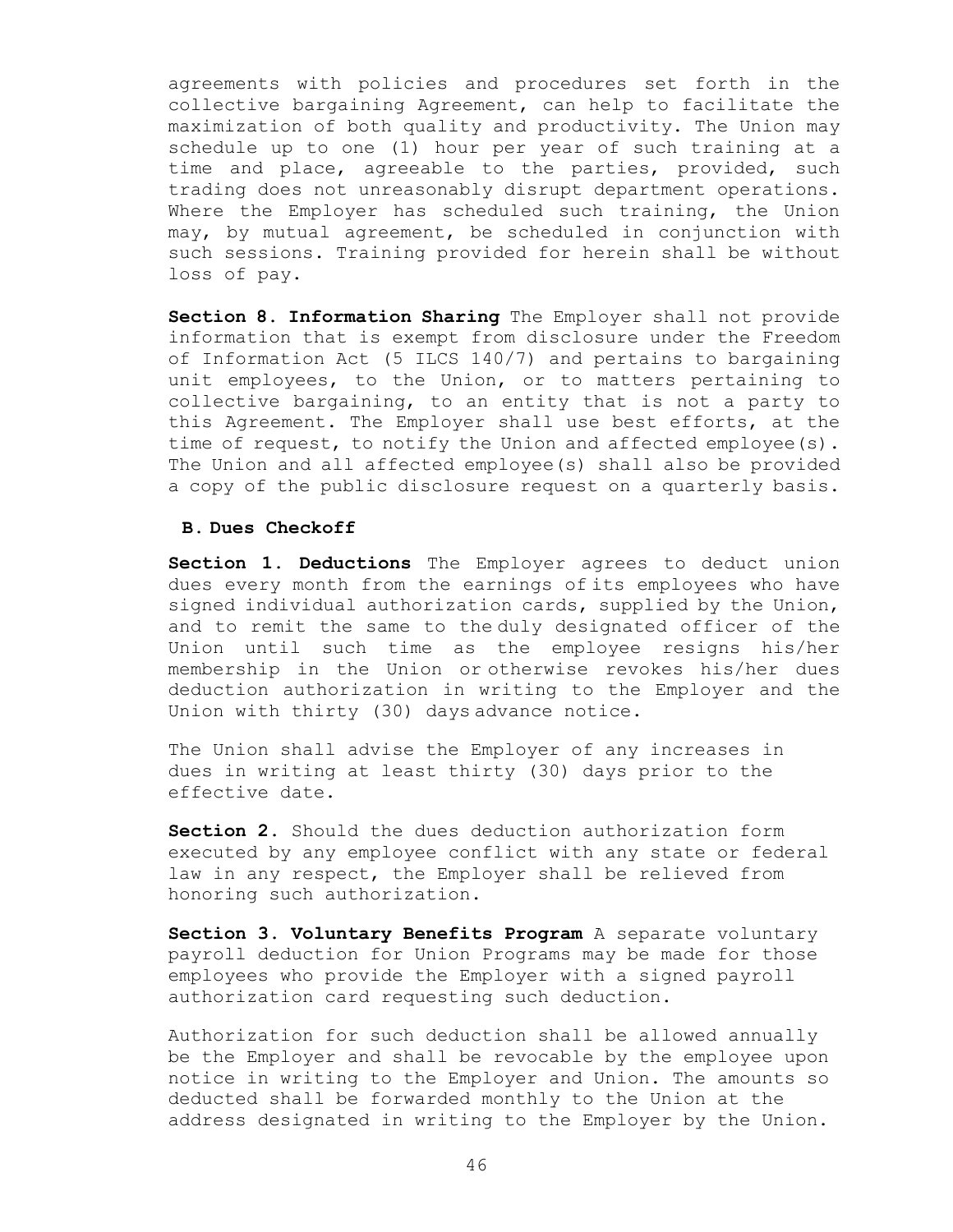agreements with policies and procedures set forth in the collective bargaining Agreement, can help to facilitate the maximization of both quality and productivity. The Union may schedule up to one (1) hour per year of such training at a time and place, agreeable to the parties, provided, such trading does not unreasonably disrupt department operations. Where the Employer has scheduled such training, the Union may, by mutual agreement, be scheduled in conjunction with such sessions. Training provided for herein shall be without loss of pay.

**Section 8. Information Sharing** The Employer shall not provide information that is exempt from disclosure under the Freedom of Information Act (5 ILCS 140/7) and pertains to bargaining unit employees, to the Union, or to matters pertaining to collective bargaining, to an entity that is not a party to this Agreement. The Employer shall use best efforts, at the time of request, to notify the Union and affected employee(s). The Union and all affected employee(s) shall also be provided a copy of the public disclosure request on a quarterly basis.

**B. Dues Checkoff**

**Section 1. Deductions** The Employer agrees to deduct union dues every month from the earnings of its employees who have signed individual authorization cards, supplied by the Union, and to remit the same to the duly designated officer of the Union until such time as the employee resigns his/her membership in the Union or otherwise revokes his/her dues deduction authorization in writing to the Employer and the Union with thirty (30) days advance notice.

The Union shall advise the Employer of any increases in dues in writing at least thirty (30) days prior to the effective date.

**Section 2.** Should the dues deduction authorization form executed by any employee conflict with any state or federal law in any respect, the Employer shall be relieved from honoring such authorization.

**Section 3. Voluntary Benefits Program** A separate voluntary payroll deduction for Union Programs may be made for those employees who provide the Employer with a signed payroll authorization card requesting such deduction.

Authorization for such deduction shall be allowed annually be the Employer and shall be revocable by the employee upon notice in writing to the Employer and Union. The amounts so deducted shall be forwarded monthly to the Union at the address designated in writing to the Employer by the Union.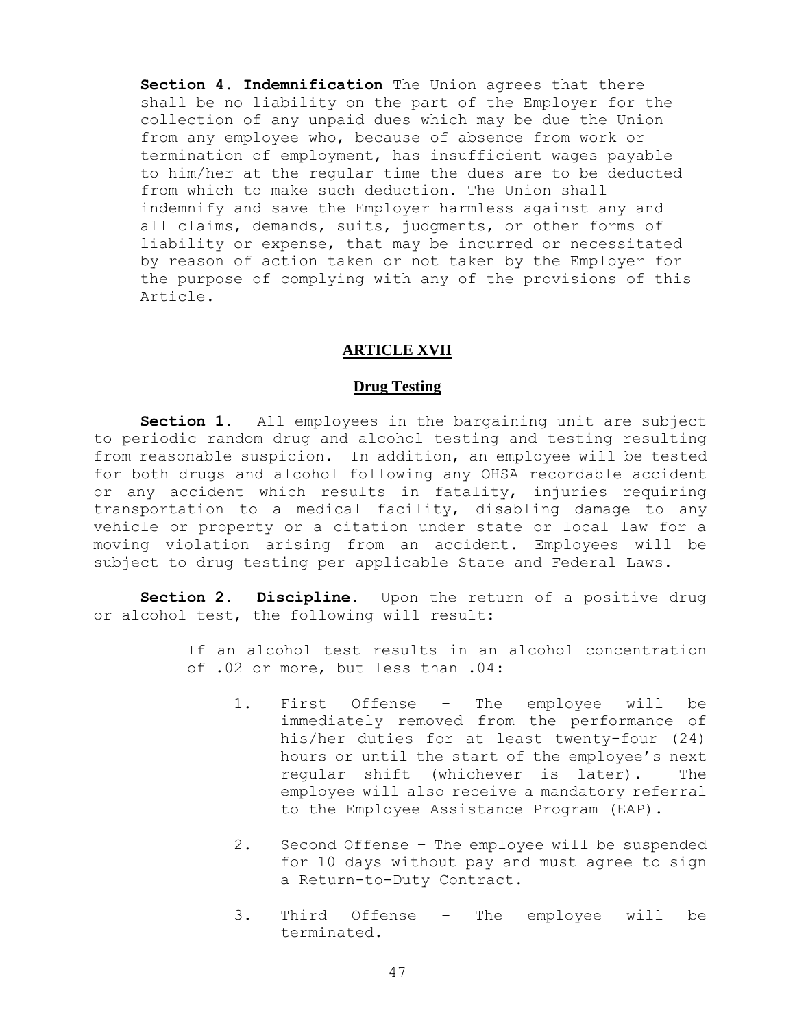**Section 4. Indemnification** The Union agrees that there shall be no liability on the part of the Employer for the collection of any unpaid dues which may be due the Union from any employee who, because of absence from work or termination of employment, has insufficient wages payable to him/her at the regular time the dues are to be deducted from which to make such deduction. The Union shall indemnify and save the Employer harmless against any and all claims, demands, suits, judgments, or other forms of liability or expense, that may be incurred or necessitated by reason of action taken or not taken by the Employer for the purpose of complying with any of the provisions of this Article.

## ARTICLE XVII

### Drug Testing

**Section 1.** All employees in the bargaining unit are subject to periodic random drug and alcohol testing and testing resulting from reasonable suspicion. In addition, an employee will be tested for both drugs and alcohol following any OHSA recordable accident or any accident which results in fatality, injuries requiring transportation to a medical facility, disabling damage to any vehicle or property or a citation under state or local law for a moving violation arising from an accident. Employees will be subject to drug testing per applicable State and Federal Laws.

**Section 2. Discipline.** Upon the return of a positive drug or alcohol test, the following will result:

If an alcohol test results in an alcohol concentration of .02 or more, but less than .04:

1. First Offense – The employee will be immediately removed from the performance of his/her duties for at least twenty-four (24) hours or until the start of the employee's next regular shift (whichever is later). The employee will also receive a mandatory referral to the Employee Assistance Program (EAP).

2. Second Offense – The employee will be suspended for 10 days without pay and must agree to sign a Return-to-Duty Contract.

3. Third Offense – The employee will be terminated.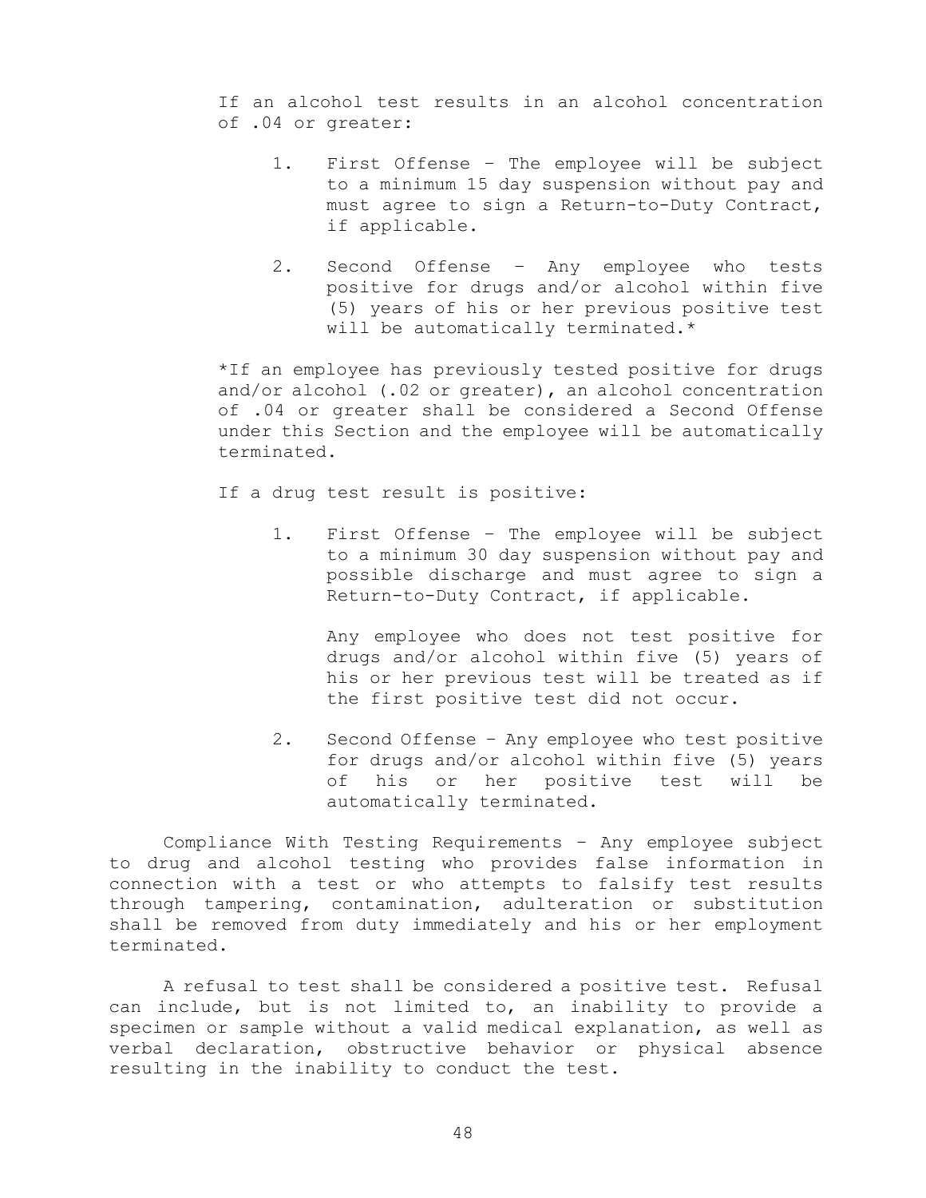If an alcohol test results in an alcohol concentration of .04 or greater:

1. First Offense – The employee will be subject to a minimum 15 day suspension without pay and must agree to sign a Return-to-Duty Contract, if applicable.

2. Second Offense – Any employee who tests positive for drugs and/or alcohol within five (5) years of his or her previous positive test will be automatically terminated.*

*If an employee has previously tested positive for drugs and/or alcohol (.02 or greater), an alcohol concentration of .04 or greater shall be considered a Second Offense under this Section and the employee will be automatically terminated.

If a drug test result is positive:

1. First Offense – The employee will be subject to a minimum 30 day suspension without pay and possible discharge and must agree to sign a Return-to-Duty Contract, if applicable.

   Any employee who does not test positive for drugs and/or alcohol within five (5) years of his or her previous test will be treated as if the first positive test did not occur.

2. Second Offense – Any employee who test positive for drugs and/or alcohol within five (5) years of his or her positive test will be automatically terminated.

Compliance With Testing Requirements – Any employee subject to drug and alcohol testing who provides false information in connection with a test or who attempts to falsify test results through tampering, contamination, adulteration or substitution shall be removed from duty immediately and his or her employment terminated.

A refusal to test shall be considered a positive test. Refusal can include, but is not limited to, an inability to provide a specimen or sample without a valid medical explanation, as well as verbal declaration, obstructive behavior or physical absence resulting in the inability to conduct the test.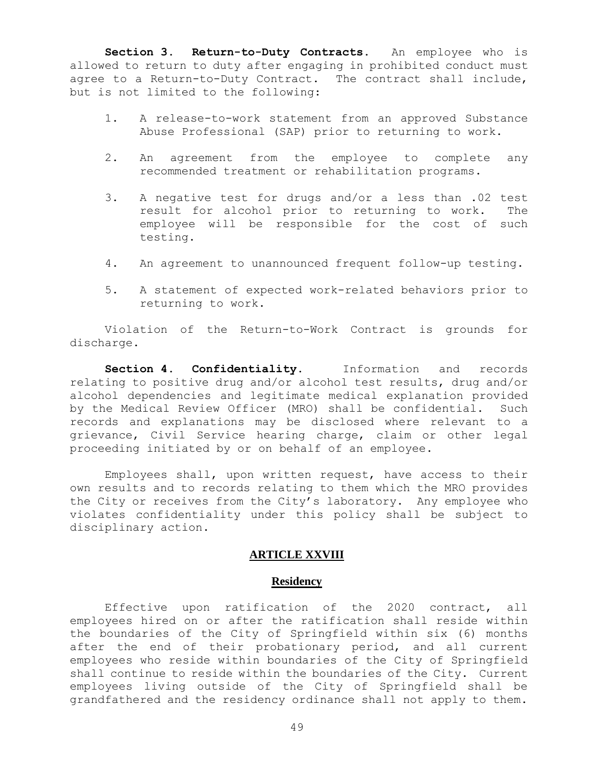**Section 3. Return-to-Duty Contracts.** An employee who is allowed to return to duty after engaging in prohibited conduct must agree to a Return-to-Duty Contract. The contract shall include, but is not limited to the following:

1. A release-to-work statement from an approved Substance Abuse Professional (SAP) prior to returning to work.

2. An agreement from the employee to complete any recommended treatment or rehabilitation programs.

3. A negative test for drugs and/or a less than .02 test result for alcohol prior to returning to work. The employee will be responsible for the cost of such testing.

4. An agreement to unannounced frequent follow-up testing.

5. A statement of expected work-related behaviors prior to returning to work.

Violation of the Return-to-Work Contract is grounds for discharge.

**Section 4. Confidentiality.** Information and records relating to positive drug and/or alcohol test results, drug and/or alcohol dependencies and legitimate medical explanation provided by the Medical Review Officer (MRO) shall be confidential. Such records and explanations may be disclosed where relevant to a grievance, Civil Service hearing charge, claim or other legal proceeding initiated by or on behalf of an employee.

Employees shall, upon written request, have access to their own results and to records relating to them which the MRO provides the City or receives from the City's laboratory. Any employee who violates confidentiality under this policy shall be subject to disciplinary action.

## ARTICLE XXVIII

### Residency

Effective upon ratification of the 2020 contract, all employees hired on or after the ratification shall reside within the boundaries of the City of Springfield within six (6) months after the end of their probationary period, and all current employees who reside within boundaries of the City of Springfield shall continue to reside within the boundaries of the City. Current employees living outside of the City of Springfield shall be grandfathered and the residency ordinance shall not apply to them.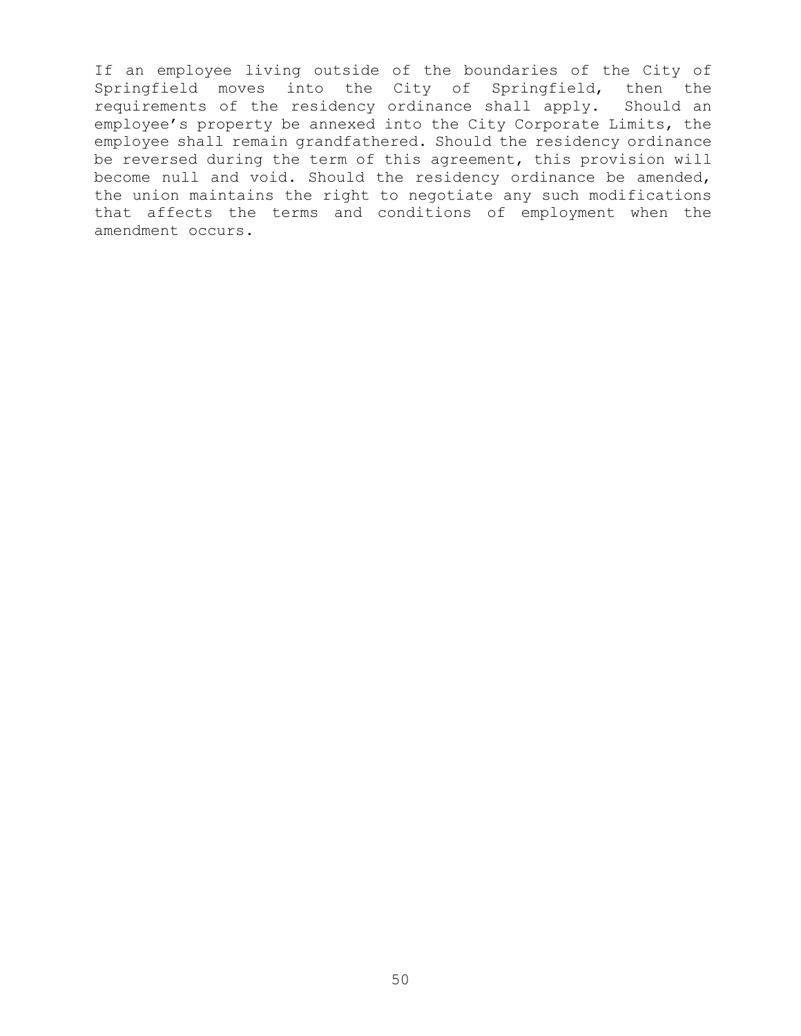If an employee living outside of the boundaries of the City of Springfield moves into the City of Springfield, then the requirements of the residency ordinance shall apply. Should an employee's property be annexed into the City Corporate Limits, the employee shall remain grandfathered. Should the residency ordinance be reversed during the term of this agreement, this provision will become null and void. Should the residency ordinance be amended, the union maintains the right to negotiate any such modifications that affects the terms and conditions of employment when the amendment occurs.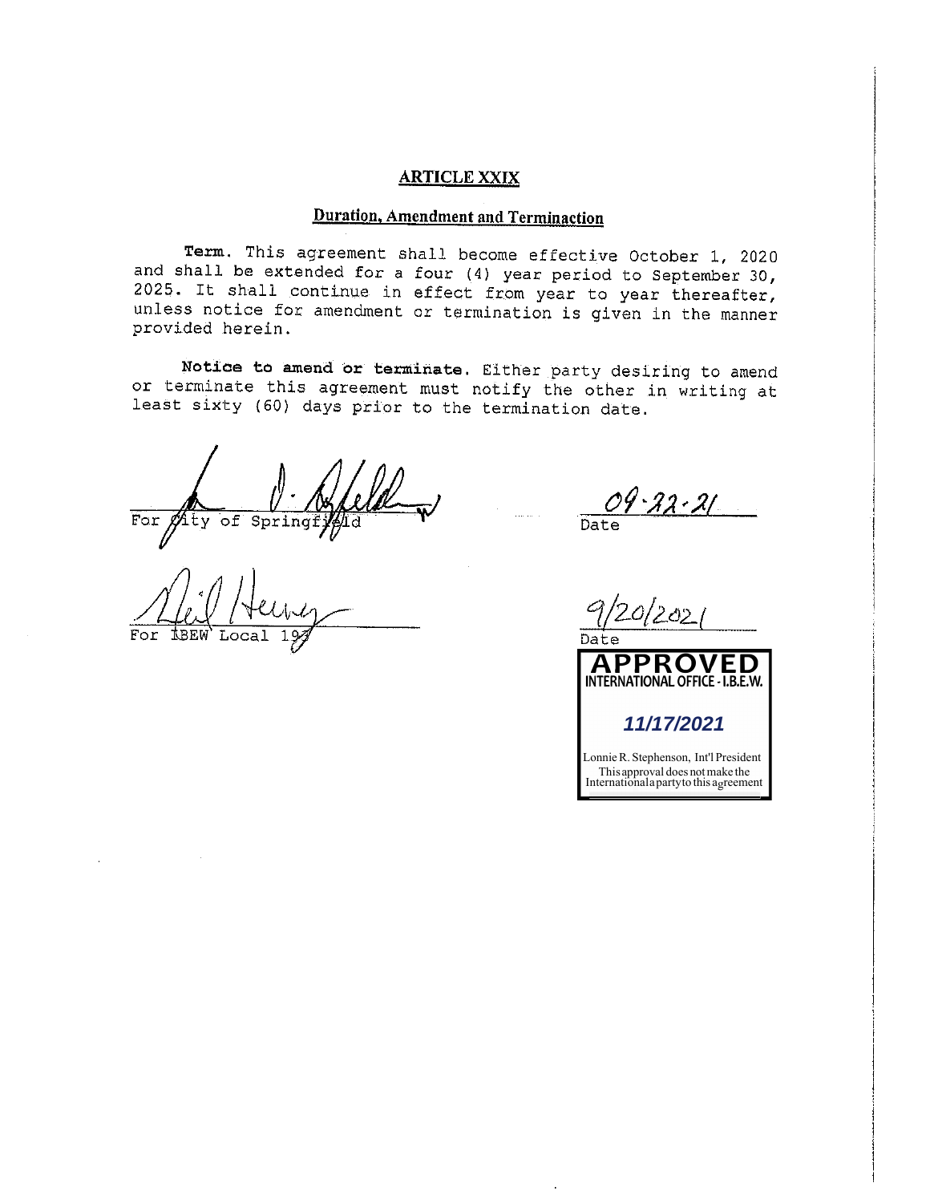## ARTICLE XXIX

### Duration, Amendment and Terminaction

**Term.** This agreement shall become effective October 1, 2020 and shall be extended for a four (4) year period to September 30, 2025. It shall continue in effect from year to year thereafter, unless notice for amendment or termination is given in the manner provided herein.

**Notice to amend or terminate.** Either party desiring to amend or terminate this agreement must notify the other in writing at least sixty (60) days prior to the termination date.

For City of Springfield — 09-22-21 Date

For IBEW Local 193 — 9/20/2021 Date

**APPROVED**
**INTERNATIONAL OFFICE - I.B.E.W.**

*11/17/2021*

Lonnie R. Stephenson, Int'l President
This approval does not make the International a party to this agreement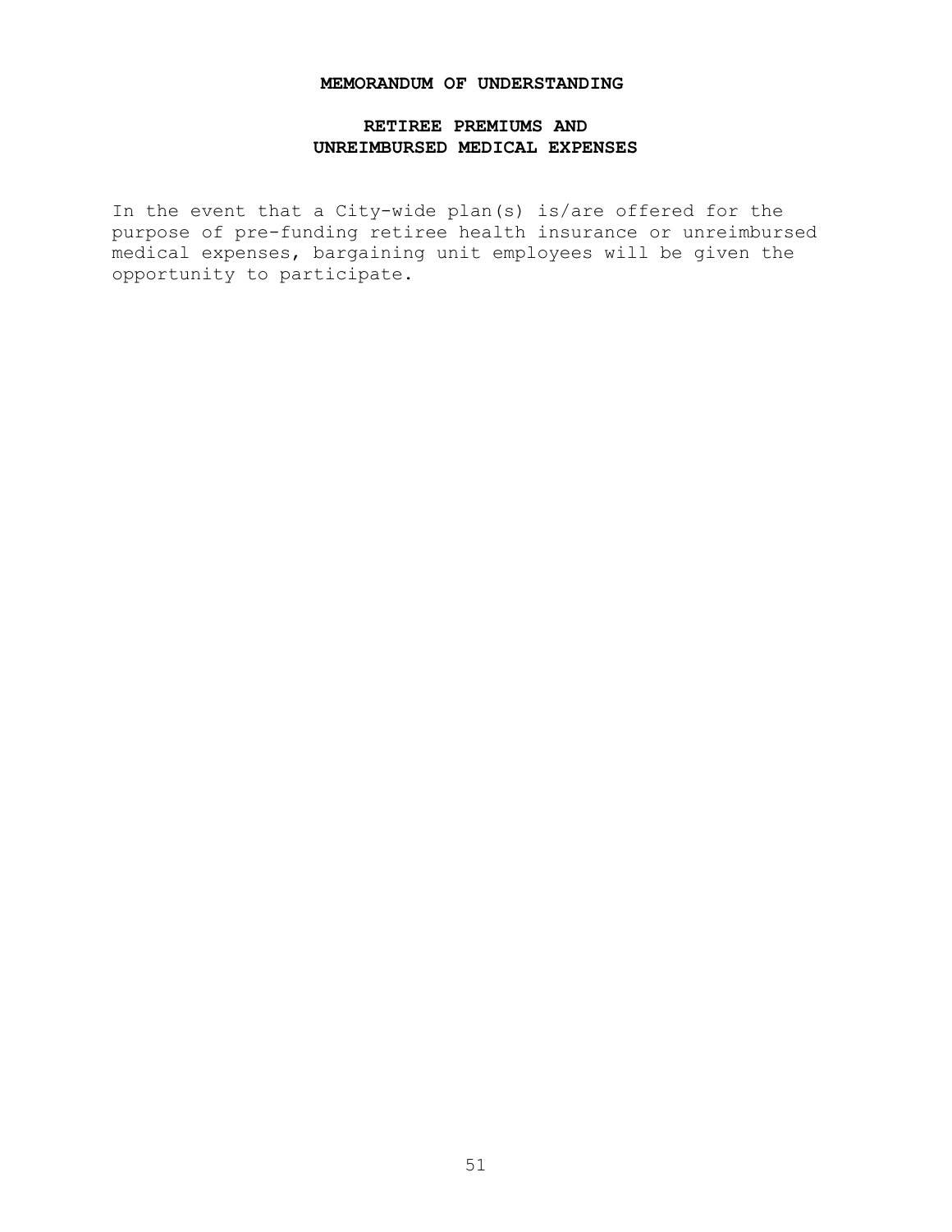# MEMORANDUM OF UNDERSTANDING

## RETIREE PREMIUMS AND UNREIMBURSED MEDICAL EXPENSES

In the event that a City-wide plan(s) is/are offered for the purpose of pre-funding retiree health insurance or unreimbursed medical expenses, bargaining unit employees will be given the opportunity to participate.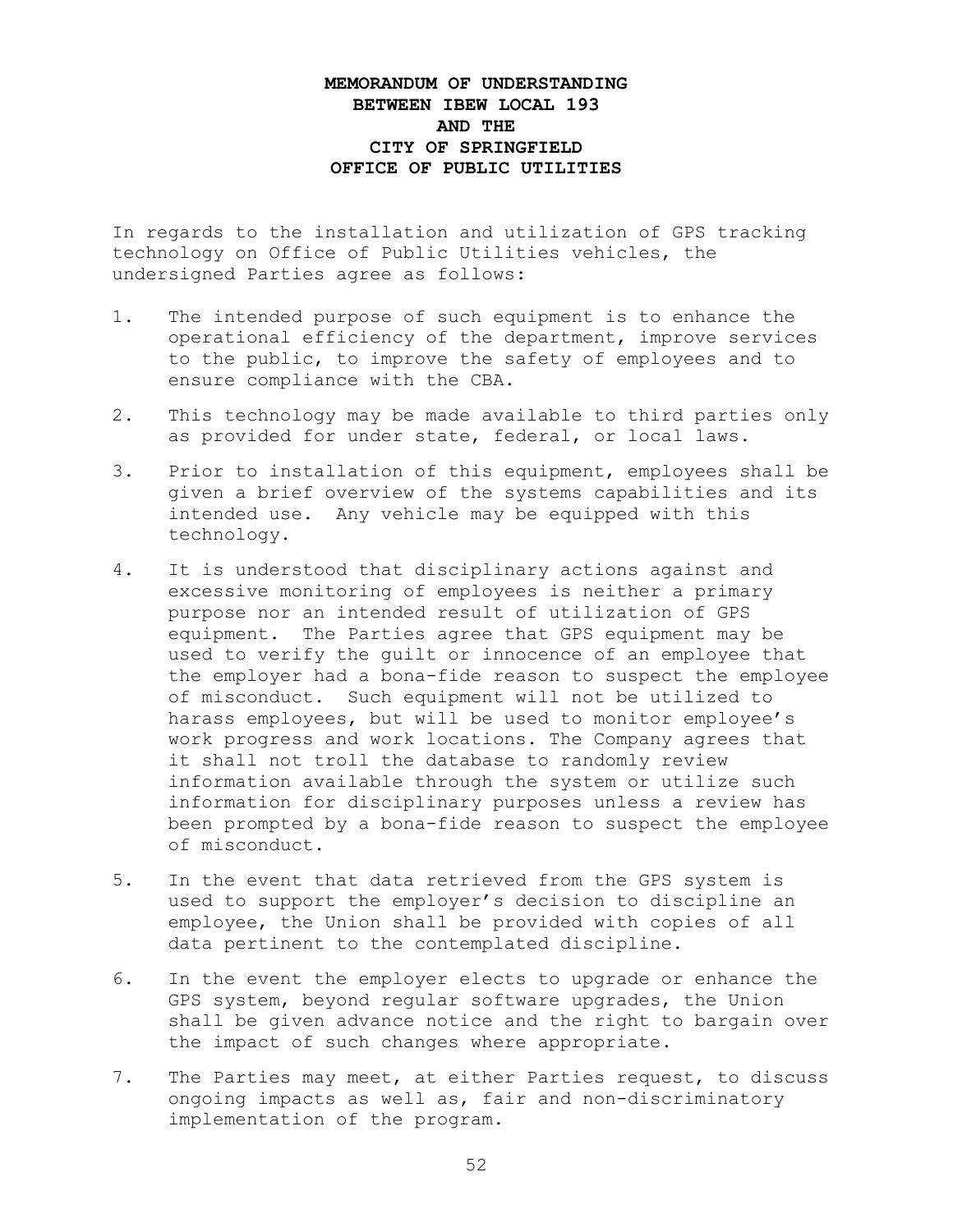# MEMORANDUM OF UNDERSTANDING BETWEEN IBEW LOCAL 193 AND THE CITY OF SPRINGFIELD OFFICE OF PUBLIC UTILITIES

In regards to the installation and utilization of GPS tracking technology on Office of Public Utilities vehicles, the undersigned Parties agree as follows:

1. The intended purpose of such equipment is to enhance the operational efficiency of the department, improve services to the public, to improve the safety of employees and to ensure compliance with the CBA.

2. This technology may be made available to third parties only as provided for under state, federal, or local laws.

3. Prior to installation of this equipment, employees shall be given a brief overview of the systems capabilities and its intended use. Any vehicle may be equipped with this technology.

4. It is understood that disciplinary actions against and excessive monitoring of employees is neither a primary purpose nor an intended result of utilization of GPS equipment. The Parties agree that GPS equipment may be used to verify the guilt or innocence of an employee that the employer had a bona-fide reason to suspect the employee of misconduct. Such equipment will not be utilized to harass employees, but will be used to monitor employee's work progress and work locations. The Company agrees that it shall not troll the database to randomly review information available through the system or utilize such information for disciplinary purposes unless a review has been prompted by a bona-fide reason to suspect the employee of misconduct.

5. In the event that data retrieved from the GPS system is used to support the employer's decision to discipline an employee, the Union shall be provided with copies of all data pertinent to the contemplated discipline.

6. In the event the employer elects to upgrade or enhance the GPS system, beyond regular software upgrades, the Union shall be given advance notice and the right to bargain over the impact of such changes where appropriate.

7. The Parties may meet, at either Parties request, to discuss ongoing impacts as well as, fair and non-discriminatory implementation of the program.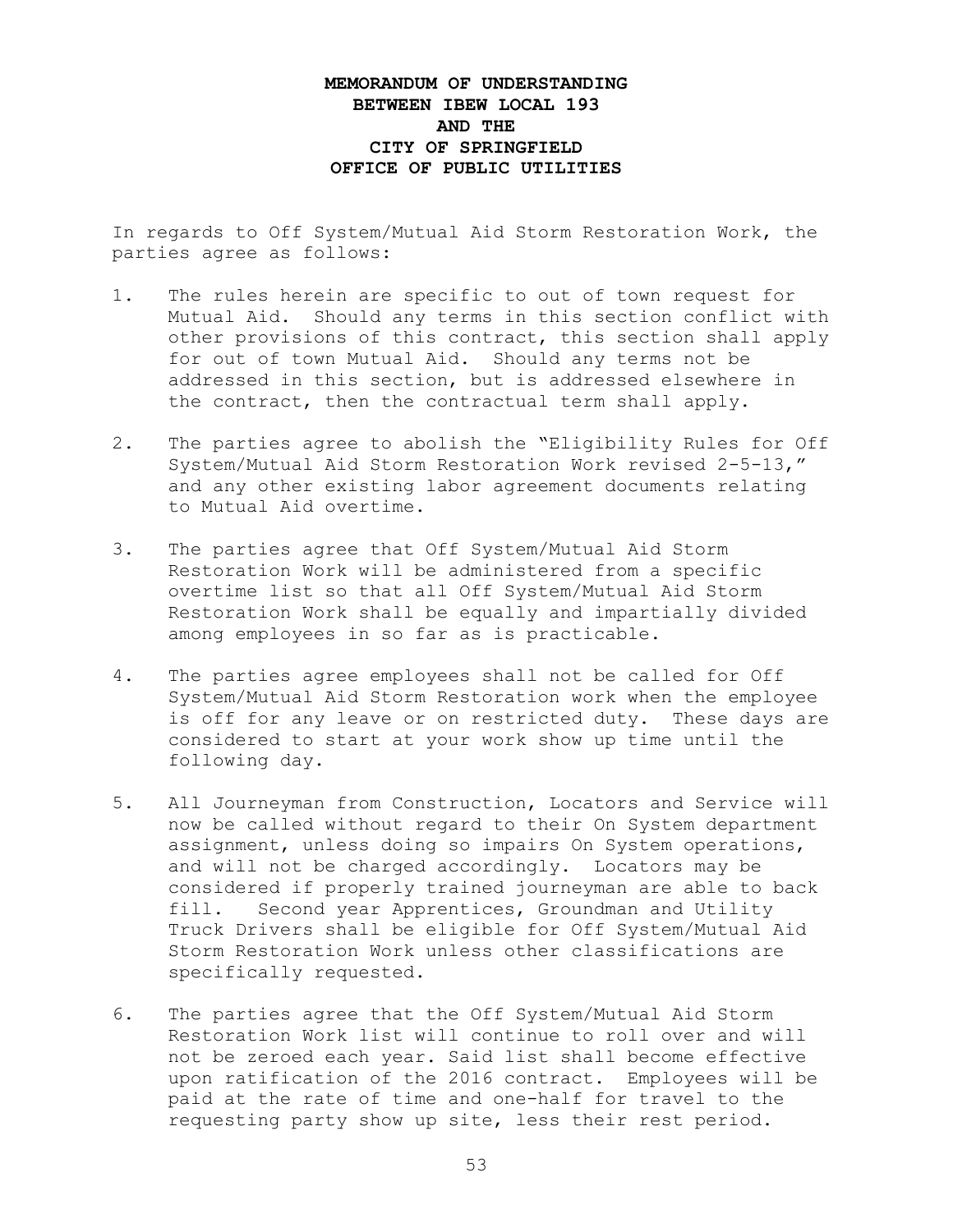# MEMORANDUM OF UNDERSTANDING BETWEEN IBEW LOCAL 193 AND THE CITY OF SPRINGFIELD OFFICE OF PUBLIC UTILITIES

In regards to Off System/Mutual Aid Storm Restoration Work, the parties agree as follows:

1. The rules herein are specific to out of town request for Mutual Aid. Should any terms in this section conflict with other provisions of this contract, this section shall apply for out of town Mutual Aid. Should any terms not be addressed in this section, but is addressed elsewhere in the contract, then the contractual term shall apply.

2. The parties agree to abolish the "Eligibility Rules for Off System/Mutual Aid Storm Restoration Work revised 2-5-13," and any other existing labor agreement documents relating to Mutual Aid overtime.

3. The parties agree that Off System/Mutual Aid Storm Restoration Work will be administered from a specific overtime list so that all Off System/Mutual Aid Storm Restoration Work shall be equally and impartially divided among employees in so far as is practicable.

4. The parties agree employees shall not be called for Off System/Mutual Aid Storm Restoration work when the employee is off for any leave or on restricted duty. These days are considered to start at your work show up time until the following day.

5. All Journeyman from Construction, Locators and Service will now be called without regard to their On System department assignment, unless doing so impairs On System operations, and will not be charged accordingly. Locators may be considered if properly trained journeyman are able to back fill. Second year Apprentices, Groundman and Utility Truck Drivers shall be eligible for Off System/Mutual Aid Storm Restoration Work unless other classifications are specifically requested.

6. The parties agree that the Off System/Mutual Aid Storm Restoration Work list will continue to roll over and will not be zeroed each year. Said list shall become effective upon ratification of the 2016 contract. Employees will be paid at the rate of time and one-half for travel to the requesting party show up site, less their rest period.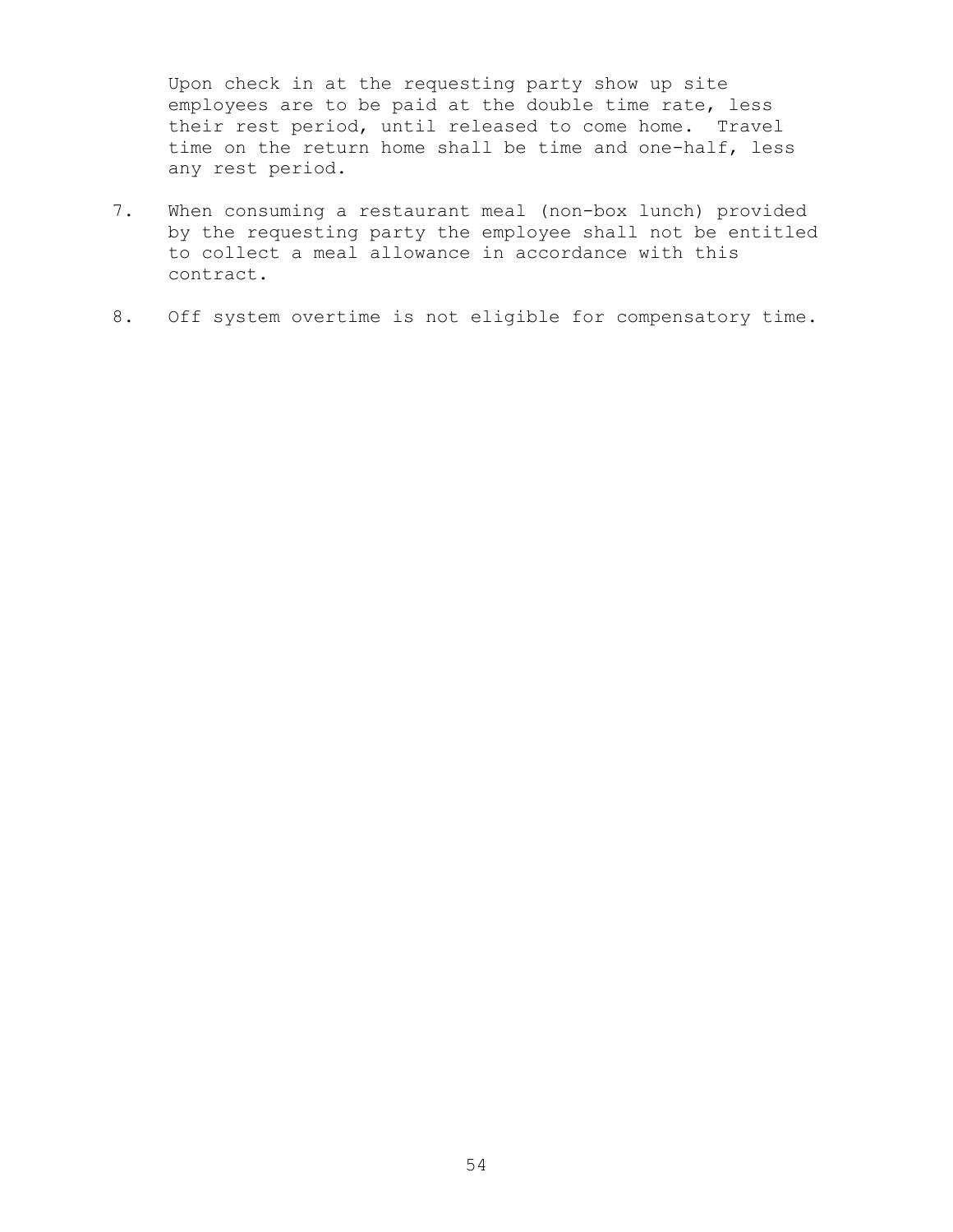Upon check in at the requesting party show up site employees are to be paid at the double time rate, less their rest period, until released to come home. Travel time on the return home shall be time and one-half, less any rest period.

7. When consuming a restaurant meal (non-box lunch) provided by the requesting party the employee shall not be entitled to collect a meal allowance in accordance with this contract.

8. Off system overtime is not eligible for compensatory time.